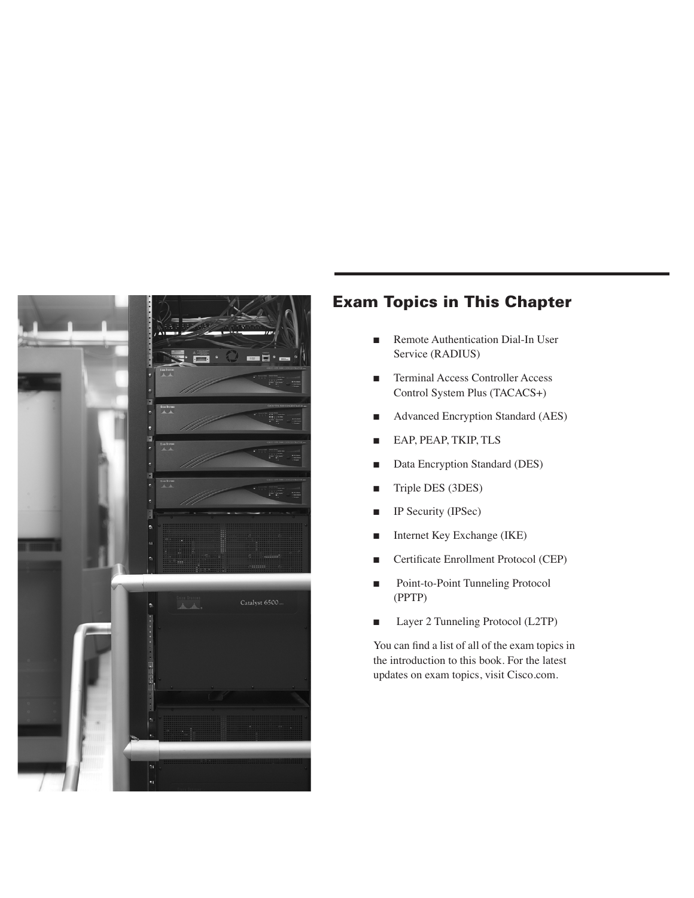## Exam Topics in This Chapter

- Remote Authentication Dial-In User Service (RADIUS)
- Terminal Access Controller Access Control System Plus (TACACS+)
- Advanced Encryption Standard (AES)
- EAP, PEAP, TKIP, TLS
- Data Encryption Standard (DES)
- Triple DES (3DES)
- IP Security (IPSec)
- Internet Key Exchange (IKE)
- Certificate Enrollment Protocol (CEP)
- Point-to-Point Tunneling Protocol (PPTP)
- Layer 2 Tunneling Protocol (L2TP)

You can find a list of all of the exam topics in the introduction to this book. For the latest updates on exam topics, visit Cisco.com.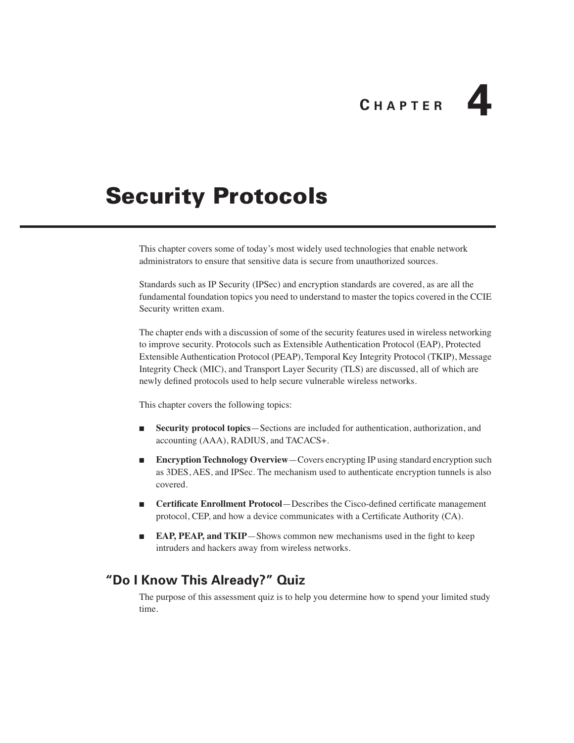# CHAPTER 4

# Security Protocols

This chapter covers some of today's most widely used technologies that enable network administrators to ensure that sensitive data is secure from unauthorized sources.

Standards such as IP Security (IPSec) and encryption standards are covered, as are all the fundamental foundation topics you need to understand to master the topics covered in the CCIE Security written exam.

The chapter ends with a discussion of some of the security features used in wireless networking to improve security. Protocols such as Extensible Authentication Protocol (EAP), Protected Extensible Authentication Protocol (PEAP), Temporal Key Integrity Protocol (TKIP), Message Integrity Check (MIC), and Transport Layer Security (TLS) are discussed, all of which are newly defined protocols used to help secure vulnerable wireless networks.

This chapter covers the following topics:

- **Security protocol topics**—Sections are included for authentication, authorization, and accounting (AAA), RADIUS, and TACACS+.
- **Encryption Technology Overview**—Covers encrypting IP using standard encryption such as 3DES, AES, and IPSec. The mechanism used to authenticate encryption tunnels is also covered.
- **Certificate Enrollment Protocol**—Describes the Cisco-defined certificate management protocol, CEP, and how a device communicates with a Certificate Authority (CA).
- **EAP, PEAP, and TKIP**—Shows common new mechanisms used in the fight to keep intruders and hackers away from wireless networks.

## "Do I Know This Already?" Quiz

The purpose of this assessment quiz is to help you determine how to spend your limited study time.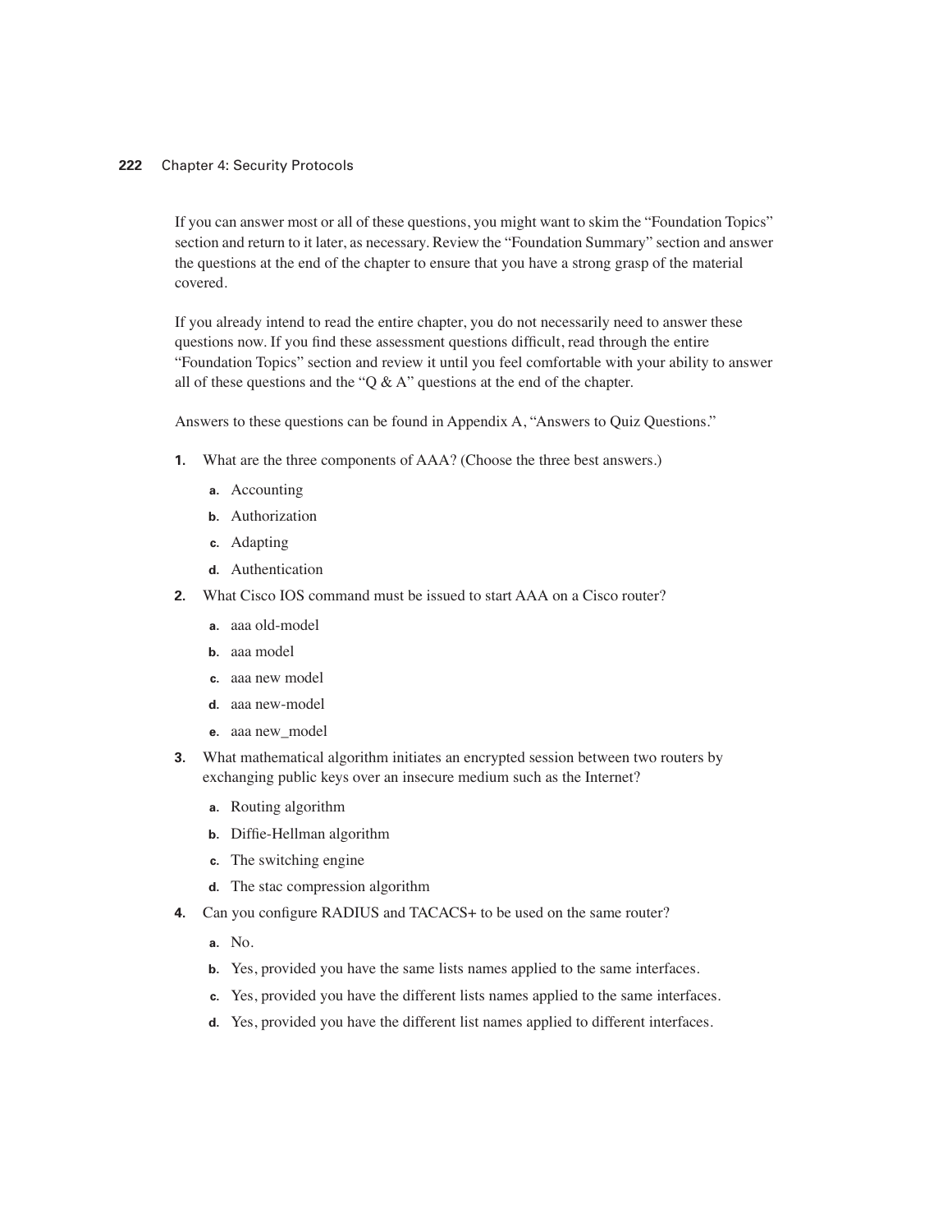If you can answer most or all of these questions, you might want to skim the "Foundation Topics" section and return to it later, as necessary. Review the "Foundation Summary" section and answer the questions at the end of the chapter to ensure that you have a strong grasp of the material covered.

If you already intend to read the entire chapter, you do not necessarily need to answer these questions now. If you find these assessment questions difficult, read through the entire "Foundation Topics" section and review it until you feel comfortable with your ability to answer all of these questions and the "Q & A" questions at the end of the chapter.

Answers to these questions can be found in Appendix A, "Answers to Quiz Questions."

**1.** What are the three components of AAA? (Choose the three best answers.)

- **a.** Accounting
- **b.** Authorization
- **c.** Adapting
- **d.** Authentication

**2.** What Cisco IOS command must be issued to start AAA on a Cisco router?

- **a.** aaa old-model
- **b.** aaa model
- **c.** aaa new model
- **d.** aaa new-model
- **e.** aaa new_model

**3.** What mathematical algorithm initiates an encrypted session between two routers by exchanging public keys over an insecure medium such as the Internet?

- **a.** Routing algorithm
- **b.** Diffie-Hellman algorithm
- **c.** The switching engine
- **d.** The stac compression algorithm

**4.** Can you configure RADIUS and TACACS+ to be used on the same router?

- **a.** No.
- **b.** Yes, provided you have the same lists names applied to the same interfaces.
- **c.** Yes, provided you have the different lists names applied to the same interfaces.
- **d.** Yes, provided you have the different list names applied to different interfaces.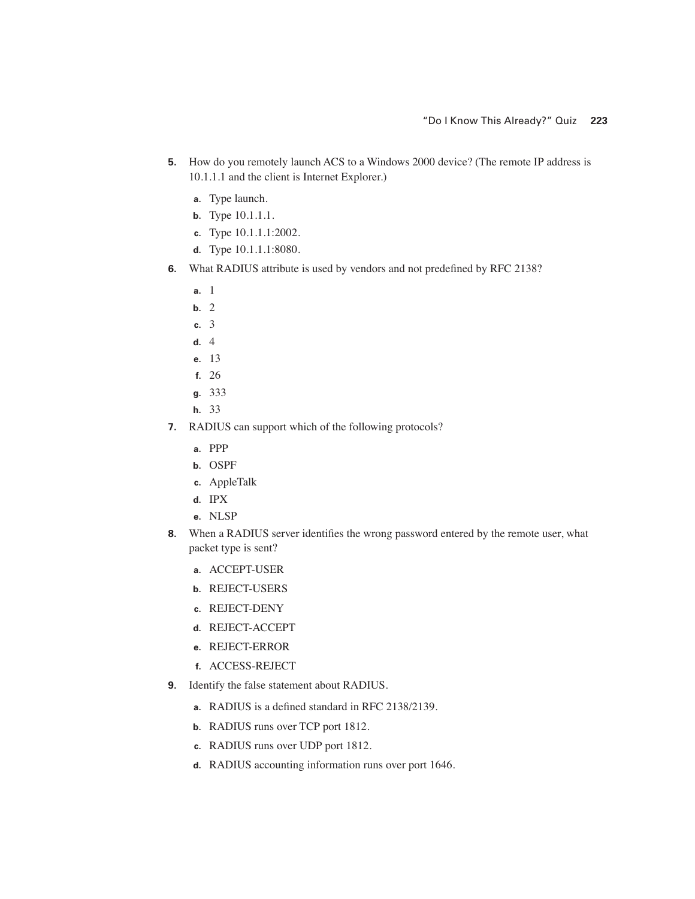5. How do you remotely launch ACS to a Windows 2000 device? (The remote IP address is 10.1.1.1 and the client is Internet Explorer.)

   a. Type launch.
   b. Type 10.1.1.1.
   c. Type 10.1.1.1:2002.
   d. Type 10.1.1.1:8080.

6. What RADIUS attribute is used by vendors and not predefined by RFC 2138?

   a. 1
   b. 2
   c. 3
   d. 4
   e. 13
   f. 26
   g. 333
   h. 33

7. RADIUS can support which of the following protocols?

   a. PPP
   b. OSPF
   c. AppleTalk
   d. IPX
   e. NLSP

8. When a RADIUS server identifies the wrong password entered by the remote user, what packet type is sent?

   a. ACCEPT-USER
   b. REJECT-USERS
   c. REJECT-DENY
   d. REJECT-ACCEPT
   e. REJECT-ERROR
   f. ACCESS-REJECT

9. Identify the false statement about RADIUS.

   a. RADIUS is a defined standard in RFC 2138/2139.
   b. RADIUS runs over TCP port 1812.
   c. RADIUS runs over UDP port 1812.
   d. RADIUS accounting information runs over port 1646.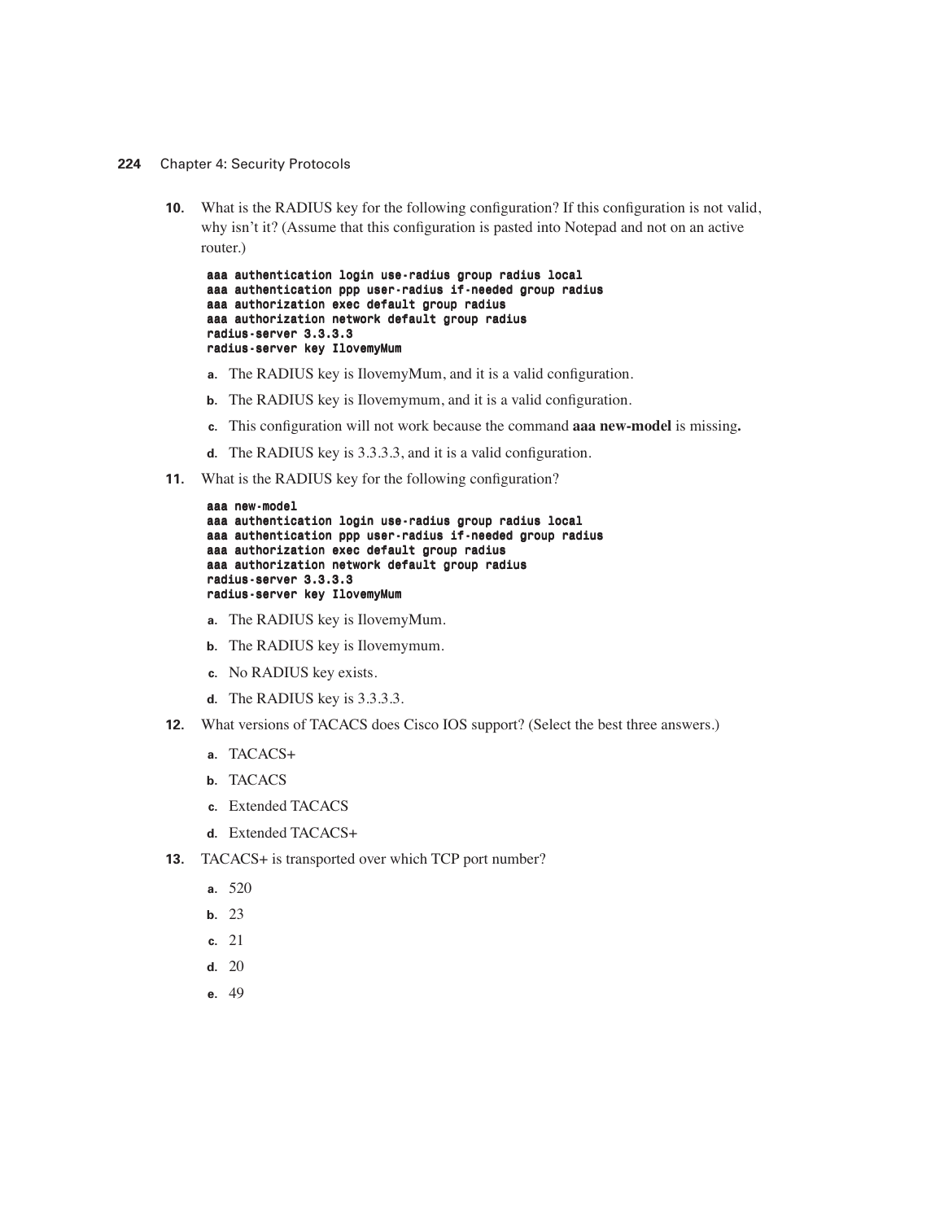10. What is the RADIUS key for the following configuration? If this configuration is not valid, why isn't it? (Assume that this configuration is pasted into Notepad and not on an active router.)

```
aaa authentication login use-radius group radius local
aaa authentication ppp user-radius if-needed group radius
aaa authorization exec default group radius
aaa authorization network default group radius
radius-server 3.3.3.3
radius-server key IlovemyMum
```

   a. The RADIUS key is IlovemyMum, and it is a valid configuration.
   b. The RADIUS key is Ilovemymum, and it is a valid configuration.
   c. This configuration will not work because the command **aaa new-model** is missing.
   d. The RADIUS key is 3.3.3.3, and it is a valid configuration.

11. What is the RADIUS key for the following configuration?

```
aaa new-model
aaa authentication login use-radius group radius local
aaa authentication ppp user-radius if-needed group radius
aaa authorization exec default group radius
aaa authorization network default group radius
radius-server 3.3.3.3
radius-server key IlovemyMum
```

   a. The RADIUS key is IlovemyMum.
   b. The RADIUS key is Ilovemymum.
   c. No RADIUS key exists.
   d. The RADIUS key is 3.3.3.3.

12. What versions of TACACS does Cisco IOS support? (Select the best three answers.)
   a. TACACS+
   b. TACACS
   c. Extended TACACS
   d. Extended TACACS+

13. TACACS+ is transported over which TCP port number?
   a. 520
   b. 23
   c. 21
   d. 20
   e. 49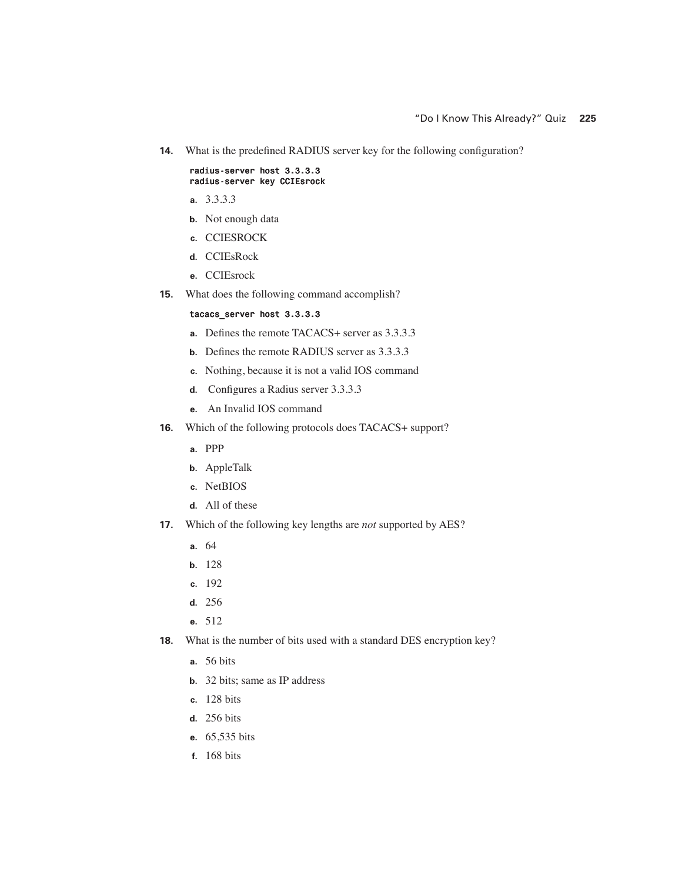14. What is the predefined RADIUS server key for the following configuration?

```
radius-server host 3.3.3.3
radius-server key CCIEsrock
```

   a. 3.3.3.3
   b. Not enough data
   c. CCIESROCK
   d. CCIEsRock
   e. CCIEsrock

15. What does the following command accomplish?

```
tacacs_server host 3.3.3.3
```

   a. Defines the remote TACACS+ server as 3.3.3.3
   b. Defines the remote RADIUS server as 3.3.3.3
   c. Nothing, because it is not a valid IOS command
   d. Configures a Radius server 3.3.3.3
   e. An Invalid IOS command

16. Which of the following protocols does TACACS+ support?

   a. PPP
   b. AppleTalk
   c. NetBIOS
   d. All of these

17. Which of the following key lengths are *not* supported by AES?

   a. 64
   b. 128
   c. 192
   d. 256
   e. 512

18. What is the number of bits used with a standard DES encryption key?

   a. 56 bits
   b. 32 bits; same as IP address
   c. 128 bits
   d. 256 bits
   e. 65,535 bits
   f. 168 bits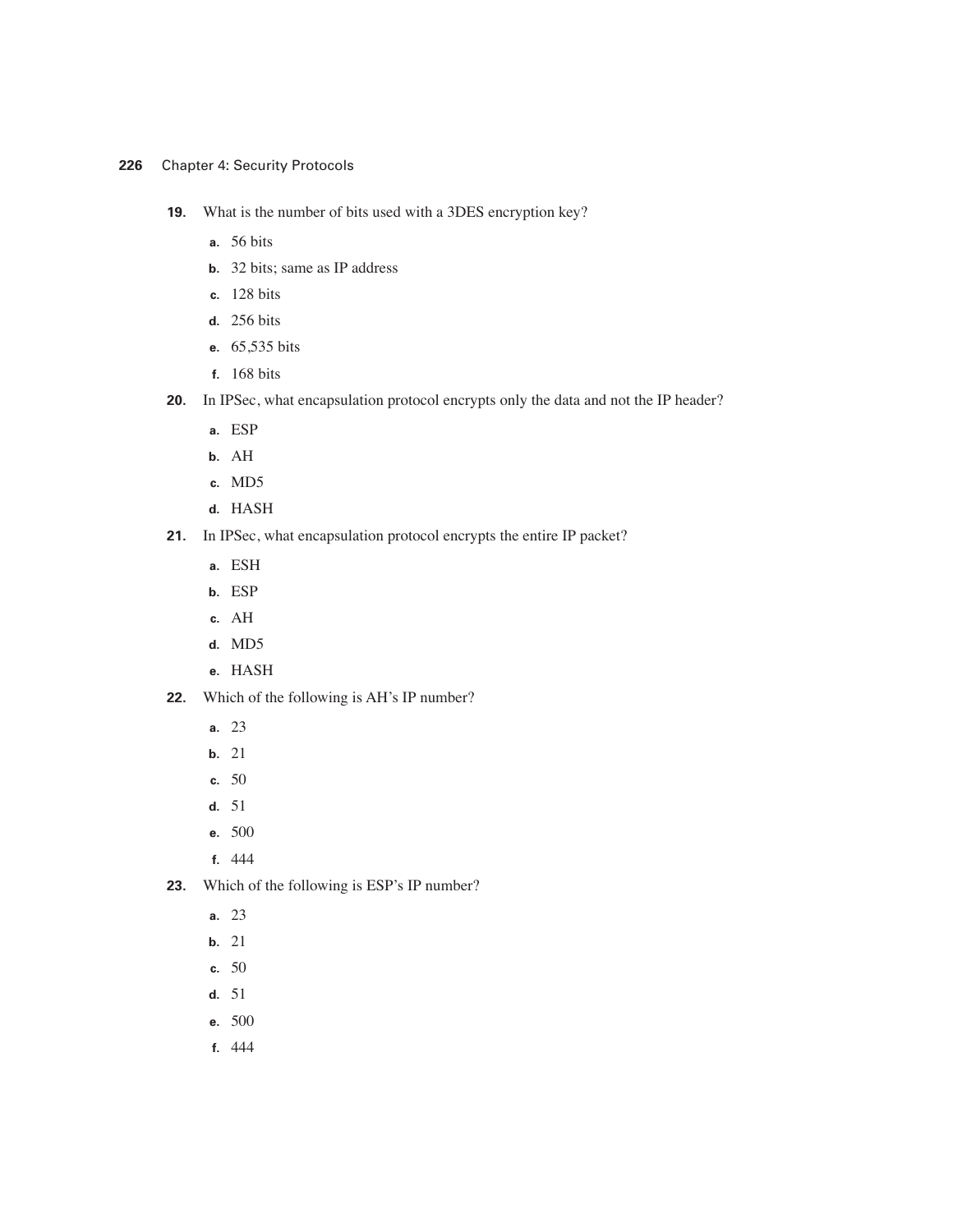19. What is the number of bits used with a 3DES encryption key?

 a. 56 bits
 b. 32 bits; same as IP address
 c. 128 bits
 d. 256 bits
 e. 65,535 bits
 f. 168 bits

20. In IPSec, what encapsulation protocol encrypts only the data and not the IP header?

 a. ESP
 b. AH
 c. MD5
 d. HASH

21. In IPSec, what encapsulation protocol encrypts the entire IP packet?

 a. ESH
 b. ESP
 c. AH
 d. MD5
 e. HASH

22. Which of the following is AH's IP number?

 a. 23
 b. 21
 c. 50
 d. 51
 e. 500
 f. 444

23. Which of the following is ESP's IP number?

 a. 23
 b. 21
 c. 50
 d. 51
 e. 500
 f. 444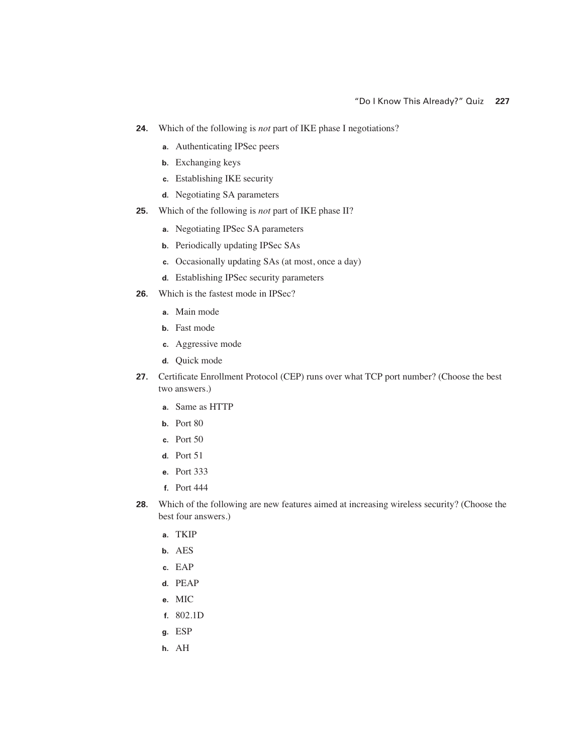**24.** Which of the following is *not* part of IKE phase I negotiations?

- **a.** Authenticating IPSec peers
- **b.** Exchanging keys
- **c.** Establishing IKE security
- **d.** Negotiating SA parameters

**25.** Which of the following is *not* part of IKE phase II?

- **a.** Negotiating IPSec SA parameters
- **b.** Periodically updating IPSec SAs
- **c.** Occasionally updating SAs (at most, once a day)
- **d.** Establishing IPSec security parameters

**26.** Which is the fastest mode in IPSec?

- **a.** Main mode
- **b.** Fast mode
- **c.** Aggressive mode
- **d.** Quick mode

**27.** Certificate Enrollment Protocol (CEP) runs over what TCP port number? (Choose the best two answers.)

- **a.** Same as HTTP
- **b.** Port 80
- **c.** Port 50
- **d.** Port 51
- **e.** Port 333
- **f.** Port 444

**28.** Which of the following are new features aimed at increasing wireless security? (Choose the best four answers.)

- **a.** TKIP
- **b.** AES
- **c.** EAP
- **d.** PEAP
- **e.** MIC
- **f.** 802.1D
- **g.** ESP
- **h.** AH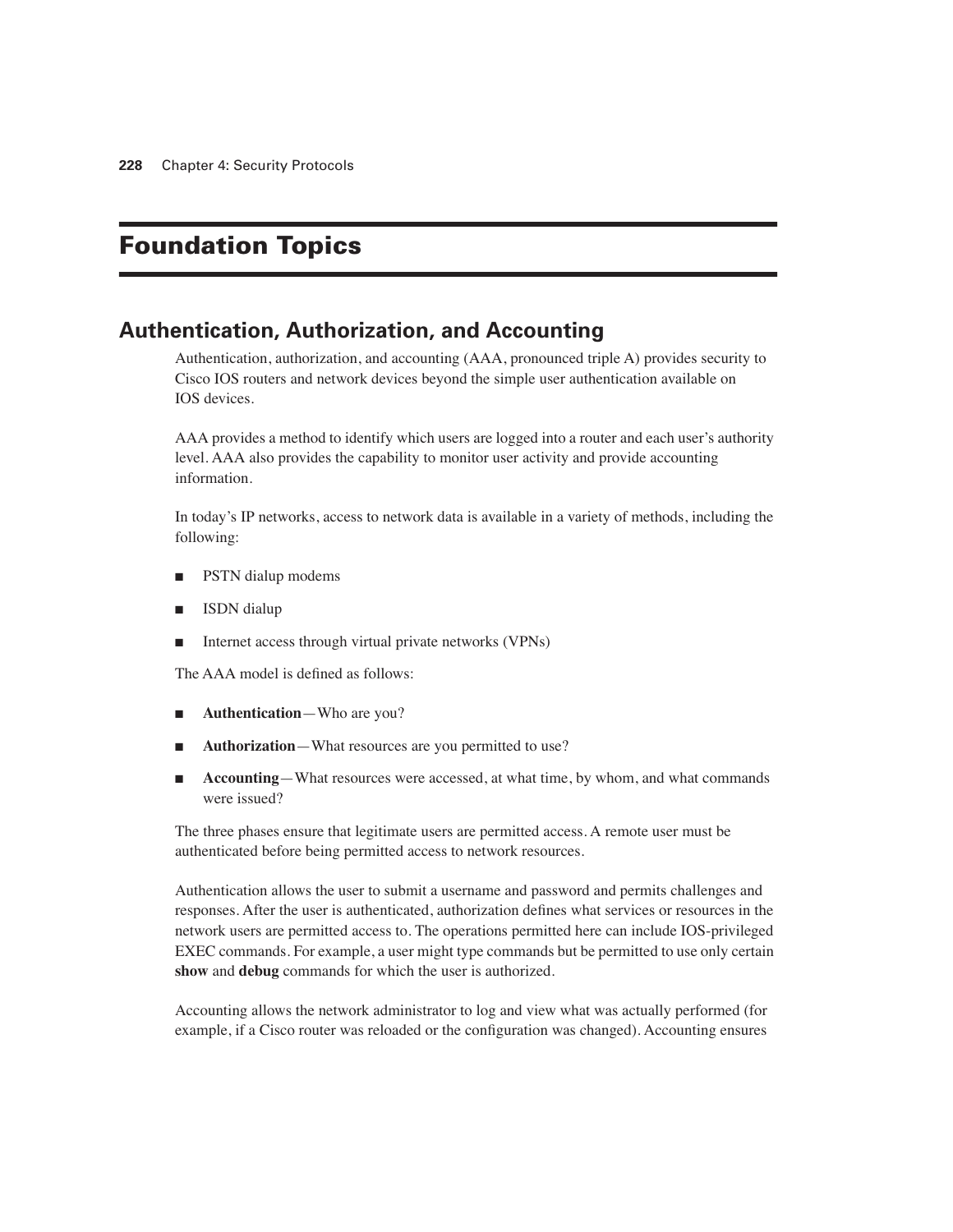# Foundation Topics

## Authentication, Authorization, and Accounting

Authentication, authorization, and accounting (AAA, pronounced triple A) provides security to Cisco IOS routers and network devices beyond the simple user authentication available on IOS devices.

AAA provides a method to identify which users are logged into a router and each user's authority level. AAA also provides the capability to monitor user activity and provide accounting information.

In today's IP networks, access to network data is available in a variety of methods, including the following:

- PSTN dialup modems
- ISDN dialup
- Internet access through virtual private networks (VPNs)

The AAA model is defined as follows:

- **Authentication**—Who are you?
- **Authorization**—What resources are you permitted to use?
- **Accounting**—What resources were accessed, at what time, by whom, and what commands were issued?

The three phases ensure that legitimate users are permitted access. A remote user must be authenticated before being permitted access to network resources.

Authentication allows the user to submit a username and password and permits challenges and responses. After the user is authenticated, authorization defines what services or resources in the network users are permitted access to. The operations permitted here can include IOS-privileged EXEC commands. For example, a user might type commands but be permitted to use only certain **show** and **debug** commands for which the user is authorized.

Accounting allows the network administrator to log and view what was actually performed (for example, if a Cisco router was reloaded or the configuration was changed). Accounting ensures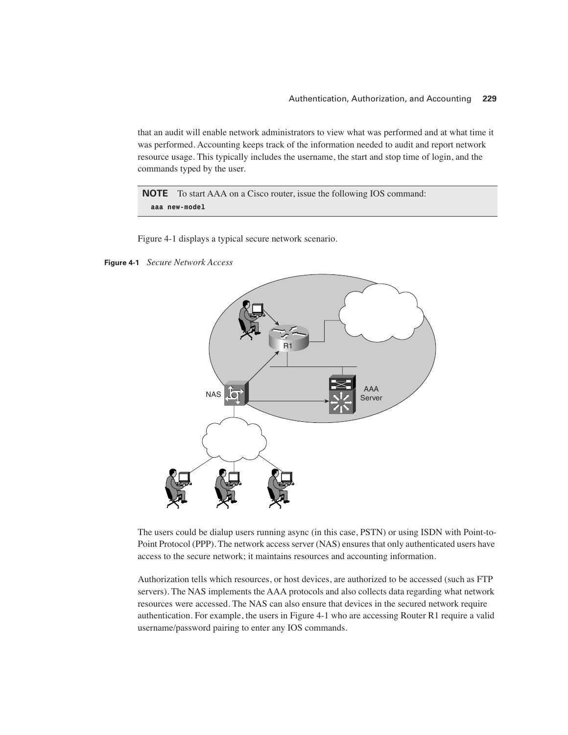that an audit will enable network administrators to view what was performed and at what time it was performed. Accounting keeps track of the information needed to audit and report network resource usage. This typically includes the username, the start and stop time of login, and the commands typed by the user.

> **NOTE** To start AAA on a Cisco router, issue the following IOS command:
>
> ```
> aaa new-model
> ```

Figure 4-1 displays a typical secure network scenario.

**Figure 4-1** *Secure Network Access*

The users could be dialup users running async (in this case, PSTN) or using ISDN with Point-to-Point Protocol (PPP). The network access server (NAS) ensures that only authenticated users have access to the secure network; it maintains resources and accounting information.

Authorization tells which resources, or host devices, are authorized to be accessed (such as FTP servers). The NAS implements the AAA protocols and also collects data regarding what network resources were accessed. The NAS can also ensure that devices in the secured network require authentication. For example, the users in Figure 4-1 who are accessing Router R1 require a valid username/password pairing to enter any IOS commands.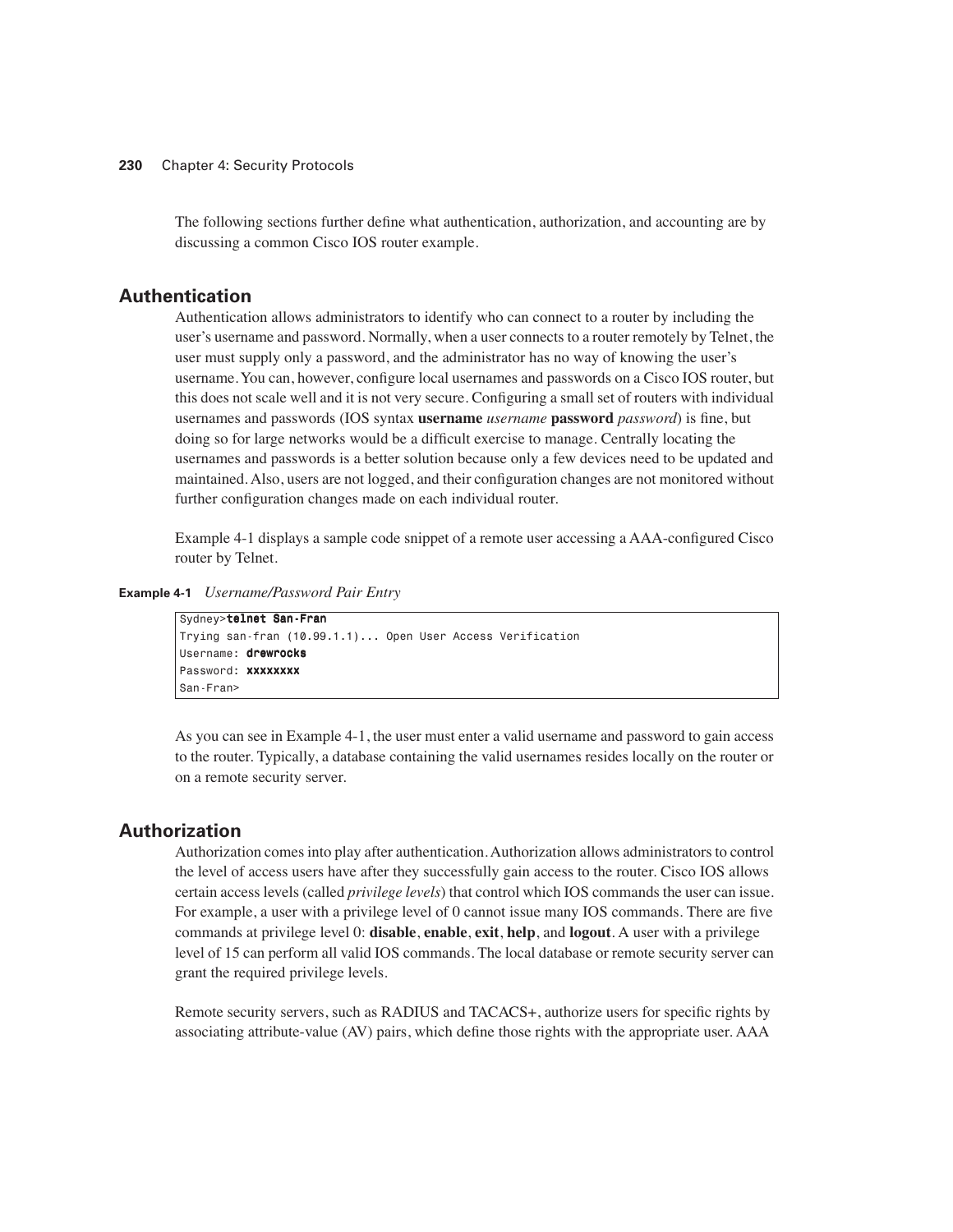The following sections further define what authentication, authorization, and accounting are by discussing a common Cisco IOS router example.

## Authentication

Authentication allows administrators to identify who can connect to a router by including the user's username and password. Normally, when a user connects to a router remotely by Telnet, the user must supply only a password, and the administrator has no way of knowing the user's username. You can, however, configure local usernames and passwords on a Cisco IOS router, but this does not scale well and it is not very secure. Configuring a small set of routers with individual usernames and passwords (IOS syntax **username** *username* **password** *password*) is fine, but doing so for large networks would be a difficult exercise to manage. Centrally locating the usernames and passwords is a better solution because only a few devices need to be updated and maintained. Also, users are not logged, and their configuration changes are not monitored without further configuration changes made on each individual router.

Example 4-1 displays a sample code snippet of a remote user accessing a AAA-configured Cisco router by Telnet.

**Example 4-1** *Username/Password Pair Entry*

```
Sydney>telnet San-Fran
Trying san-fran (10.99.1.1)... Open User Access Verification
Username: drewrocks
Password: xxxxxxxx
San-Fran>
```

As you can see in Example 4-1, the user must enter a valid username and password to gain access to the router. Typically, a database containing the valid usernames resides locally on the router or on a remote security server.

## Authorization

Authorization comes into play after authentication. Authorization allows administrators to control the level of access users have after they successfully gain access to the router. Cisco IOS allows certain access levels (called *privilege levels*) that control which IOS commands the user can issue. For example, a user with a privilege level of 0 cannot issue many IOS commands. There are five commands at privilege level 0: **disable**, **enable**, **exit**, **help**, and **logout**. A user with a privilege level of 15 can perform all valid IOS commands. The local database or remote security server can grant the required privilege levels.

Remote security servers, such as RADIUS and TACACS+, authorize users for specific rights by associating attribute-value (AV) pairs, which define those rights with the appropriate user. AAA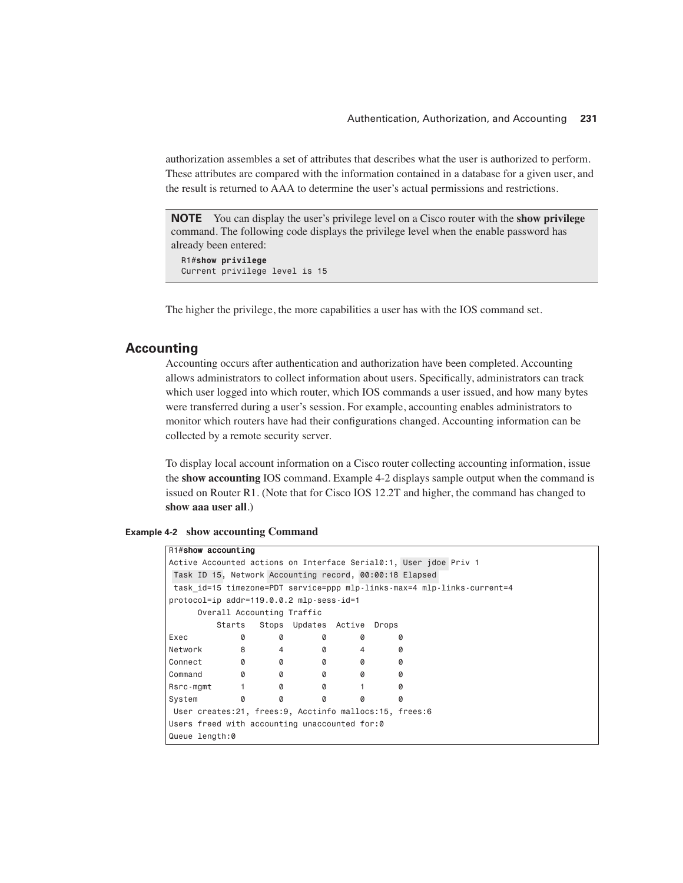authorization assembles a set of attributes that describes what the user is authorized to perform. These attributes are compared with the information contained in a database for a given user, and the result is returned to AAA to determine the user's actual permissions and restrictions.

> **NOTE** You can display the user's privilege level on a Cisco router with the **show privilege** command. The following code displays the privilege level when the enable password has already been entered:
>
> ```
> R1#show privilege
> Current privilege level is 15
> ```

The higher the privilege, the more capabilities a user has with the IOS command set.

## Accounting

Accounting occurs after authentication and authorization have been completed. Accounting allows administrators to collect information about users. Specifically, administrators can track which user logged into which router, which IOS commands a user issued, and how many bytes were transferred during a user's session. For example, accounting enables administrators to monitor which routers have had their configurations changed. Accounting information can be collected by a remote security server.

To display local account information on a Cisco router collecting accounting information, issue the **show accounting** IOS command. Example 4-2 displays sample output when the command is issued on Router R1. (Note that for Cisco IOS 12.2T and higher, the command has changed to **show aaa user all**.)

**Example 4-2 show accounting Command**

```
R1#show accounting
Active Accounted actions on Interface Serial0:1, User jdoe Priv 1
 Task ID 15, Network Accounting record, 00:00:18 Elapsed
 task_id=15 timezone=PDT service=ppp mlp-links-max=4 mlp-links-current=4
protocol=ip addr=119.0.0.2 mlp-sess-id=1
      Overall Accounting Traffic
          Starts   Stops  Updates  Active  Drops
Exec           0       0        0       0       0
Network        8       4        0       4       0
Connect        0       0        0       0       0
Command        0       0        0       0       0
Rsrc-mgmt      1       0        0       1       0
System         0       0        0       0       0
 User creates:21, frees:9, Acctinfo mallocs:15, frees:6
Users freed with accounting unaccounted for:0
Queue length:0
```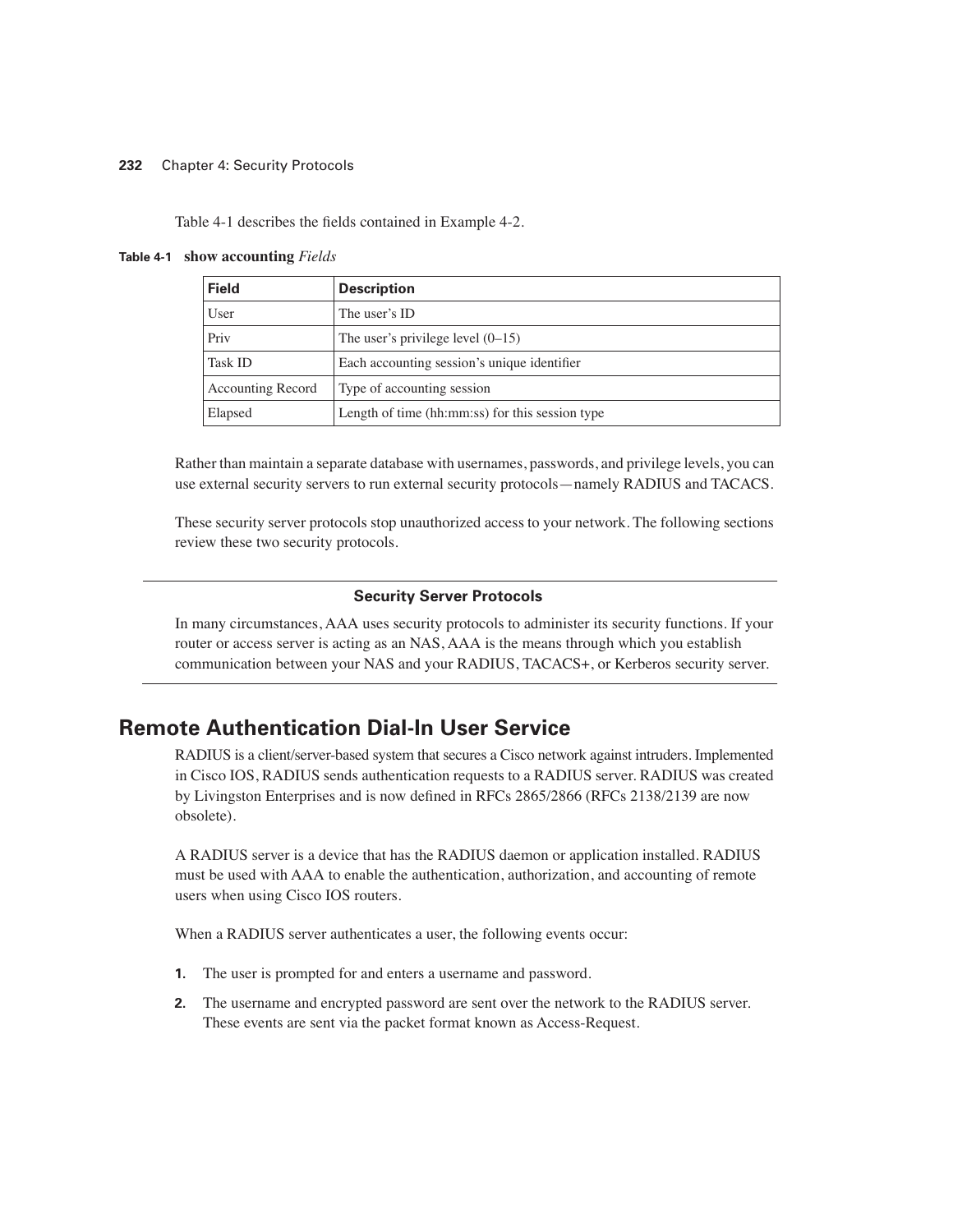Table 4-1 describes the fields contained in Example 4-2.

**Table 4-1** **show accounting** *Fields*

| Field | Description |
|---|---|
| User | The user's ID |
| Priv | The user's privilege level (0–15) |
| Task ID | Each accounting session's unique identifier |
| Accounting Record | Type of accounting session |
| Elapsed | Length of time (hh:mm:ss) for this session type |

Rather than maintain a separate database with usernames, passwords, and privilege levels, you can use external security servers to run external security protocols—namely RADIUS and TACACS.

These security server protocols stop unauthorized access to your network. The following sections review these two security protocols.

---

**Security Server Protocols**

In many circumstances, AAA uses security protocols to administer its security functions. If your router or access server is acting as an NAS, AAA is the means through which you establish communication between your NAS and your RADIUS, TACACS+, or Kerberos security server.

---

## Remote Authentication Dial-In User Service

RADIUS is a client/server-based system that secures a Cisco network against intruders. Implemented in Cisco IOS, RADIUS sends authentication requests to a RADIUS server. RADIUS was created by Livingston Enterprises and is now defined in RFCs 2865/2866 (RFCs 2138/2139 are now obsolete).

A RADIUS server is a device that has the RADIUS daemon or application installed. RADIUS must be used with AAA to enable the authentication, authorization, and accounting of remote users when using Cisco IOS routers.

When a RADIUS server authenticates a user, the following events occur:

1. The user is prompted for and enters a username and password.
2. The username and encrypted password are sent over the network to the RADIUS server. These events are sent via the packet format known as Access-Request.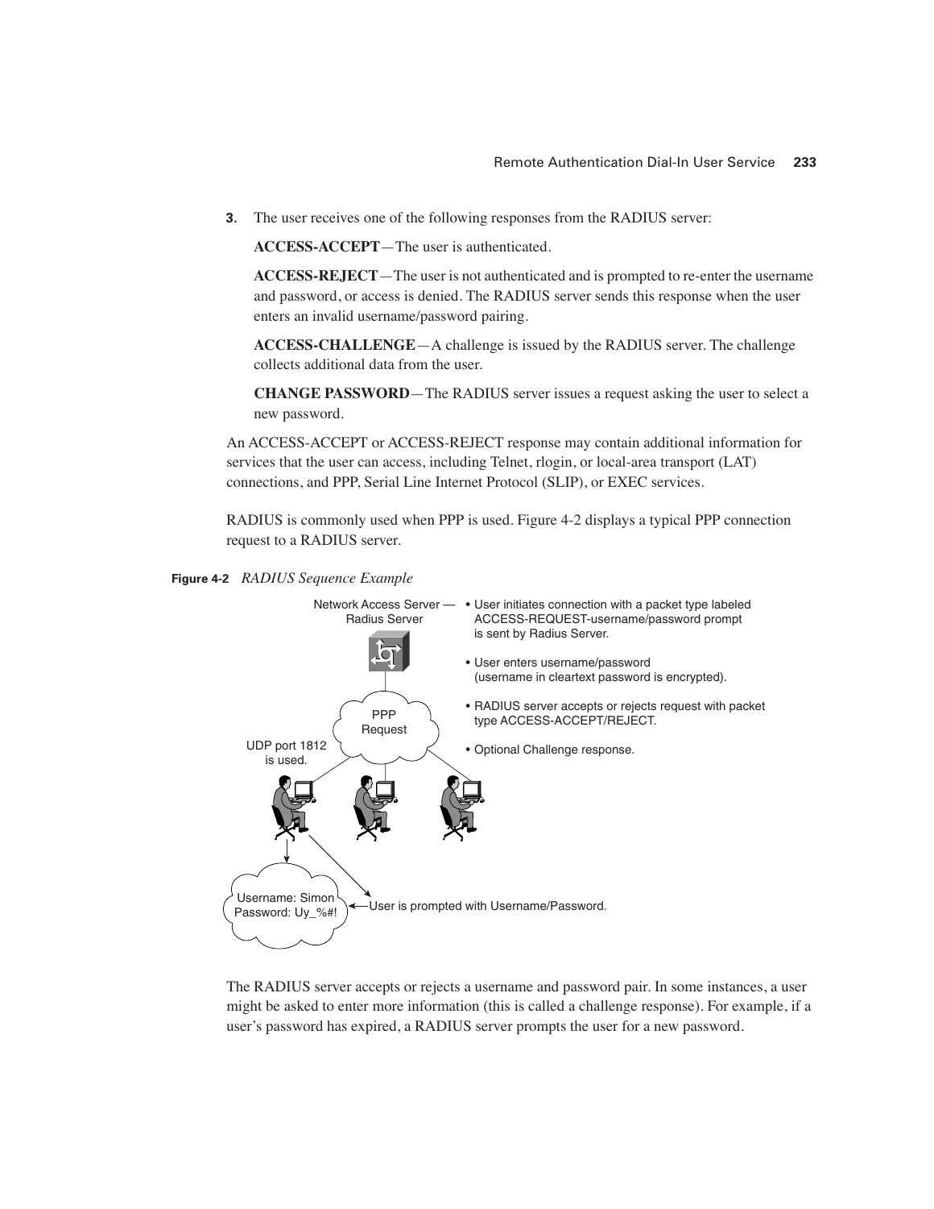3. The user receives one of the following responses from the RADIUS server:

   **ACCESS-ACCEPT**—The user is authenticated.

   **ACCESS-REJECT**—The user is not authenticated and is prompted to re-enter the username and password, or access is denied. The RADIUS server sends this response when the user enters an invalid username/password pairing.

   **ACCESS-CHALLENGE**—A challenge is issued by the RADIUS server. The challenge collects additional data from the user.

   **CHANGE PASSWORD**—The RADIUS server issues a request asking the user to select a new password.

An ACCESS-ACCEPT or ACCESS-REJECT response may contain additional information for services that the user can access, including Telnet, rlogin, or local-area transport (LAT) connections, and PPP, Serial Line Internet Protocol (SLIP), or EXEC services.

RADIUS is commonly used when PPP is used. Figure 4-2 displays a typical PPP connection request to a RADIUS server.

**Figure 4-2** *RADIUS Sequence Example*

Network Access Server — Radius Server

- User initiates connection with a packet type labeled ACCESS-REQUEST-username/password prompt is sent by Radius Server.
- User enters username/password (username in cleartext password is encrypted).
- RADIUS server accepts or rejects request with packet type ACCESS-ACCEPT/REJECT.
- Optional Challenge response.

PPP Request

UDP port 1812 is used.

Username: Simon
Password: Uy_%#!

User is prompted with Username/Password.

The RADIUS server accepts or rejects a username and password pair. In some instances, a user might be asked to enter more information (this is called a challenge response). For example, if a user's password has expired, a RADIUS server prompts the user for a new password.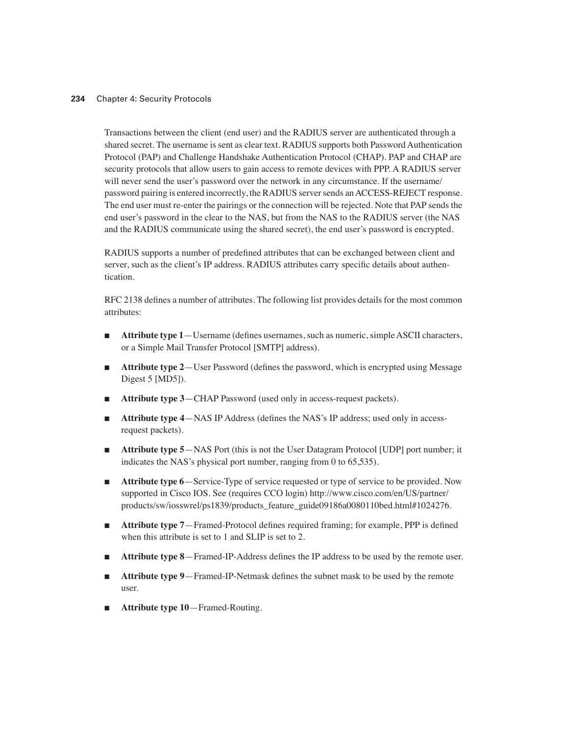Transactions between the client (end user) and the RADIUS server are authenticated through a shared secret. The username is sent as clear text. RADIUS supports both Password Authentication Protocol (PAP) and Challenge Handshake Authentication Protocol (CHAP). PAP and CHAP are security protocols that allow users to gain access to remote devices with PPP. A RADIUS server will never send the user's password over the network in any circumstance. If the username/password pairing is entered incorrectly, the RADIUS server sends an ACCESS-REJECT response. The end user must re-enter the pairings or the connection will be rejected. Note that PAP sends the end user's password in the clear to the NAS, but from the NAS to the RADIUS server (the NAS and the RADIUS communicate using the shared secret), the end user's password is encrypted.

RADIUS supports a number of predefined attributes that can be exchanged between client and server, such as the client's IP address. RADIUS attributes carry specific details about authentication.

RFC 2138 defines a number of attributes. The following list provides details for the most common attributes:

- **Attribute type 1**—Username (defines usernames, such as numeric, simple ASCII characters, or a Simple Mail Transfer Protocol [SMTP] address).
- **Attribute type 2**—User Password (defines the password, which is encrypted using Message Digest 5 [MD5]).
- **Attribute type 3**—CHAP Password (used only in access-request packets).
- **Attribute type 4**—NAS IP Address (defines the NAS's IP address; used only in access-request packets).
- **Attribute type 5**—NAS Port (this is not the User Datagram Protocol [UDP] port number; it indicates the NAS's physical port number, ranging from 0 to 65,535).
- **Attribute type 6**—Service-Type of service requested or type of service to be provided. Now supported in Cisco IOS. See (requires CCO login) http://www.cisco.com/en/US/partner/products/sw/iosswrel/ps1839/products_feature_guide09186a0080110bed.html#1024276.
- **Attribute type 7**—Framed-Protocol defines required framing; for example, PPP is defined when this attribute is set to 1 and SLIP is set to 2.
- **Attribute type 8**—Framed-IP-Address defines the IP address to be used by the remote user.
- **Attribute type 9**—Framed-IP-Netmask defines the subnet mask to be used by the remote user.
- **Attribute type 10**—Framed-Routing.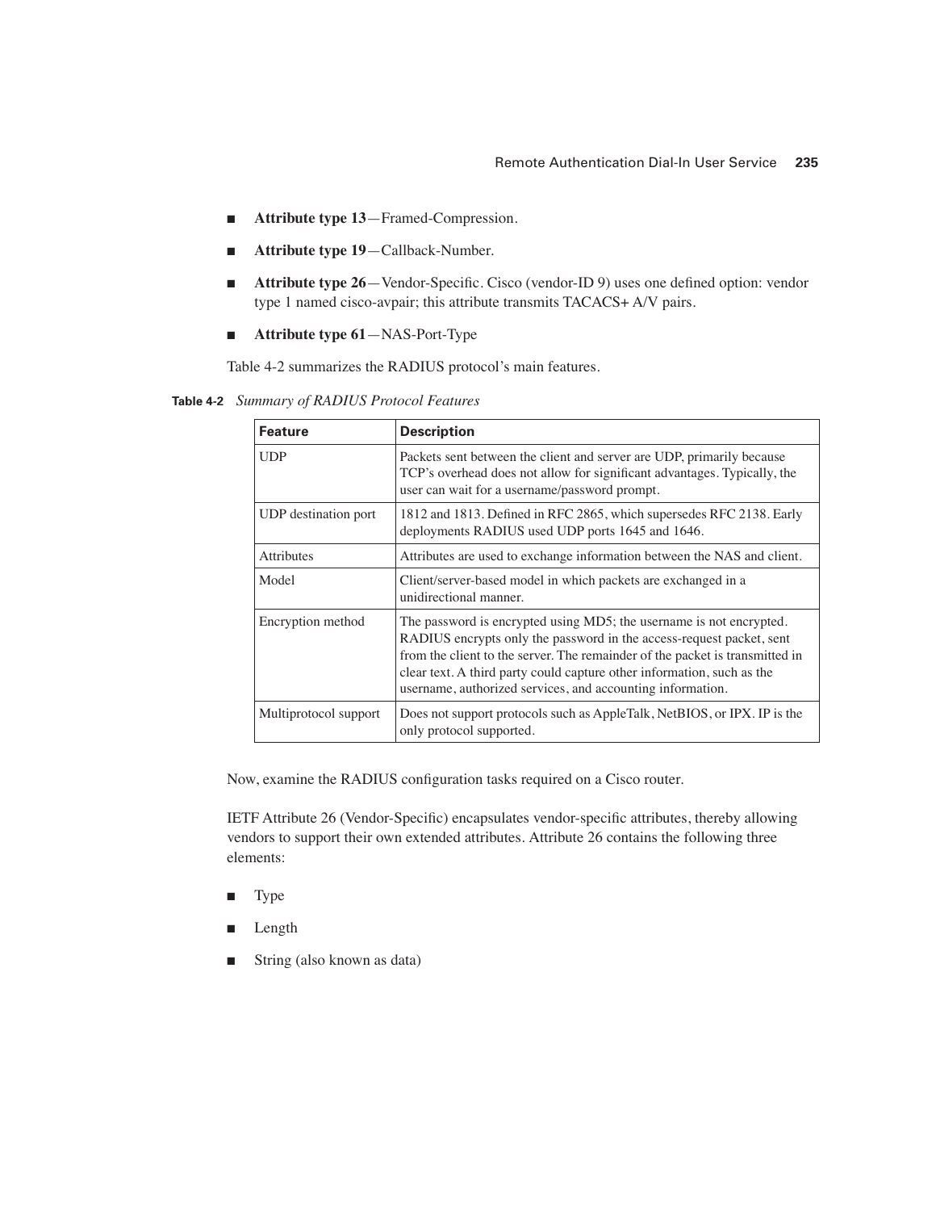- **Attribute type 13**—Framed-Compression.
- **Attribute type 19**—Callback-Number.
- **Attribute type 26**—Vendor-Specific. Cisco (vendor-ID 9) uses one defined option: vendor type 1 named cisco-avpair; this attribute transmits TACACS+ A/V pairs.
- **Attribute type 61**—NAS-Port-Type

Table 4-2 summarizes the RADIUS protocol's main features.

**Table 4-2** *Summary of RADIUS Protocol Features*

| Feature | Description |
|---|---|
| UDP | Packets sent between the client and server are UDP, primarily because TCP's overhead does not allow for significant advantages. Typically, the user can wait for a username/password prompt. |
| UDP destination port | 1812 and 1813. Defined in RFC 2865, which supersedes RFC 2138. Early deployments RADIUS used UDP ports 1645 and 1646. |
| Attributes | Attributes are used to exchange information between the NAS and client. |
| Model | Client/server-based model in which packets are exchanged in a unidirectional manner. |
| Encryption method | The password is encrypted using MD5; the username is not encrypted. RADIUS encrypts only the password in the access-request packet, sent from the client to the server. The remainder of the packet is transmitted in clear text. A third party could capture other information, such as the username, authorized services, and accounting information. |
| Multiprotocol support | Does not support protocols such as AppleTalk, NetBIOS, or IPX. IP is the only protocol supported. |

Now, examine the RADIUS configuration tasks required on a Cisco router.

IETF Attribute 26 (Vendor-Specific) encapsulates vendor-specific attributes, thereby allowing vendors to support their own extended attributes. Attribute 26 contains the following three elements:

- Type
- Length
- String (also known as data)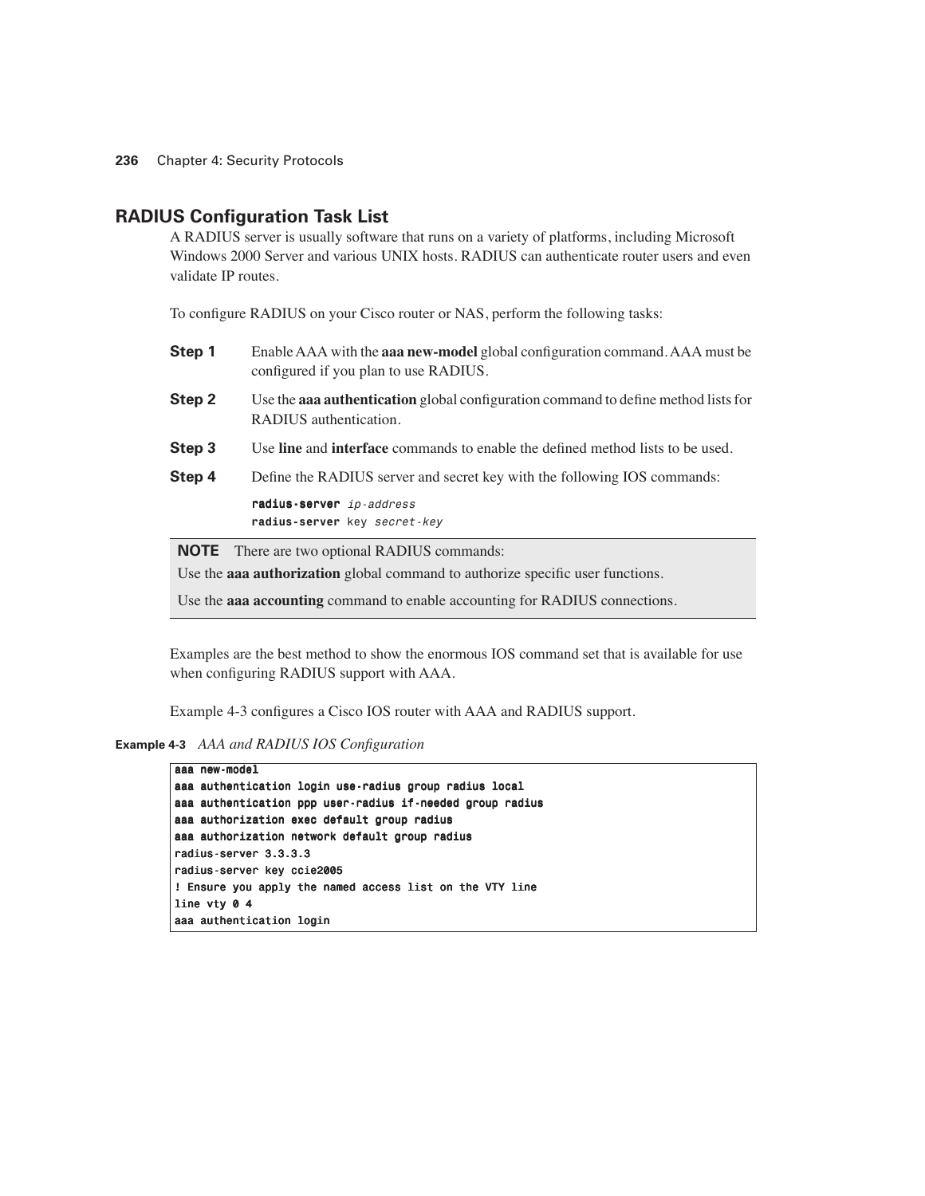## RADIUS Configuration Task List

A RADIUS server is usually software that runs on a variety of platforms, including Microsoft Windows 2000 Server and various UNIX hosts. RADIUS can authenticate router users and even validate IP routes.

To configure RADIUS on your Cisco router or NAS, perform the following tasks:

**Step 1** Enable AAA with the **aaa new-model** global configuration command. AAA must be configured if you plan to use RADIUS.

**Step 2** Use the **aaa authentication** global configuration command to define method lists for RADIUS authentication.

**Step 3** Use **line** and **interface** commands to enable the defined method lists to be used.

**Step 4** Define the RADIUS server and secret key with the following IOS commands:

```
radius-server ip-address
radius-server key secret-key
```

> **NOTE** There are two optional RADIUS commands:
>
> Use the **aaa authorization** global command to authorize specific user functions.
>
> Use the **aaa accounting** command to enable accounting for RADIUS connections.

Examples are the best method to show the enormous IOS command set that is available for use when configuring RADIUS support with AAA.

Example 4-3 configures a Cisco IOS router with AAA and RADIUS support.

**Example 4-3** *AAA and RADIUS IOS Configuration*

```
aaa new-model
aaa authentication login use-radius group radius local
aaa authentication ppp user-radius if-needed group radius
aaa authorization exec default group radius
aaa authorization network default group radius
radius-server 3.3.3.3
radius-server key ccie2005
! Ensure you apply the named access list on the VTY line
line vty 0 4
aaa authentication login
```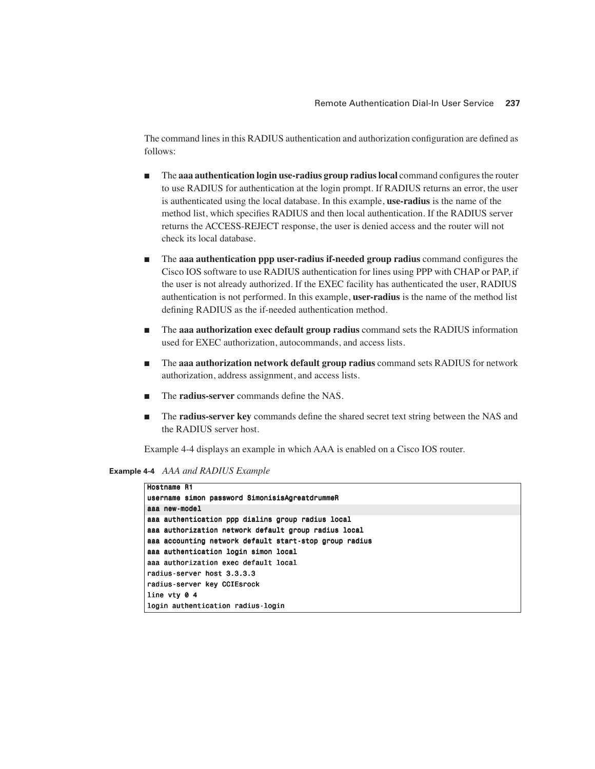The command lines in this RADIUS authentication and authorization configuration are defined as follows:

- The **aaa authentication login use-radius group radius local** command configures the router to use RADIUS for authentication at the login prompt. If RADIUS returns an error, the user is authenticated using the local database. In this example, **use-radius** is the name of the method list, which specifies RADIUS and then local authentication. If the RADIUS server returns the ACCESS-REJECT response, the user is denied access and the router will not check its local database.
- The **aaa authentication ppp user-radius if-needed group radius** command configures the Cisco IOS software to use RADIUS authentication for lines using PPP with CHAP or PAP, if the user is not already authorized. If the EXEC facility has authenticated the user, RADIUS authentication is not performed. In this example, **user-radius** is the name of the method list defining RADIUS as the if-needed authentication method.
- The **aaa authorization exec default group radius** command sets the RADIUS information used for EXEC authorization, autocommands, and access lists.
- The **aaa authorization network default group radius** command sets RADIUS for network authorization, address assignment, and access lists.
- The **radius-server** commands define the NAS.
- The **radius-server key** commands define the shared secret text string between the NAS and the RADIUS server host.

Example 4-4 displays an example in which AAA is enabled on a Cisco IOS router.

**Example 4-4** *AAA and RADIUS Example*

```
Hostname R1
username simon password SimonisisAgreatdrummeR
aaa new-model
aaa authentication ppp dialins group radius local
aaa authorization network default group radius local
aaa accounting network default start-stop group radius
aaa authentication login simon local
aaa authorization exec default local
radius-server host 3.3.3.3
radius-server key CCIEsrock
line vty 0 4
login authentication radius-login
```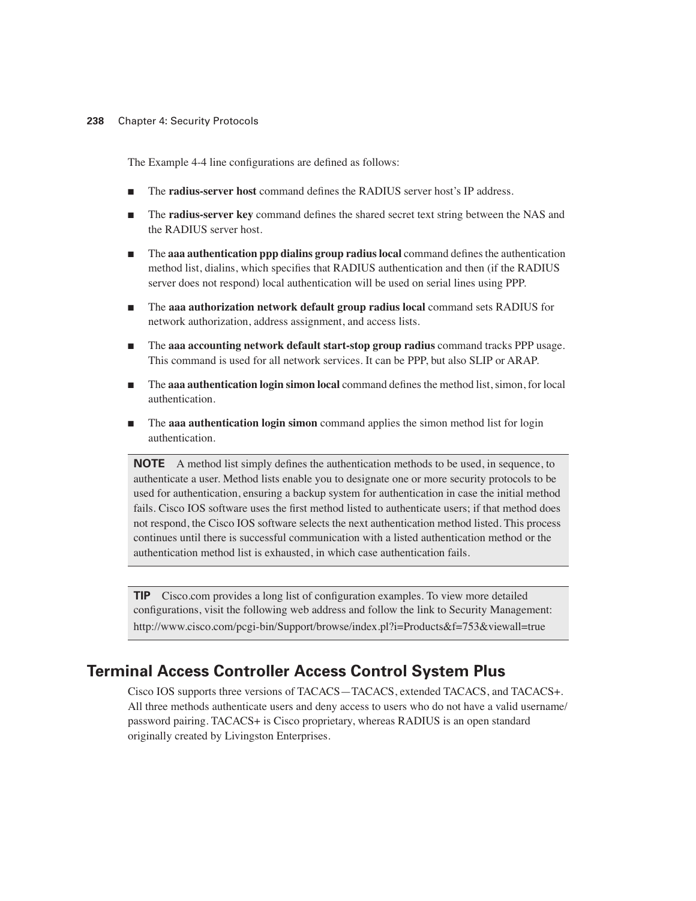The Example 4-4 line configurations are defined as follows:

- The **radius-server host** command defines the RADIUS server host's IP address.
- The **radius-server key** command defines the shared secret text string between the NAS and the RADIUS server host.
- The **aaa authentication ppp dialins group radius local** command defines the authentication method list, dialins, which specifies that RADIUS authentication and then (if the RADIUS server does not respond) local authentication will be used on serial lines using PPP.
- The **aaa authorization network default group radius local** command sets RADIUS for network authorization, address assignment, and access lists.
- The **aaa accounting network default start-stop group radius** command tracks PPP usage. This command is used for all network services. It can be PPP, but also SLIP or ARAP.
- The **aaa authentication login simon local** command defines the method list, simon, for local authentication.
- The **aaa authentication login simon** command applies the simon method list for login authentication.

> **NOTE** A method list simply defines the authentication methods to be used, in sequence, to authenticate a user. Method lists enable you to designate one or more security protocols to be used for authentication, ensuring a backup system for authentication in case the initial method fails. Cisco IOS software uses the first method listed to authenticate users; if that method does not respond, the Cisco IOS software selects the next authentication method listed. This process continues until there is successful communication with a listed authentication method or the authentication method list is exhausted, in which case authentication fails.

> **TIP** Cisco.com provides a long list of configuration examples. To view more detailed configurations, visit the following web address and follow the link to Security Management: http://www.cisco.com/pcgi-bin/Support/browse/index.pl?i=Products&f=753&viewall=true

## Terminal Access Controller Access Control System Plus

Cisco IOS supports three versions of TACACS—TACACS, extended TACACS, and TACACS+. All three methods authenticate users and deny access to users who do not have a valid username/password pairing. TACACS+ is Cisco proprietary, whereas RADIUS is an open standard originally created by Livingston Enterprises.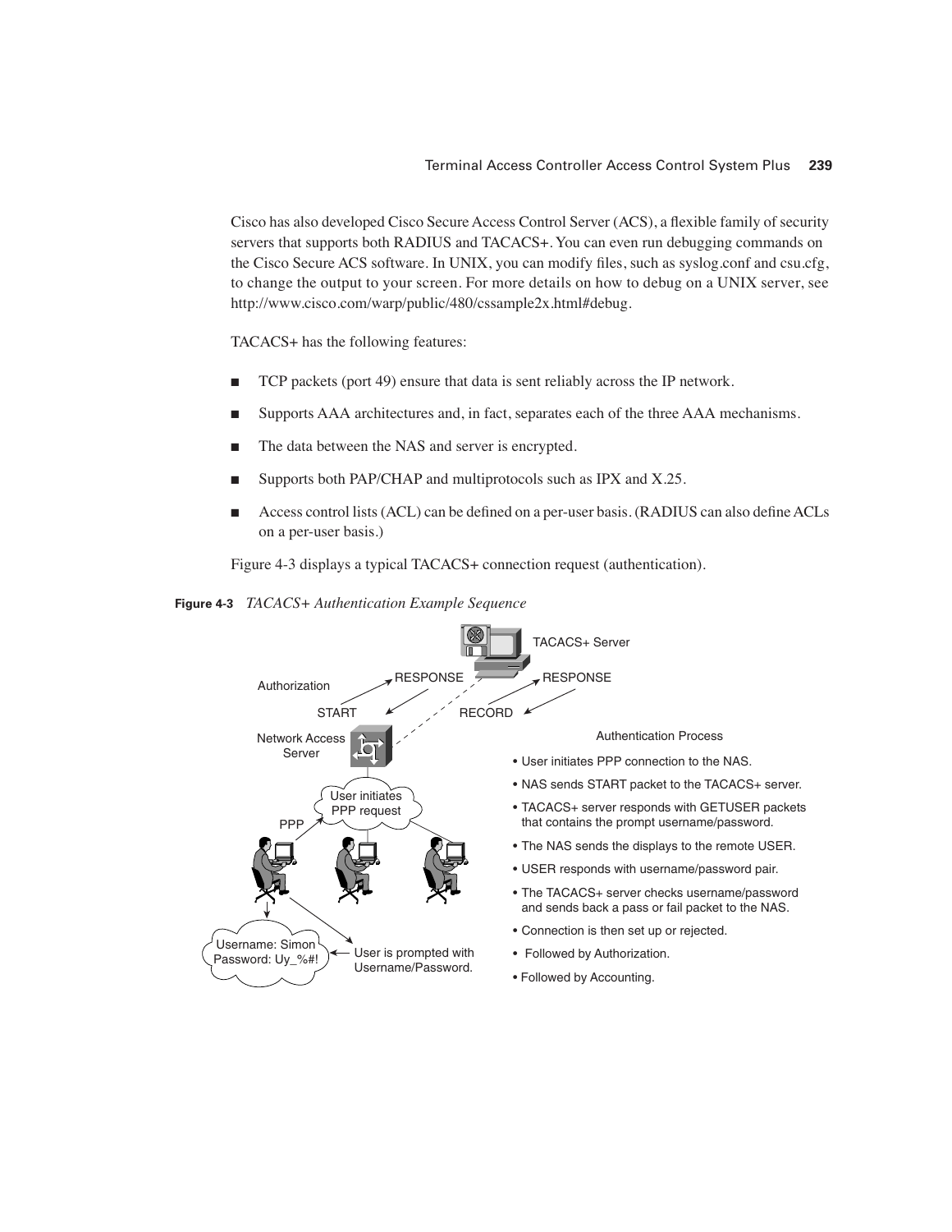Cisco has also developed Cisco Secure Access Control Server (ACS), a flexible family of security servers that supports both RADIUS and TACACS+. You can even run debugging commands on the Cisco Secure ACS software. In UNIX, you can modify files, such as syslog.conf and csu.cfg, to change the output to your screen. For more details on how to debug on a UNIX server, see http://www.cisco.com/warp/public/480/cssample2x.html#debug.

TACACS+ has the following features:

- TCP packets (port 49) ensure that data is sent reliably across the IP network.
- Supports AAA architectures and, in fact, separates each of the three AAA mechanisms.
- The data between the NAS and server is encrypted.
- Supports both PAP/CHAP and multiprotocols such as IPX and X.25.
- Access control lists (ACL) can be defined on a per-user basis. (RADIUS can also define ACLs on a per-user basis.)

Figure 4-3 displays a typical TACACS+ connection request (authentication).

**Figure 4-3** *TACACS+ Authentication Example Sequence*

TACACS+ Server

Authorization — START / RESPONSE; RECORD / RESPONSE

Network Access Server

User initiates PPP request

PPP

Username: Simon
Password: Uy_%#!

User is prompted with Username/Password.

Authentication Process

- User initiates PPP connection to the NAS.
- NAS sends START packet to the TACACS+ server.
- TACACS+ server responds with GETUSER packets that contains the prompt username/password.
- The NAS sends the displays to the remote USER.
- USER responds with username/password pair.
- The TACACS+ server checks username/password and sends back a pass or fail packet to the NAS.
- Connection is then set up or rejected.
- Followed by Authorization.
- Followed by Accounting.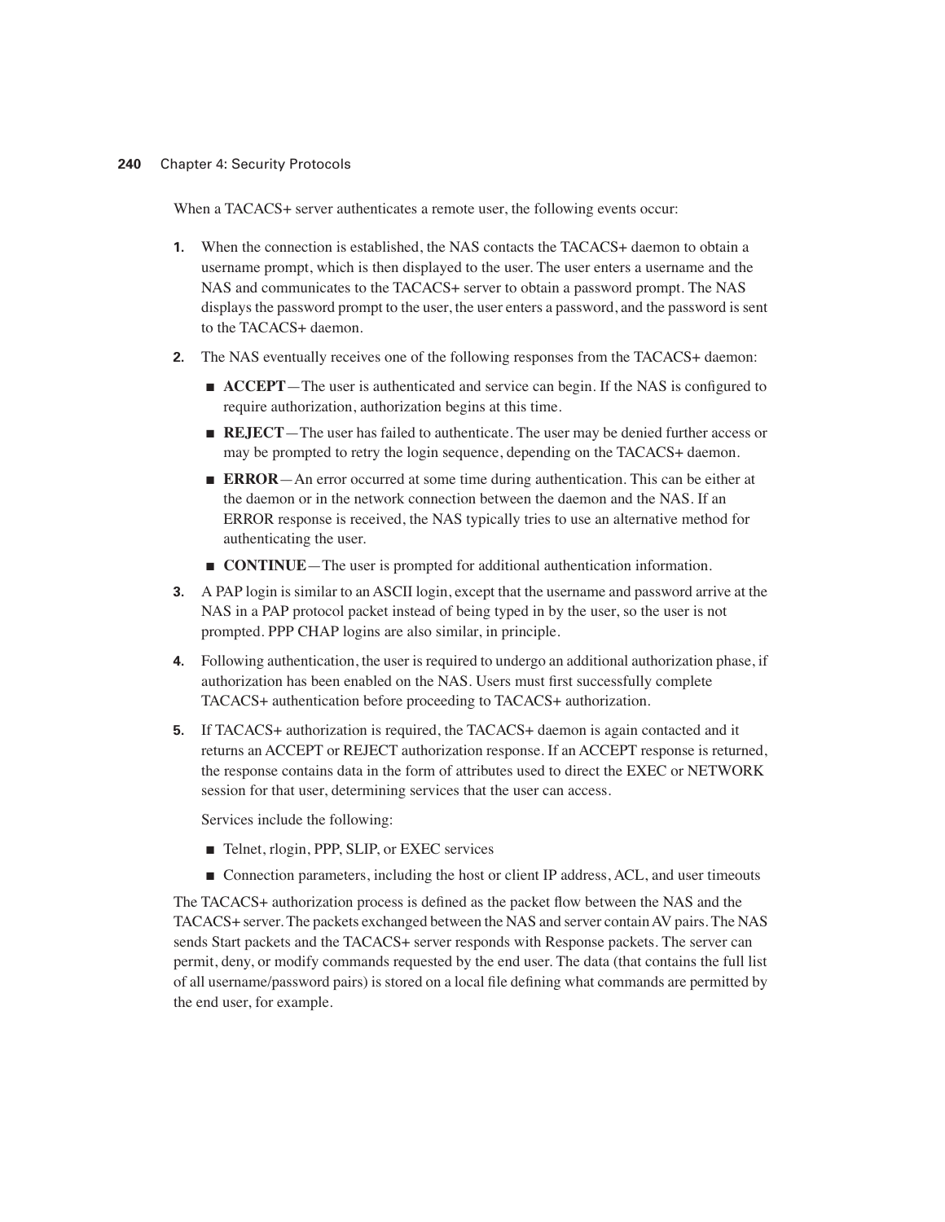When a TACACS+ server authenticates a remote user, the following events occur:

1. When the connection is established, the NAS contacts the TACACS+ daemon to obtain a username prompt, which is then displayed to the user. The user enters a username and the NAS and communicates to the TACACS+ server to obtain a password prompt. The NAS displays the password prompt to the user, the user enters a password, and the password is sent to the TACACS+ daemon.
2. The NAS eventually receives one of the following responses from the TACACS+ daemon:
   - **ACCEPT**—The user is authenticated and service can begin. If the NAS is configured to require authorization, authorization begins at this time.
   - **REJECT**—The user has failed to authenticate. The user may be denied further access or may be prompted to retry the login sequence, depending on the TACACS+ daemon.
   - **ERROR**—An error occurred at some time during authentication. This can be either at the daemon or in the network connection between the daemon and the NAS. If an ERROR response is received, the NAS typically tries to use an alternative method for authenticating the user.
   - **CONTINUE**—The user is prompted for additional authentication information.
3. A PAP login is similar to an ASCII login, except that the username and password arrive at the NAS in a PAP protocol packet instead of being typed in by the user, so the user is not prompted. PPP CHAP logins are also similar, in principle.
4. Following authentication, the user is required to undergo an additional authorization phase, if authorization has been enabled on the NAS. Users must first successfully complete TACACS+ authentication before proceeding to TACACS+ authorization.
5. If TACACS+ authorization is required, the TACACS+ daemon is again contacted and it returns an ACCEPT or REJECT authorization response. If an ACCEPT response is returned, the response contains data in the form of attributes used to direct the EXEC or NETWORK session for that user, determining services that the user can access.

   Services include the following:

   - Telnet, rlogin, PPP, SLIP, or EXEC services
   - Connection parameters, including the host or client IP address, ACL, and user timeouts

The TACACS+ authorization process is defined as the packet flow between the NAS and the TACACS+ server. The packets exchanged between the NAS and server contain AV pairs. The NAS sends Start packets and the TACACS+ server responds with Response packets. The server can permit, deny, or modify commands requested by the end user. The data (that contains the full list of all username/password pairs) is stored on a local file defining what commands are permitted by the end user, for example.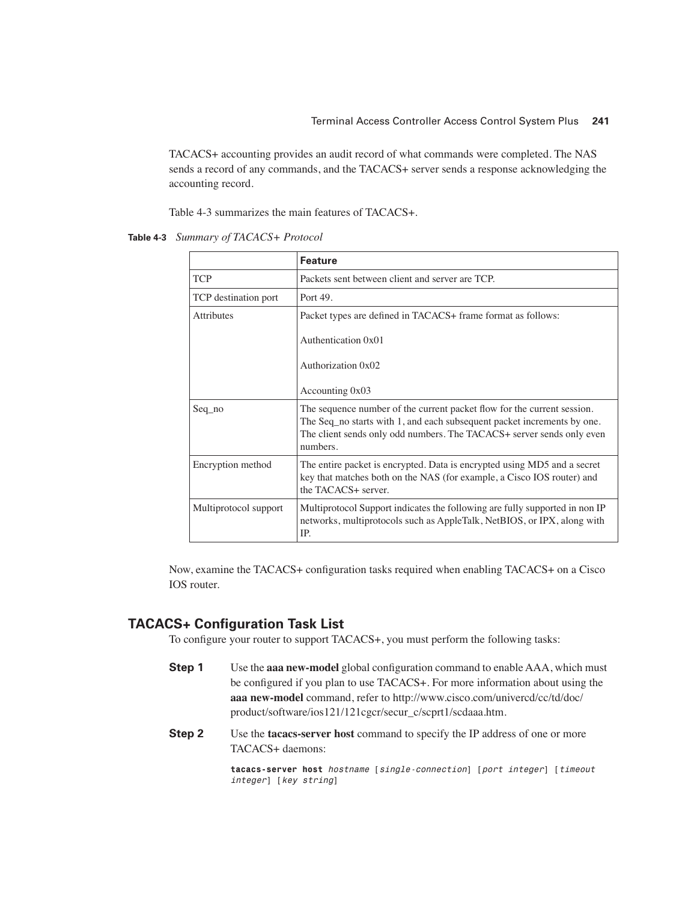TACACS+ accounting provides an audit record of what commands were completed. The NAS sends a record of any commands, and the TACACS+ server sends a response acknowledging the accounting record.

Table 4-3 summarizes the main features of TACACS+.

**Table 4-3** *Summary of TACACS+ Protocol*

| | **Feature** |
|---|---|
| TCP | Packets sent between client and server are TCP. |
| TCP destination port | Port 49. |
| Attributes | Packet types are defined in TACACS+ frame format as follows:<br><br>Authentication 0x01<br><br>Authorization 0x02<br><br>Accounting 0x03 |
| Seq_no | The sequence number of the current packet flow for the current session. The Seq_no starts with 1, and each subsequent packet increments by one. The client sends only odd numbers. The TACACS+ server sends only even numbers. |
| Encryption method | The entire packet is encrypted. Data is encrypted using MD5 and a secret key that matches both on the NAS (for example, a Cisco IOS router) and the TACACS+ server. |
| Multiprotocol support | Multiprotocol Support indicates the following are fully supported in non IP networks, multiprotocols such as AppleTalk, NetBIOS, or IPX, along with IP. |

Now, examine the TACACS+ configuration tasks required when enabling TACACS+ on a Cisco IOS router.

## TACACS+ Configuration Task List

To configure your router to support TACACS+, you must perform the following tasks:

**Step 1** Use the **aaa new-model** global configuration command to enable AAA, which must be configured if you plan to use TACACS+. For more information about using the **aaa new-model** command, refer to http://www.cisco.com/univercd/cc/td/doc/product/software/ios121/121cgcr/secur_c/scprt1/scdaaa.htm.

**Step 2** Use the **tacacs-server host** command to specify the IP address of one or more TACACS+ daemons:

```
tacacs-server host hostname [single-connection] [port integer] [timeout integer] [key string]
```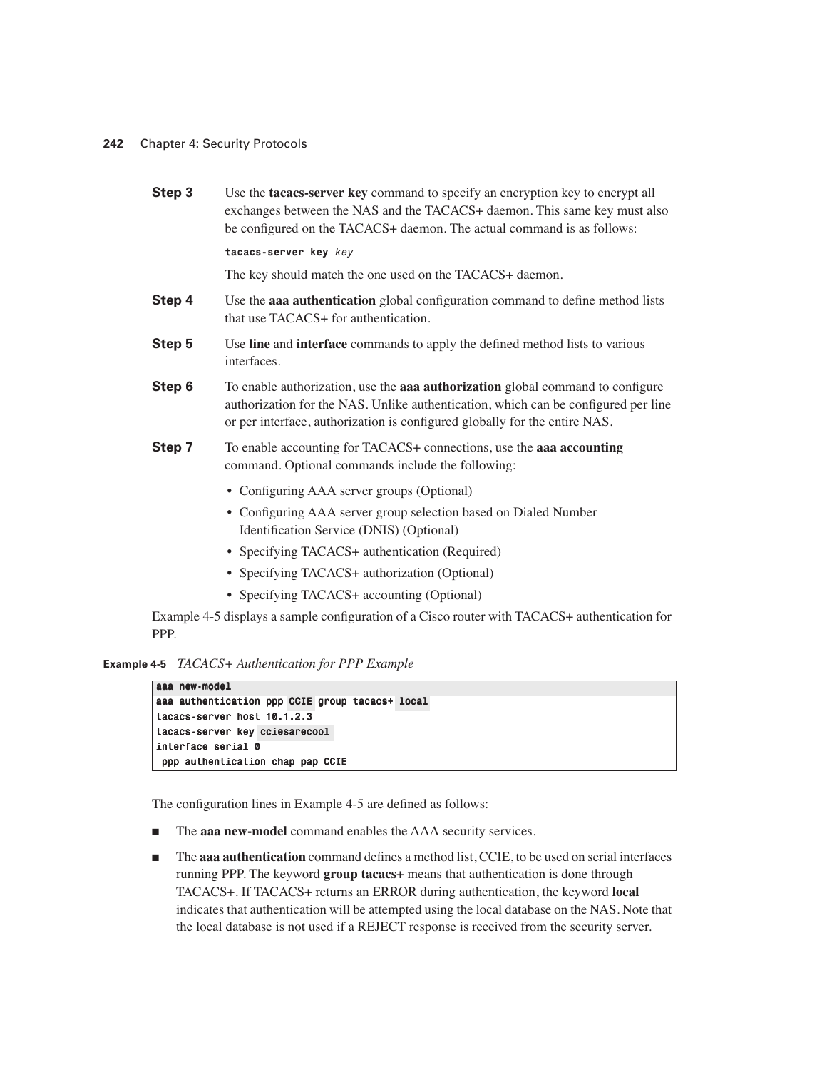**Step 3** Use the **tacacs-server key** command to specify an encryption key to encrypt all exchanges between the NAS and the TACACS+ daemon. This same key must also be configured on the TACACS+ daemon. The actual command is as follows:

```
tacacs-server key key
```

The key should match the one used on the TACACS+ daemon.

**Step 4** Use the **aaa authentication** global configuration command to define method lists that use TACACS+ for authentication.

**Step 5** Use **line** and **interface** commands to apply the defined method lists to various interfaces.

**Step 6** To enable authorization, use the **aaa authorization** global command to configure authorization for the NAS. Unlike authentication, which can be configured per line or per interface, authorization is configured globally for the entire NAS.

**Step 7** To enable accounting for TACACS+ connections, use the **aaa accounting** command. Optional commands include the following:

- Configuring AAA server groups (Optional)
- Configuring AAA server group selection based on Dialed Number Identification Service (DNIS) (Optional)
- Specifying TACACS+ authentication (Required)
- Specifying TACACS+ authorization (Optional)
- Specifying TACACS+ accounting (Optional)

Example 4-5 displays a sample configuration of a Cisco router with TACACS+ authentication for PPP.

**Example 4-5** *TACACS+ Authentication for PPP Example*

```
aaa new-model
aaa authentication ppp CCIE group tacacs+ local
tacacs-server host 10.1.2.3
tacacs-server key ciesarecool
interface serial 0
 ppp authentication chap pap CCIE
```

The configuration lines in Example 4-5 are defined as follows:

- The **aaa new-model** command enables the AAA security services.
- The **aaa authentication** command defines a method list, CCIE, to be used on serial interfaces running PPP. The keyword **group tacacs+** means that authentication is done through TACACS+. If TACACS+ returns an ERROR during authentication, the keyword **local** indicates that authentication will be attempted using the local database on the NAS. Note that the local database is not used if a REJECT response is received from the security server.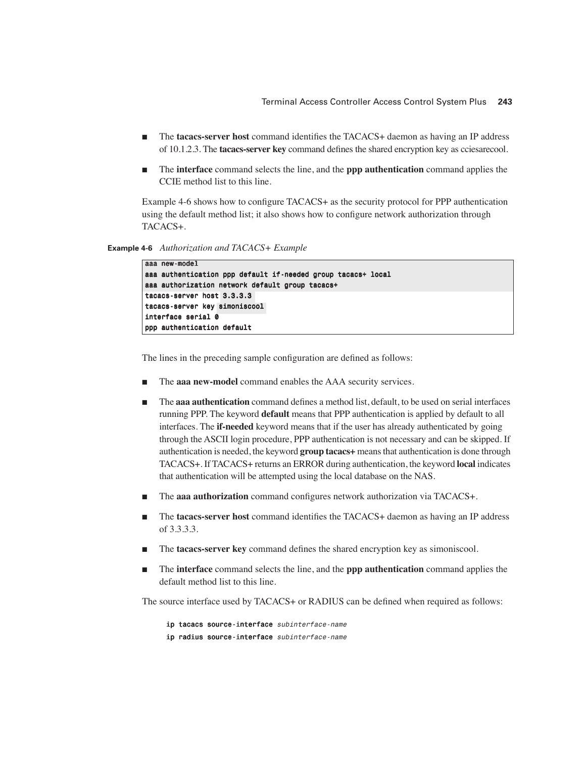- The **tacacs-server host** command identifies the TACACS+ daemon as having an IP address of 10.1.2.3. The **tacacs-server key** command defines the shared encryption key as cciesarecool.
- The **interface** command selects the line, and the **ppp authentication** command applies the CCIE method list to this line.

Example 4-6 shows how to configure TACACS+ as the security protocol for PPP authentication using the default method list; it also shows how to configure network authorization through TACACS+.

**Example 4-6** *Authorization and TACACS+ Example*

```
aaa new-model
aaa authentication ppp default if-needed group tacacs+ local
aaa authorization network default group tacacs+
tacacs-server host 3.3.3.3
tacacs-server key simoniscool
interface serial 0
ppp authentication default
```

The lines in the preceding sample configuration are defined as follows:

- The **aaa new-model** command enables the AAA security services.
- The **aaa authentication** command defines a method list, default, to be used on serial interfaces running PPP. The keyword **default** means that PPP authentication is applied by default to all interfaces. The **if-needed** keyword means that if the user has already authenticated by going through the ASCII login procedure, PPP authentication is not necessary and can be skipped. If authentication is needed, the keyword **group tacacs+** means that authentication is done through TACACS+. If TACACS+ returns an ERROR during authentication, the keyword **local** indicates that authentication will be attempted using the local database on the NAS.
- The **aaa authorization** command configures network authorization via TACACS+.
- The **tacacs-server host** command identifies the TACACS+ daemon as having an IP address of 3.3.3.3.
- The **tacacs-server key** command defines the shared encryption key as simoniscool.
- The **interface** command selects the line, and the **ppp authentication** command applies the default method list to this line.

The source interface used by TACACS+ or RADIUS can be defined when required as follows:

```
ip tacacs source-interface subinterface-name
ip radius source-interface subinterface-name
```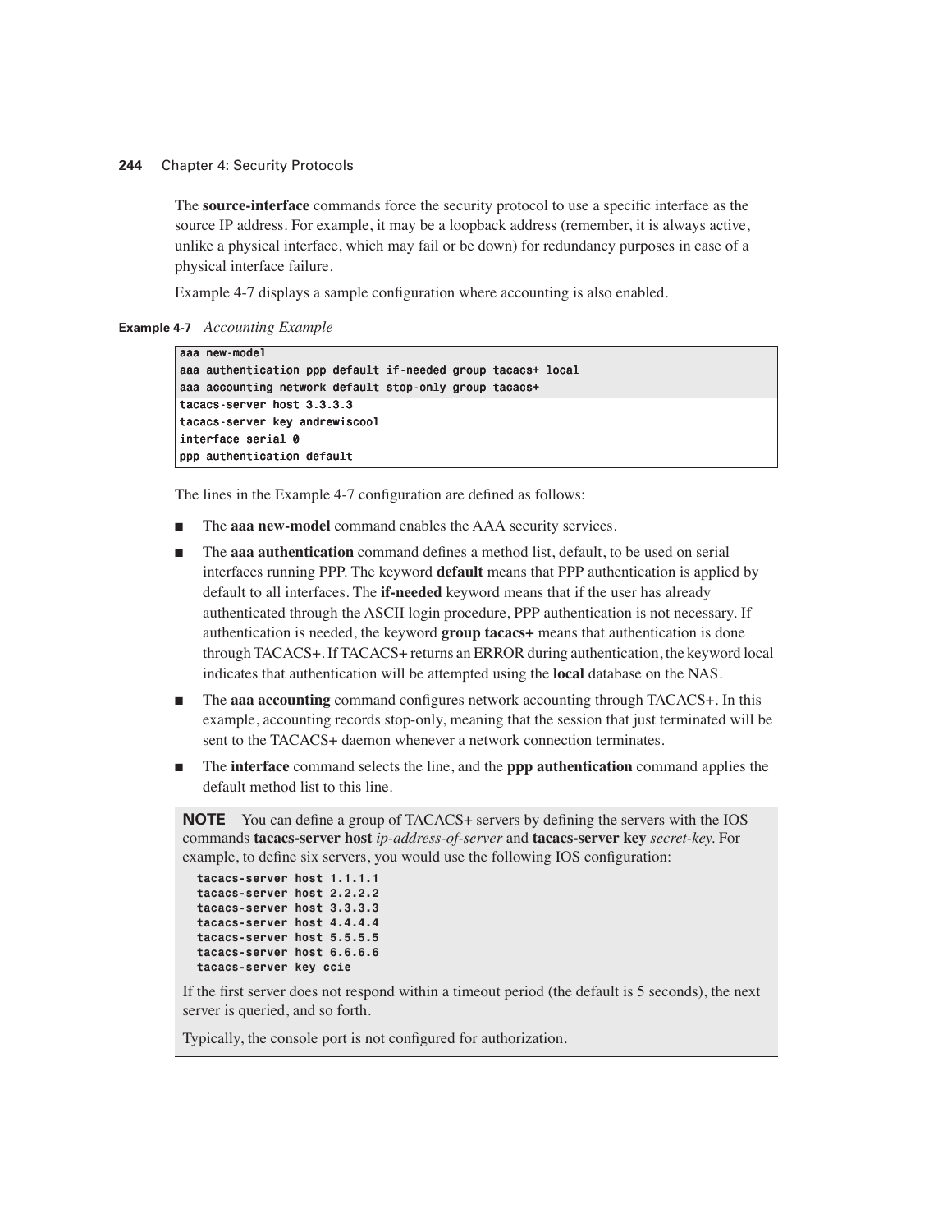The **source-interface** commands force the security protocol to use a specific interface as the source IP address. For example, it may be a loopback address (remember, it is always active, unlike a physical interface, which may fail or be down) for redundancy purposes in case of a physical interface failure.

Example 4-7 displays a sample configuration where accounting is also enabled.

**Example 4-7** *Accounting Example*

```
aaa new-model
aaa authentication ppp default if-needed group tacacs+ local
aaa accounting network default stop-only group tacacs+
tacacs-server host 3.3.3.3
tacacs-server key andrewiscool
interface serial 0
ppp authentication default
```

The lines in the Example 4-7 configuration are defined as follows:

- The **aaa new-model** command enables the AAA security services.
- The **aaa authentication** command defines a method list, default, to be used on serial interfaces running PPP. The keyword **default** means that PPP authentication is applied by default to all interfaces. The **if-needed** keyword means that if the user has already authenticated through the ASCII login procedure, PPP authentication is not necessary. If authentication is needed, the keyword **group tacacs+** means that authentication is done through TACACS+. If TACACS+ returns an ERROR during authentication, the keyword local indicates that authentication will be attempted using the **local** database on the NAS.
- The **aaa accounting** command configures network accounting through TACACS+. In this example, accounting records stop-only, meaning that the session that just terminated will be sent to the TACACS+ daemon whenever a network connection terminates.
- The **interface** command selects the line, and the **ppp authentication** command applies the default method list to this line.

**NOTE** You can define a group of TACACS+ servers by defining the servers with the IOS commands **tacacs-server host** *ip-address-of-server* and **tacacs-server key** *secret-key*. For example, to define six servers, you would use the following IOS configuration:

```
tacacs-server host 1.1.1.1
tacacs-server host 2.2.2.2
tacacs-server host 3.3.3.3
tacacs-server host 4.4.4.4
tacacs-server host 5.5.5.5
tacacs-server host 6.6.6.6
tacacs-server key ccie
```

If the first server does not respond within a timeout period (the default is 5 seconds), the next server is queried, and so forth.

Typically, the console port is not configured for authorization.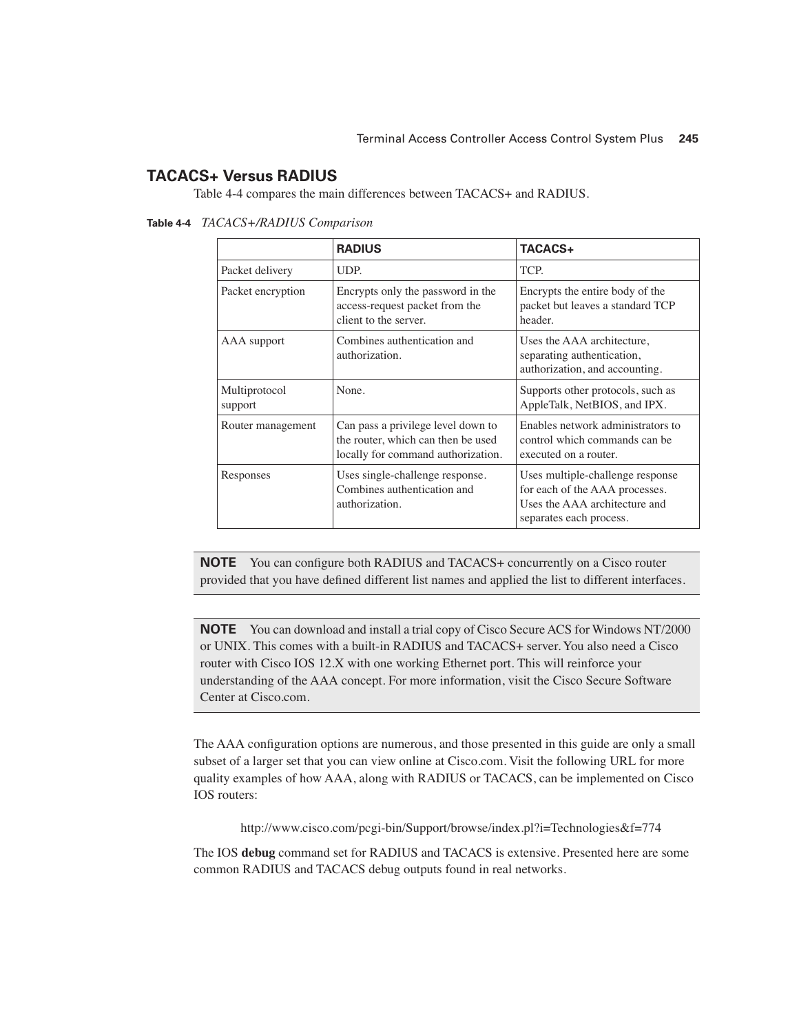## TACACS+ Versus RADIUS

Table 4-4 compares the main differences between TACACS+ and RADIUS.

**Table 4-4** *TACACS+/RADIUS Comparison*

| | RADIUS | TACACS+ |
|---|---|---|
| Packet delivery | UDP. | TCP. |
| Packet encryption | Encrypts only the password in the access-request packet from the client to the server. | Encrypts the entire body of the packet but leaves a standard TCP header. |
| AAA support | Combines authentication and authorization. | Uses the AAA architecture, separating authentication, authorization, and accounting. |
| Multiprotocol support | None. | Supports other protocols, such as AppleTalk, NetBIOS, and IPX. |
| Router management | Can pass a privilege level down to the router, which can then be used locally for command authorization. | Enables network administrators to control which commands can be executed on a router. |
| Responses | Uses single-challenge response. Combines authentication and authorization. | Uses multiple-challenge response for each of the AAA processes. Uses the AAA architecture and separates each process. |

**NOTE** You can configure both RADIUS and TACACS+ concurrently on a Cisco router provided that you have defined different list names and applied the list to different interfaces.

**NOTE** You can download and install a trial copy of Cisco Secure ACS for Windows NT/2000 or UNIX. This comes with a built-in RADIUS and TACACS+ server. You also need a Cisco router with Cisco IOS 12.X with one working Ethernet port. This will reinforce your understanding of the AAA concept. For more information, visit the Cisco Secure Software Center at Cisco.com.

The AAA configuration options are numerous, and those presented in this guide are only a small subset of a larger set that you can view online at Cisco.com. Visit the following URL for more quality examples of how AAA, along with RADIUS or TACACS, can be implemented on Cisco IOS routers:

http://www.cisco.com/pcgi-bin/Support/browse/index.pl?i=Technologies&f=774

The IOS **debug** command set for RADIUS and TACACS is extensive. Presented here are some common RADIUS and TACACS debug outputs found in real networks.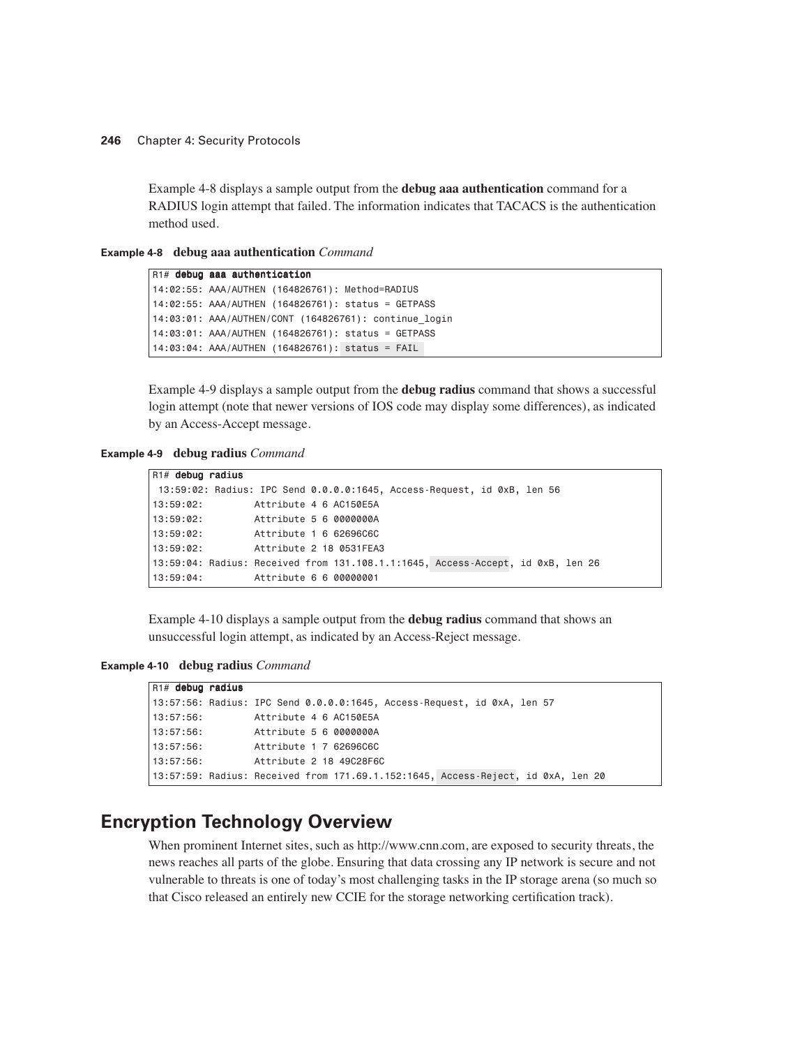Example 4-8 displays a sample output from the **debug aaa authentication** command for a RADIUS login attempt that failed. The information indicates that TACACS is the authentication method used.

**Example 4-8** **debug aaa authentication** *Command*

```
R1# debug aaa authentication
14:02:55: AAA/AUTHEN (164826761): Method=RADIUS
14:02:55: AAA/AUTHEN (164826761): status = GETPASS
14:03:01: AAA/AUTHEN/CONT (164826761): continue_login
14:03:01: AAA/AUTHEN (164826761): status = GETPASS
14:03:04: AAA/AUTHEN (164826761): status = FAIL
```

Example 4-9 displays a sample output from the **debug radius** command that shows a successful login attempt (note that newer versions of IOS code may display some differences), as indicated by an Access-Accept message.

**Example 4-9** **debug radius** *Command*

```
R1# debug radius
 13:59:02: Radius: IPC Send 0.0.0.0:1645, Access-Request, id 0xB, len 56
13:59:02:         Attribute 4 6 AC150E5A
13:59:02:         Attribute 5 6 0000000A
13:59:02:         Attribute 1 6 62696C6C
13:59:02:         Attribute 2 18 0531FEA3
13:59:04: Radius: Received from 131.108.1.1:1645, Access-Accept, id 0xB, len 26
13:59:04:         Attribute 6 6 00000001
```

Example 4-10 displays a sample output from the **debug radius** command that shows an unsuccessful login attempt, as indicated by an Access-Reject message.

**Example 4-10** **debug radius** *Command*

```
R1# debug radius
13:57:56: Radius: IPC Send 0.0.0.0:1645, Access-Request, id 0xA, len 57
13:57:56:         Attribute 4 6 AC150E5A
13:57:56:         Attribute 5 6 0000000A
13:57:56:         Attribute 1 7 62696C6C
13:57:56:         Attribute 2 18 49C28F6C
13:57:59: Radius: Received from 171.69.1.152:1645, Access-Reject, id 0xA, len 20
```

## Encryption Technology Overview

When prominent Internet sites, such as http://www.cnn.com, are exposed to security threats, the news reaches all parts of the globe. Ensuring that data crossing any IP network is secure and not vulnerable to threats is one of today's most challenging tasks in the IP storage arena (so much so that Cisco released an entirely new CCIE for the storage networking certification track).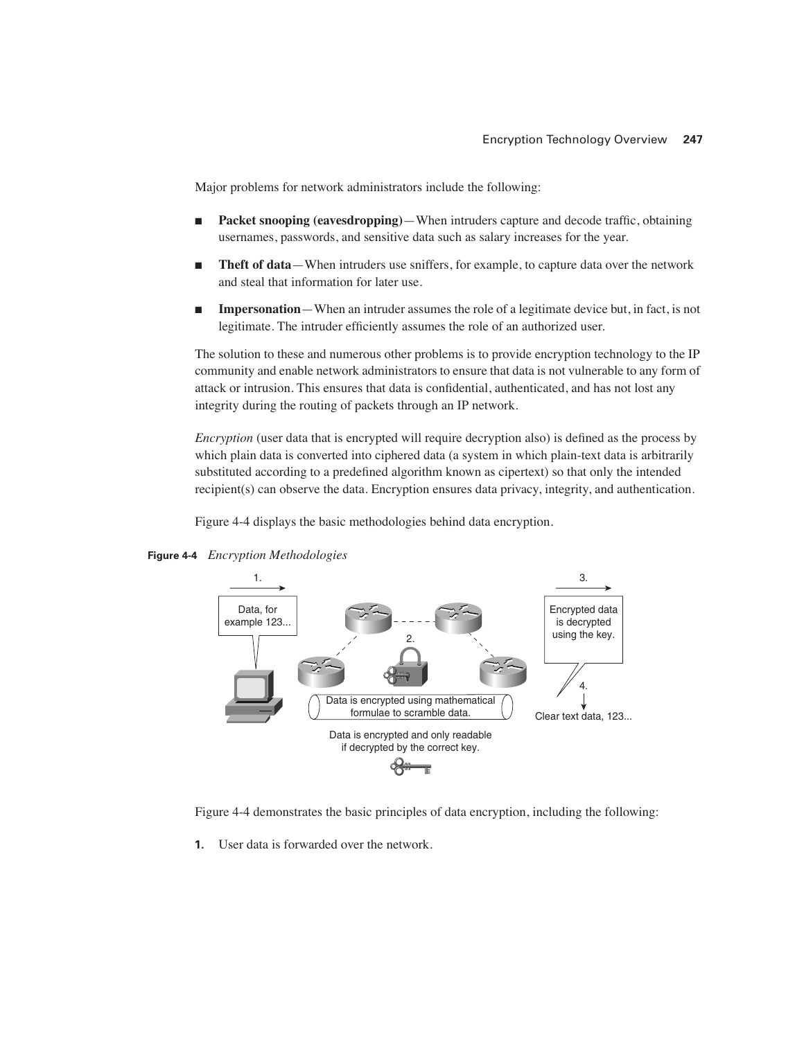Major problems for network administrators include the following:

- **Packet snooping (eavesdropping)**—When intruders capture and decode traffic, obtaining usernames, passwords, and sensitive data such as salary increases for the year.
- **Theft of data**—When intruders use sniffers, for example, to capture data over the network and steal that information for later use.
- **Impersonation**—When an intruder assumes the role of a legitimate device but, in fact, is not legitimate. The intruder efficiently assumes the role of an authorized user.

The solution to these and numerous other problems is to provide encryption technology to the IP community and enable network administrators to ensure that data is not vulnerable to any form of attack or intrusion. This ensures that data is confidential, authenticated, and has not lost any integrity during the routing of packets through an IP network.

*Encryption* (user data that is encrypted will require decryption also) is defined as the process by which plain data is converted into ciphered data (a system in which plain-text data is arbitrarily substituted according to a predefined algorithm known as cipertext) so that only the intended recipient(s) can observe the data. Encryption ensures data privacy, integrity, and authentication.

Figure 4-4 displays the basic methodologies behind data encryption.

**Figure 4-4** *Encryption Methodologies*

Figure 4-4 demonstrates the basic principles of data encryption, including the following:

1. User data is forwarded over the network.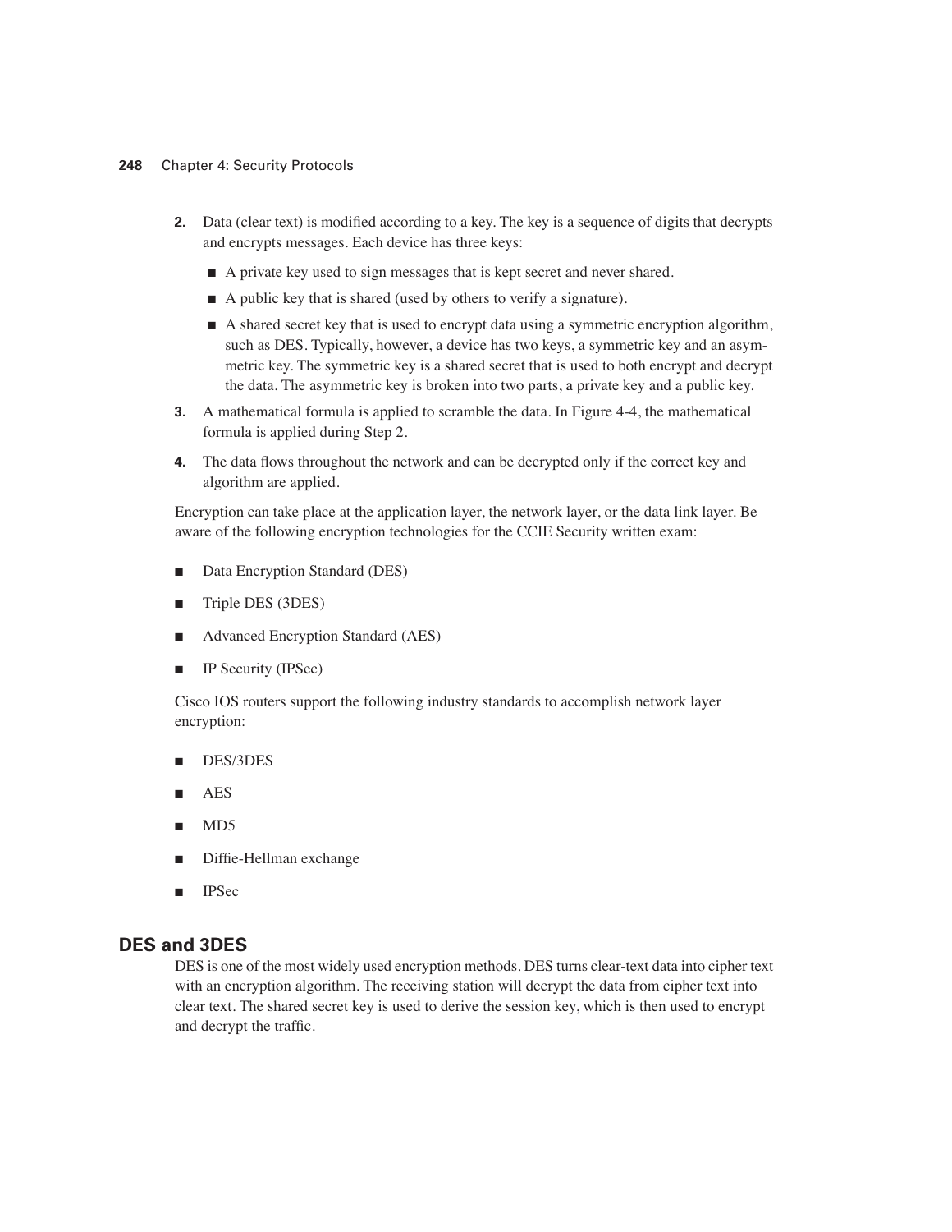2. Data (clear text) is modified according to a key. The key is a sequence of digits that decrypts and encrypts messages. Each device has three keys:
   - A private key used to sign messages that is kept secret and never shared.
   - A public key that is shared (used by others to verify a signature).
   - A shared secret key that is used to encrypt data using a symmetric encryption algorithm, such as DES. Typically, however, a device has two keys, a symmetric key and an asymmetric key. The symmetric key is a shared secret that is used to both encrypt and decrypt the data. The asymmetric key is broken into two parts, a private key and a public key.
3. A mathematical formula is applied to scramble the data. In Figure 4-4, the mathematical formula is applied during Step 2.
4. The data flows throughout the network and can be decrypted only if the correct key and algorithm are applied.

Encryption can take place at the application layer, the network layer, or the data link layer. Be aware of the following encryption technologies for the CCIE Security written exam:

- Data Encryption Standard (DES)
- Triple DES (3DES)
- Advanced Encryption Standard (AES)
- IP Security (IPSec)

Cisco IOS routers support the following industry standards to accomplish network layer encryption:

- DES/3DES
- AES
- MD5
- Diffie-Hellman exchange
- IPSec

## DES and 3DES

DES is one of the most widely used encryption methods. DES turns clear-text data into cipher text with an encryption algorithm. The receiving station will decrypt the data from cipher text into clear text. The shared secret key is used to derive the session key, which is then used to encrypt and decrypt the traffic.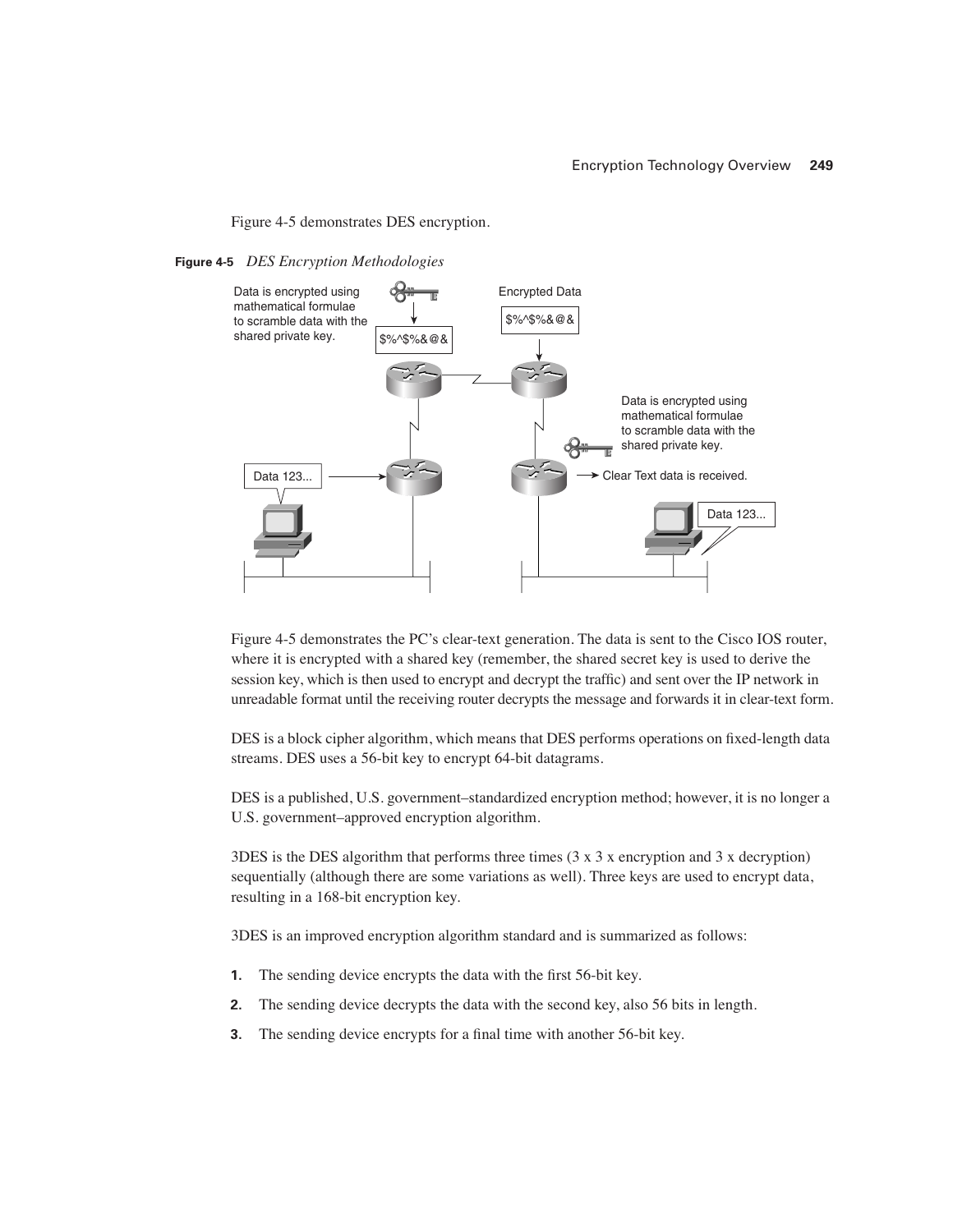Figure 4-5 demonstrates DES encryption.

**Figure 4-5** *DES Encryption Methodologies*

Figure 4-5 demonstrates the PC's clear-text generation. The data is sent to the Cisco IOS router, where it is encrypted with a shared key (remember, the shared secret key is used to derive the session key, which is then used to encrypt and decrypt the traffic) and sent over the IP network in unreadable format until the receiving router decrypts the message and forwards it in clear-text form.

DES is a block cipher algorithm, which means that DES performs operations on fixed-length data streams. DES uses a 56-bit key to encrypt 64-bit datagrams.

DES is a published, U.S. government–standardized encryption method; however, it is no longer a U.S. government–approved encryption algorithm.

3DES is the DES algorithm that performs three times (3 x 3 x encryption and 3 x decryption) sequentially (although there are some variations as well). Three keys are used to encrypt data, resulting in a 168-bit encryption key.

3DES is an improved encryption algorithm standard and is summarized as follows:

1. The sending device encrypts the data with the first 56-bit key.
2. The sending device decrypts the data with the second key, also 56 bits in length.
3. The sending device encrypts for a final time with another 56-bit key.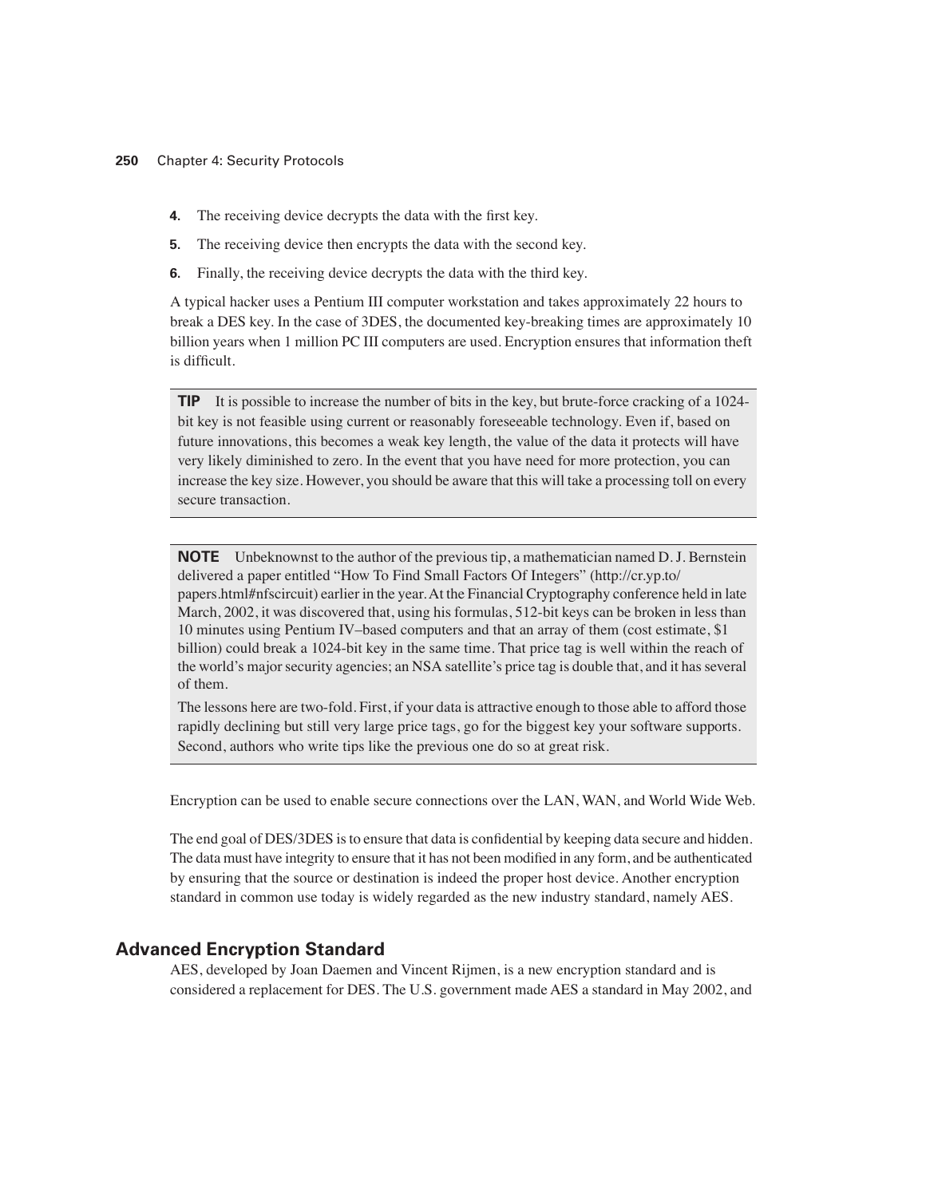4. The receiving device decrypts the data with the first key.
5. The receiving device then encrypts the data with the second key.
6. Finally, the receiving device decrypts the data with the third key.

A typical hacker uses a Pentium III computer workstation and takes approximately 22 hours to break a DES key. In the case of 3DES, the documented key-breaking times are approximately 10 billion years when 1 million PC III computers are used. Encryption ensures that information theft is difficult.

> **TIP** It is possible to increase the number of bits in the key, but brute-force cracking of a 1024-bit key is not feasible using current or reasonably foreseeable technology. Even if, based on future innovations, this becomes a weak key length, the value of the data it protects will have very likely diminished to zero. In the event that you have need for more protection, you can increase the key size. However, you should be aware that this will take a processing toll on every secure transaction.

> **NOTE** Unbeknownst to the author of the previous tip, a mathematician named D. J. Bernstein delivered a paper entitled "How To Find Small Factors Of Integers" (http://cr.yp.to/papers.html#nfscircuit) earlier in the year. At the Financial Cryptography conference held in late March, 2002, it was discovered that, using his formulas, 512-bit keys can be broken in less than 10 minutes using Pentium IV–based computers and that an array of them (cost estimate, $1 billion) could break a 1024-bit key in the same time. That price tag is well within the reach of the world's major security agencies; an NSA satellite's price tag is double that, and it has several of them.
>
> The lessons here are two-fold. First, if your data is attractive enough to those able to afford those rapidly declining but still very large price tags, go for the biggest key your software supports. Second, authors who write tips like the previous one do so at great risk.

Encryption can be used to enable secure connections over the LAN, WAN, and World Wide Web.

The end goal of DES/3DES is to ensure that data is confidential by keeping data secure and hidden. The data must have integrity to ensure that it has not been modified in any form, and be authenticated by ensuring that the source or destination is indeed the proper host device. Another encryption standard in common use today is widely regarded as the new industry standard, namely AES.

## Advanced Encryption Standard

AES, developed by Joan Daemen and Vincent Rijmen, is a new encryption standard and is considered a replacement for DES. The U.S. government made AES a standard in May 2002, and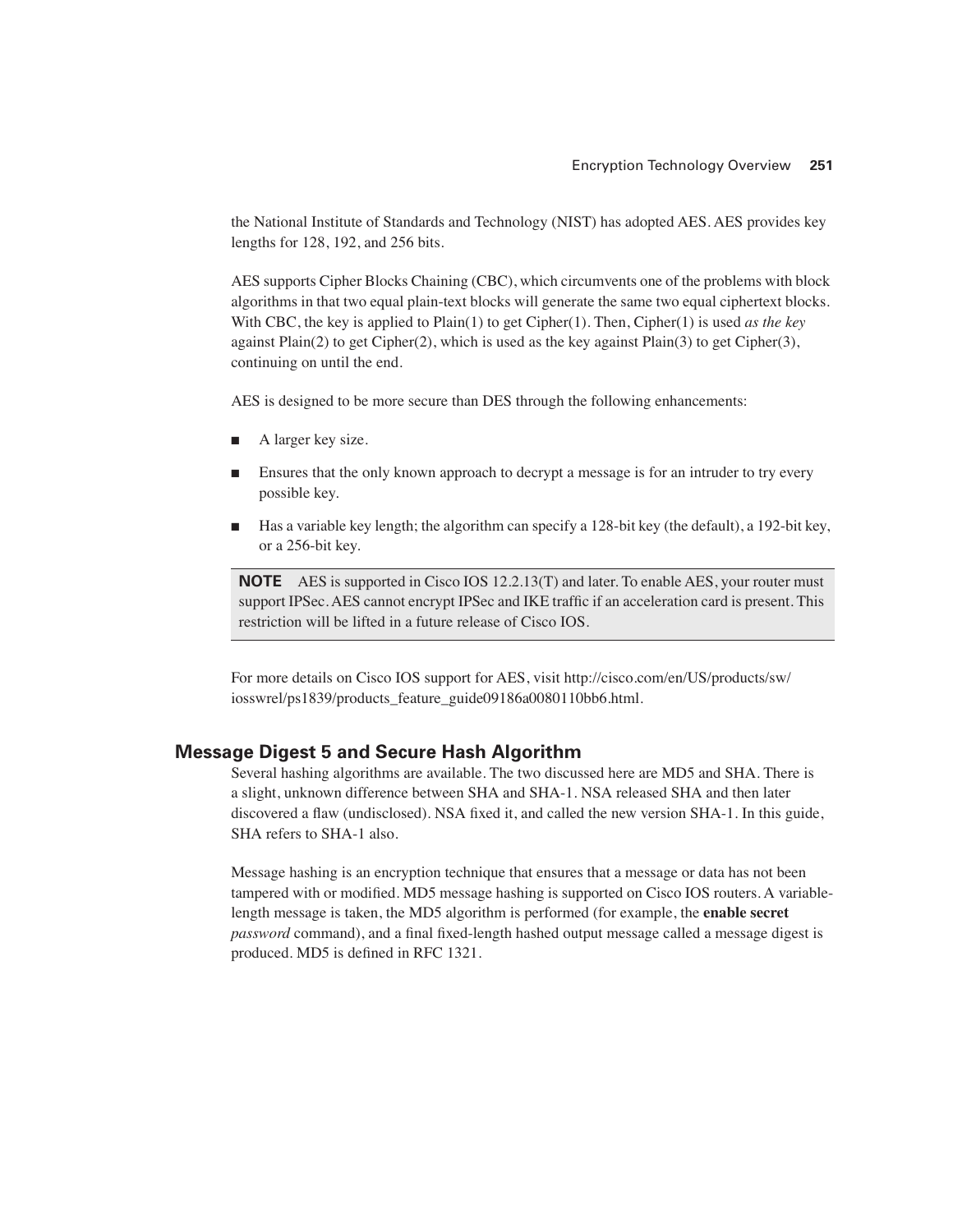the National Institute of Standards and Technology (NIST) has adopted AES. AES provides key lengths for 128, 192, and 256 bits.

AES supports Cipher Blocks Chaining (CBC), which circumvents one of the problems with block algorithms in that two equal plain-text blocks will generate the same two equal ciphertext blocks. With CBC, the key is applied to Plain(1) to get Cipher(1). Then, Cipher(1) is used *as the key* against Plain(2) to get Cipher(2), which is used as the key against Plain(3) to get Cipher(3), continuing on until the end.

AES is designed to be more secure than DES through the following enhancements:

- A larger key size.
- Ensures that the only known approach to decrypt a message is for an intruder to try every possible key.
- Has a variable key length; the algorithm can specify a 128-bit key (the default), a 192-bit key, or a 256-bit key.

> **NOTE** AES is supported in Cisco IOS 12.2.13(T) and later. To enable AES, your router must support IPSec. AES cannot encrypt IPSec and IKE traffic if an acceleration card is present. This restriction will be lifted in a future release of Cisco IOS.

For more details on Cisco IOS support for AES, visit http://cisco.com/en/US/products/sw/iosswrel/ps1839/products_feature_guide09186a0080110bb6.html.

## Message Digest 5 and Secure Hash Algorithm

Several hashing algorithms are available. The two discussed here are MD5 and SHA. There is a slight, unknown difference between SHA and SHA-1. NSA released SHA and then later discovered a flaw (undisclosed). NSA fixed it, and called the new version SHA-1. In this guide, SHA refers to SHA-1 also.

Message hashing is an encryption technique that ensures that a message or data has not been tampered with or modified. MD5 message hashing is supported on Cisco IOS routers. A variable-length message is taken, the MD5 algorithm is performed (for example, the **enable secret** *password* command), and a final fixed-length hashed output message called a message digest is produced. MD5 is defined in RFC 1321.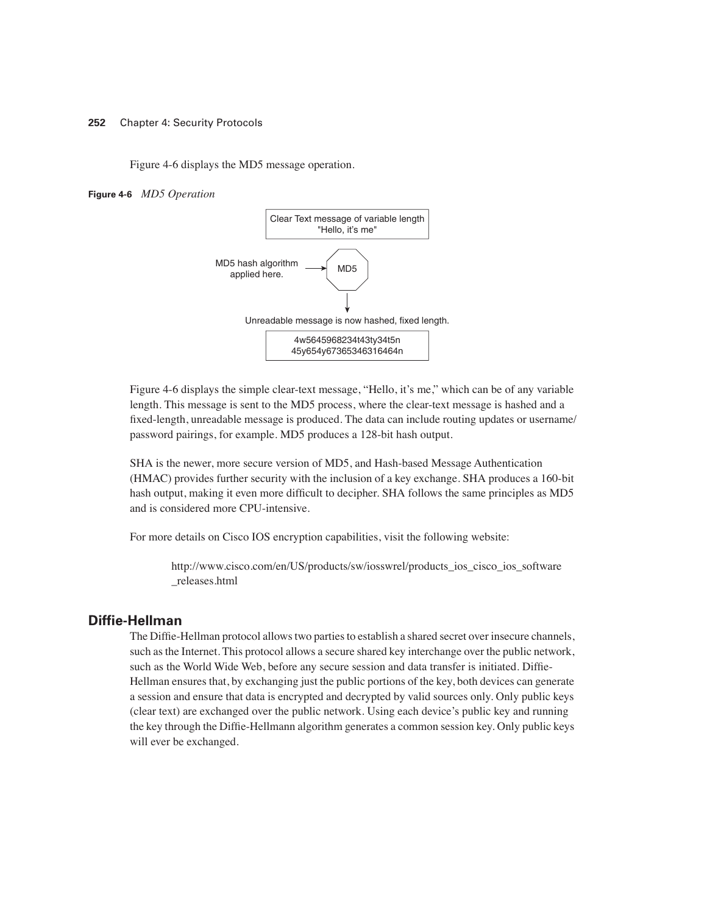Figure 4-6 displays the MD5 message operation.

**Figure 4-6** *MD5 Operation*

Clear Text message of variable length
"Hello, it's me"

MD5 hash algorithm applied here. → MD5

Unreadable message is now hashed, fixed length.

4w5645968234t43ty34t5n
45y654y67365346316464n

Figure 4-6 displays the simple clear-text message, "Hello, it's me," which can be of any variable length. This message is sent to the MD5 process, where the clear-text message is hashed and a fixed-length, unreadable message is produced. The data can include routing updates or username/password pairings, for example. MD5 produces a 128-bit hash output.

SHA is the newer, more secure version of MD5, and Hash-based Message Authentication (HMAC) provides further security with the inclusion of a key exchange. SHA produces a 160-bit hash output, making it even more difficult to decipher. SHA follows the same principles as MD5 and is considered more CPU-intensive.

For more details on Cisco IOS encryption capabilities, visit the following website:

> http://www.cisco.com/en/US/products/sw/iosswrel/products_ios_cisco_ios_software_releases.html

## Diffie-Hellman

The Diffie-Hellman protocol allows two parties to establish a shared secret over insecure channels, such as the Internet. This protocol allows a secure shared key interchange over the public network, such as the World Wide Web, before any secure session and data transfer is initiated. Diffie-Hellman ensures that, by exchanging just the public portions of the key, both devices can generate a session and ensure that data is encrypted and decrypted by valid sources only. Only public keys (clear text) are exchanged over the public network. Using each device's public key and running the key through the Diffie-Hellmann algorithm generates a common session key. Only public keys will ever be exchanged.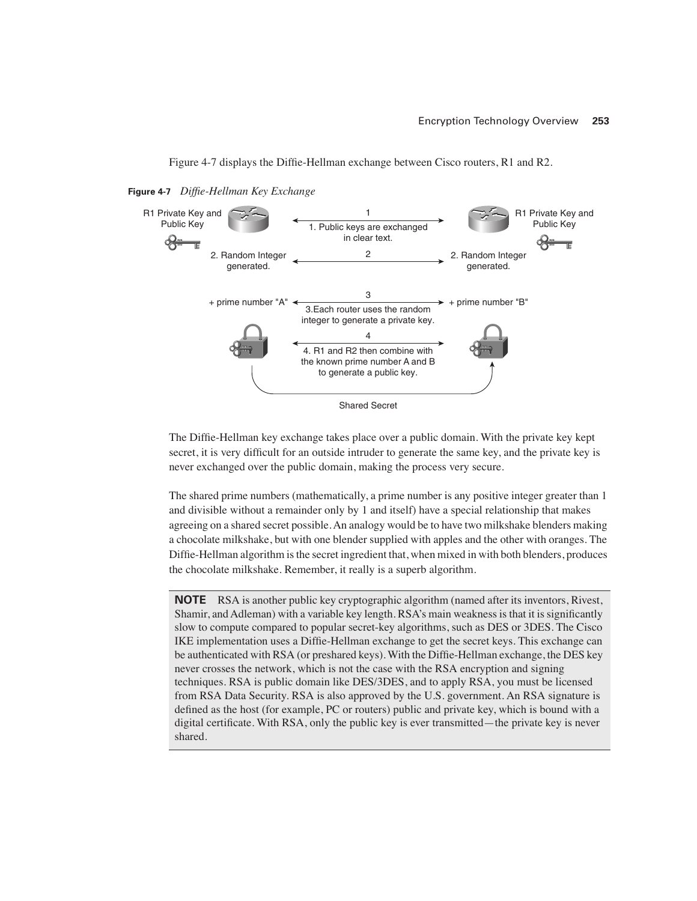Figure 4-7 displays the Diffie-Hellman exchange between Cisco routers, R1 and R2.

**Figure 4-7** *Diffie-Hellman Key Exchange*

The Diffie-Hellman key exchange takes place over a public domain. With the private key kept secret, it is very difficult for an outside intruder to generate the same key, and the private key is never exchanged over the public domain, making the process very secure.

The shared prime numbers (mathematically, a prime number is any positive integer greater than 1 and divisible without a remainder only by 1 and itself) have a special relationship that makes agreeing on a shared secret possible. An analogy would be to have two milkshake blenders making a chocolate milkshake, but with one blender supplied with apples and the other with oranges. The Diffie-Hellman algorithm is the secret ingredient that, when mixed in with both blenders, produces the chocolate milkshake. Remember, it really is a superb algorithm.

> **NOTE** RSA is another public key cryptographic algorithm (named after its inventors, Rivest, Shamir, and Adleman) with a variable key length. RSA's main weakness is that it is significantly slow to compute compared to popular secret-key algorithms, such as DES or 3DES. The Cisco IKE implementation uses a Diffie-Hellman exchange to get the secret keys. This exchange can be authenticated with RSA (or preshared keys). With the Diffie-Hellman exchange, the DES key never crosses the network, which is not the case with the RSA encryption and signing techniques. RSA is public domain like DES/3DES, and to apply RSA, you must be licensed from RSA Data Security. RSA is also approved by the U.S. government. An RSA signature is defined as the host (for example, PC or routers) public and private key, which is bound with a digital certificate. With RSA, only the public key is ever transmitted—the private key is never shared.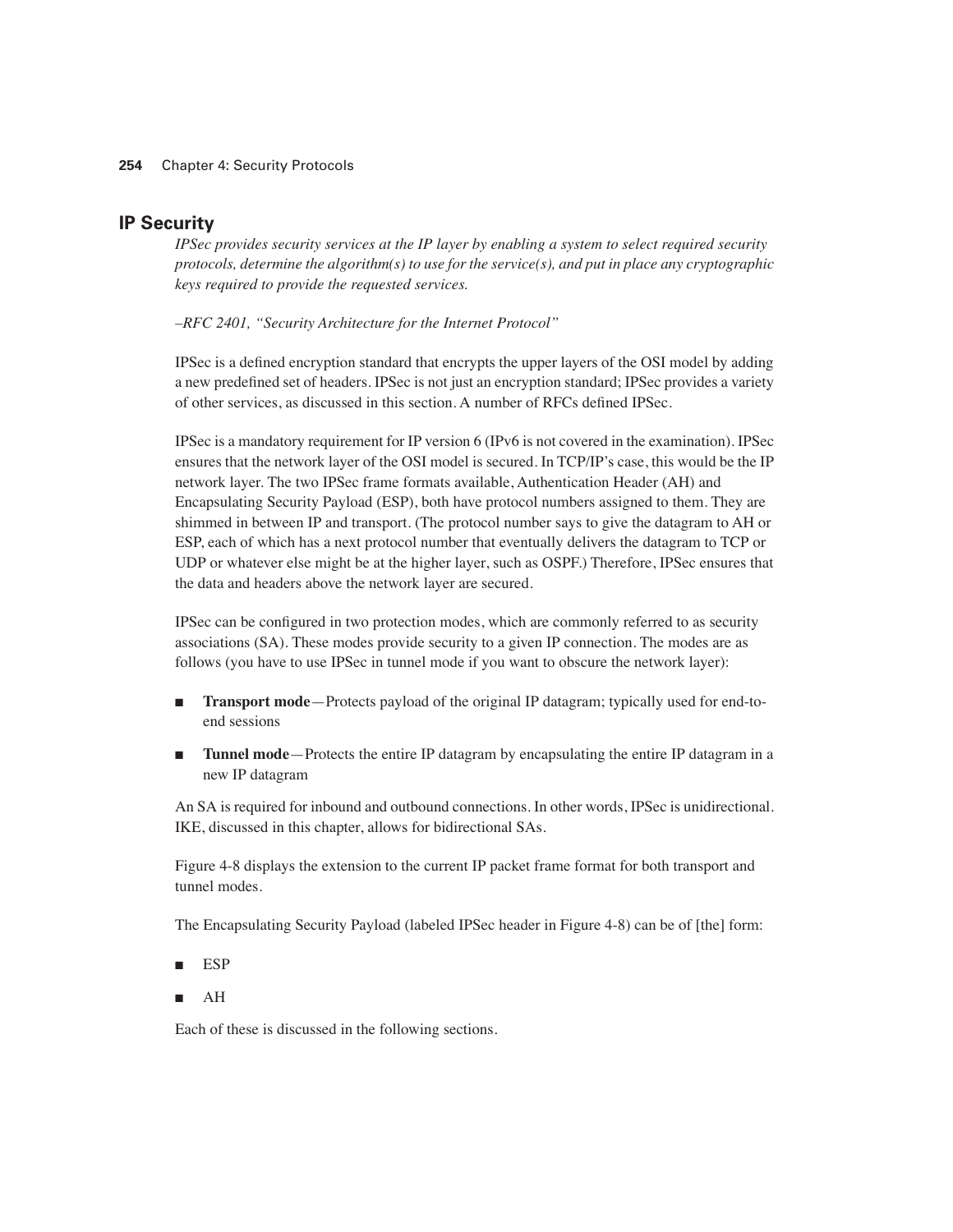## IP Security

*IPSec provides security services at the IP layer by enabling a system to select required security protocols, determine the algorithm(s) to use for the service(s), and put in place any cryptographic keys required to provide the requested services.*

*–RFC 2401, "Security Architecture for the Internet Protocol"*

IPSec is a defined encryption standard that encrypts the upper layers of the OSI model by adding a new predefined set of headers. IPSec is not just an encryption standard; IPSec provides a variety of other services, as discussed in this section. A number of RFCs defined IPSec.

IPSec is a mandatory requirement for IP version 6 (IPv6 is not covered in the examination). IPSec ensures that the network layer of the OSI model is secured. In TCP/IP's case, this would be the IP network layer. The two IPSec frame formats available, Authentication Header (AH) and Encapsulating Security Payload (ESP), both have protocol numbers assigned to them. They are shimmed in between IP and transport. (The protocol number says to give the datagram to AH or ESP, each of which has a next protocol number that eventually delivers the datagram to TCP or UDP or whatever else might be at the higher layer, such as OSPF.) Therefore, IPSec ensures that the data and headers above the network layer are secured.

IPSec can be configured in two protection modes, which are commonly referred to as security associations (SA). These modes provide security to a given IP connection. The modes are as follows (you have to use IPSec in tunnel mode if you want to obscure the network layer):

- **Transport mode**—Protects payload of the original IP datagram; typically used for end-to-end sessions
- **Tunnel mode**—Protects the entire IP datagram by encapsulating the entire IP datagram in a new IP datagram

An SA is required for inbound and outbound connections. In other words, IPSec is unidirectional. IKE, discussed in this chapter, allows for bidirectional SAs.

Figure 4-8 displays the extension to the current IP packet frame format for both transport and tunnel modes.

The Encapsulating Security Payload (labeled IPSec header in Figure 4-8) can be of [the] form:

- ESP
- AH

Each of these is discussed in the following sections.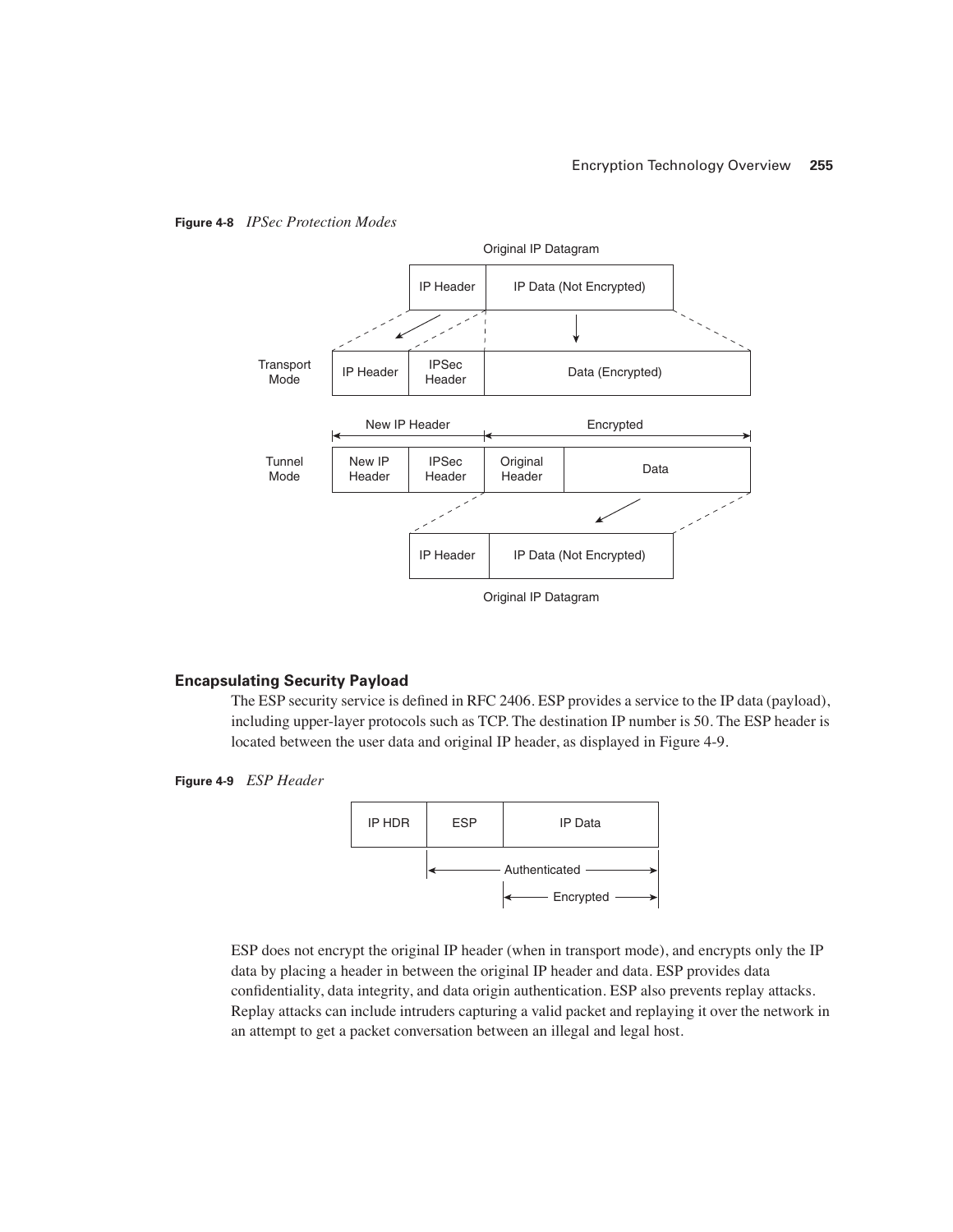**Figure 4-8** *IPSec Protection Modes*

**Encapsulating Security Payload**

The ESP security service is defined in RFC 2406. ESP provides a service to the IP data (payload), including upper-layer protocols such as TCP. The destination IP number is 50. The ESP header is located between the user data and original IP header, as displayed in Figure 4-9.

**Figure 4-9** *ESP Header*

ESP does not encrypt the original IP header (when in transport mode), and encrypts only the IP data by placing a header in between the original IP header and data. ESP provides data confidentiality, data integrity, and data origin authentication. ESP also prevents replay attacks. Replay attacks can include intruders capturing a valid packet and replaying it over the network in an attempt to get a packet conversation between an illegal and legal host.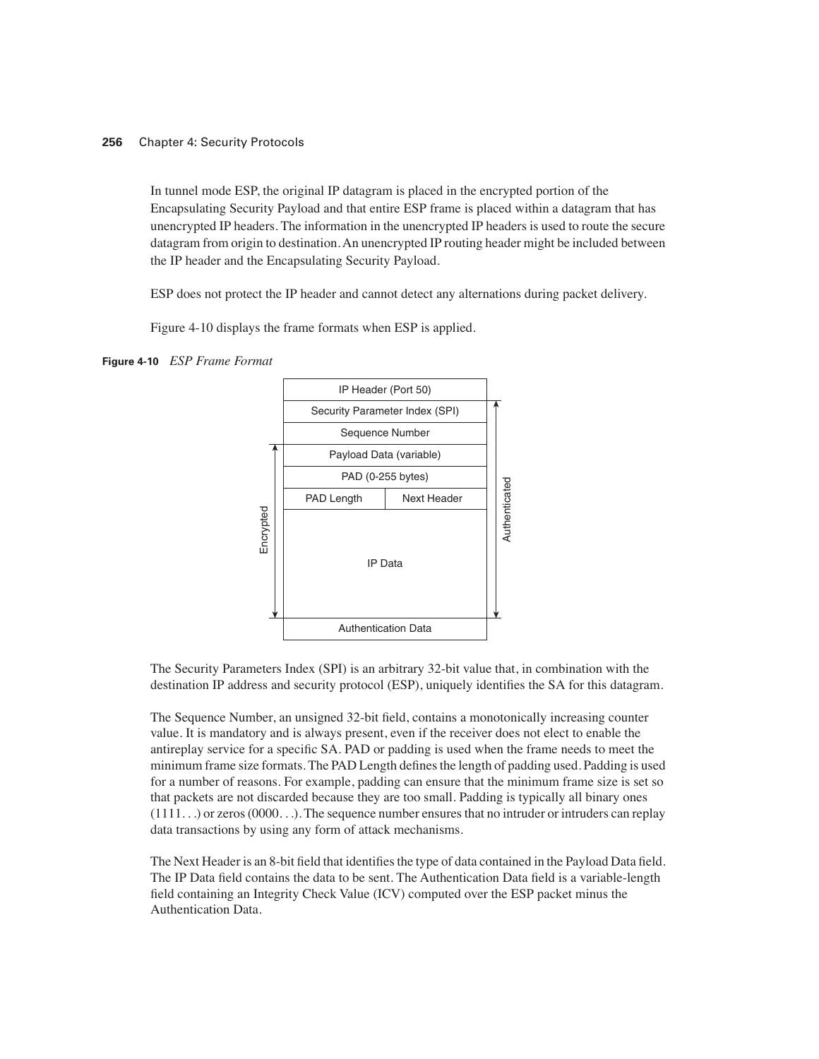In tunnel mode ESP, the original IP datagram is placed in the encrypted portion of the Encapsulating Security Payload and that entire ESP frame is placed within a datagram that has unencrypted IP headers. The information in the unencrypted IP headers is used to route the secure datagram from origin to destination. An unencrypted IP routing header might be included between the IP header and the Encapsulating Security Payload.

ESP does not protect the IP header and cannot detect any alternations during packet delivery.

Figure 4-10 displays the frame formats when ESP is applied.

**Figure 4-10** *ESP Frame Format*

| ESP Frame Field | | Encrypted | Authenticated |
|---|---|---|---|
| IP Header (Port 50) | | | |
| Security Parameter Index (SPI) | | | Authenticated |
| Sequence Number | | | Authenticated |
| Payload Data (variable) | | Encrypted | Authenticated |
| PAD (0-255 bytes) | | Encrypted | Authenticated |
| PAD Length | Next Header | Encrypted | Authenticated |
| IP Data | | Encrypted | Authenticated |
| Authentication Data | | | |

The Security Parameters Index (SPI) is an arbitrary 32-bit value that, in combination with the destination IP address and security protocol (ESP), uniquely identifies the SA for this datagram.

The Sequence Number, an unsigned 32-bit field, contains a monotonically increasing counter value. It is mandatory and is always present, even if the receiver does not elect to enable the antireplay service for a specific SA. PAD or padding is used when the frame needs to meet the minimum frame size formats. The PAD Length defines the length of padding used. Padding is used for a number of reasons. For example, padding can ensure that the minimum frame size is set so that packets are not discarded because they are too small. Padding is typically all binary ones (1111. . .) or zeros (0000. . .). The sequence number ensures that no intruder or intruders can replay data transactions by using any form of attack mechanisms.

The Next Header is an 8-bit field that identifies the type of data contained in the Payload Data field. The IP Data field contains the data to be sent. The Authentication Data field is a variable-length field containing an Integrity Check Value (ICV) computed over the ESP packet minus the Authentication Data.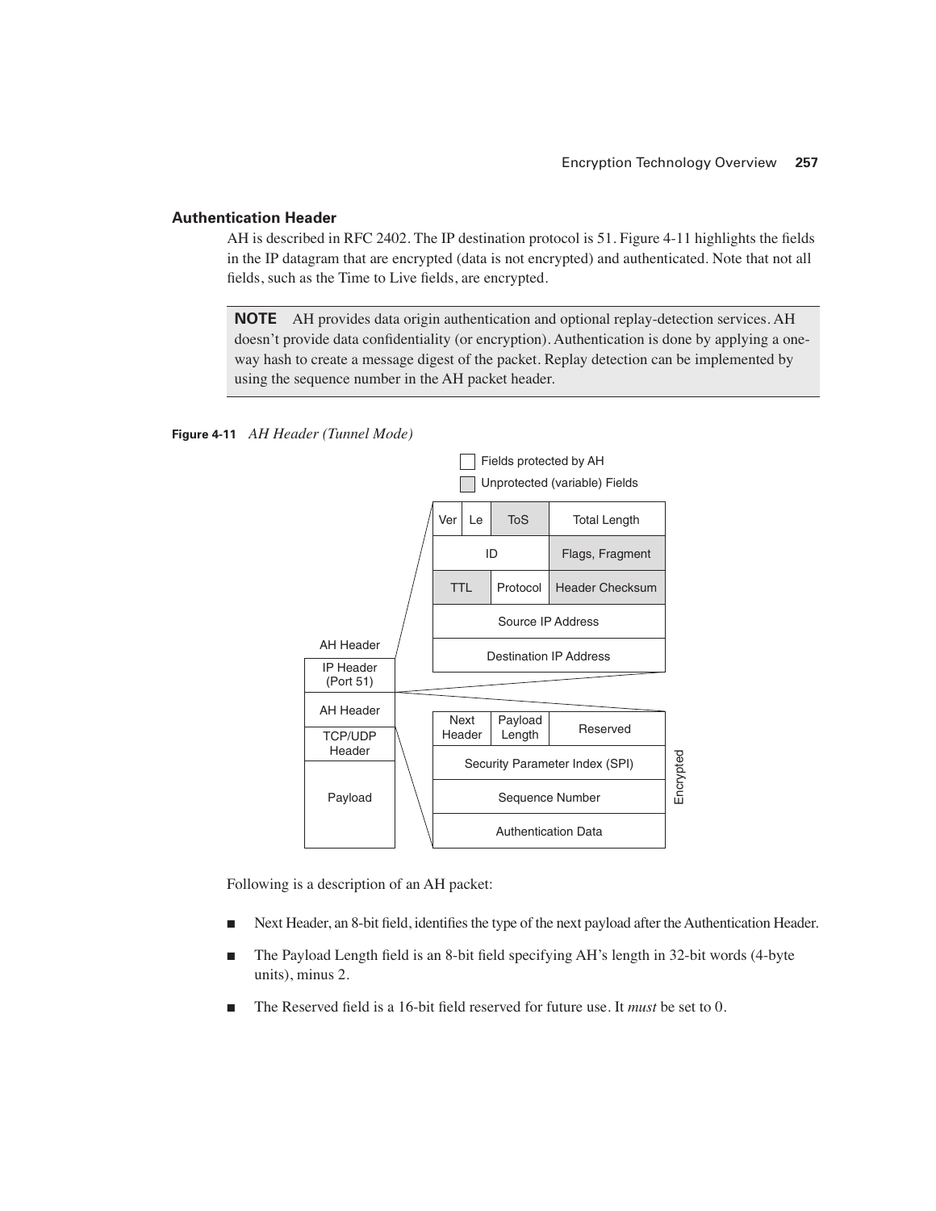### Authentication Header

AH is described in RFC 2402. The IP destination protocol is 51. Figure 4-11 highlights the fields in the IP datagram that are encrypted (data is not encrypted) and authenticated. Note that not all fields, such as the Time to Live fields, are encrypted.

> **NOTE** AH provides data origin authentication and optional replay-detection services. AH doesn't provide data confidentiality (or encryption). Authentication is done by applying a one-way hash to create a message digest of the packet. Replay detection can be implemented by using the sequence number in the AH packet header.

**Figure 4-11** *AH Header (Tunnel Mode)*

Following is a description of an AH packet:

- Next Header, an 8-bit field, identifies the type of the next payload after the Authentication Header.
- The Payload Length field is an 8-bit field specifying AH's length in 32-bit words (4-byte units), minus 2.
- The Reserved field is a 16-bit field reserved for future use. It *must* be set to 0.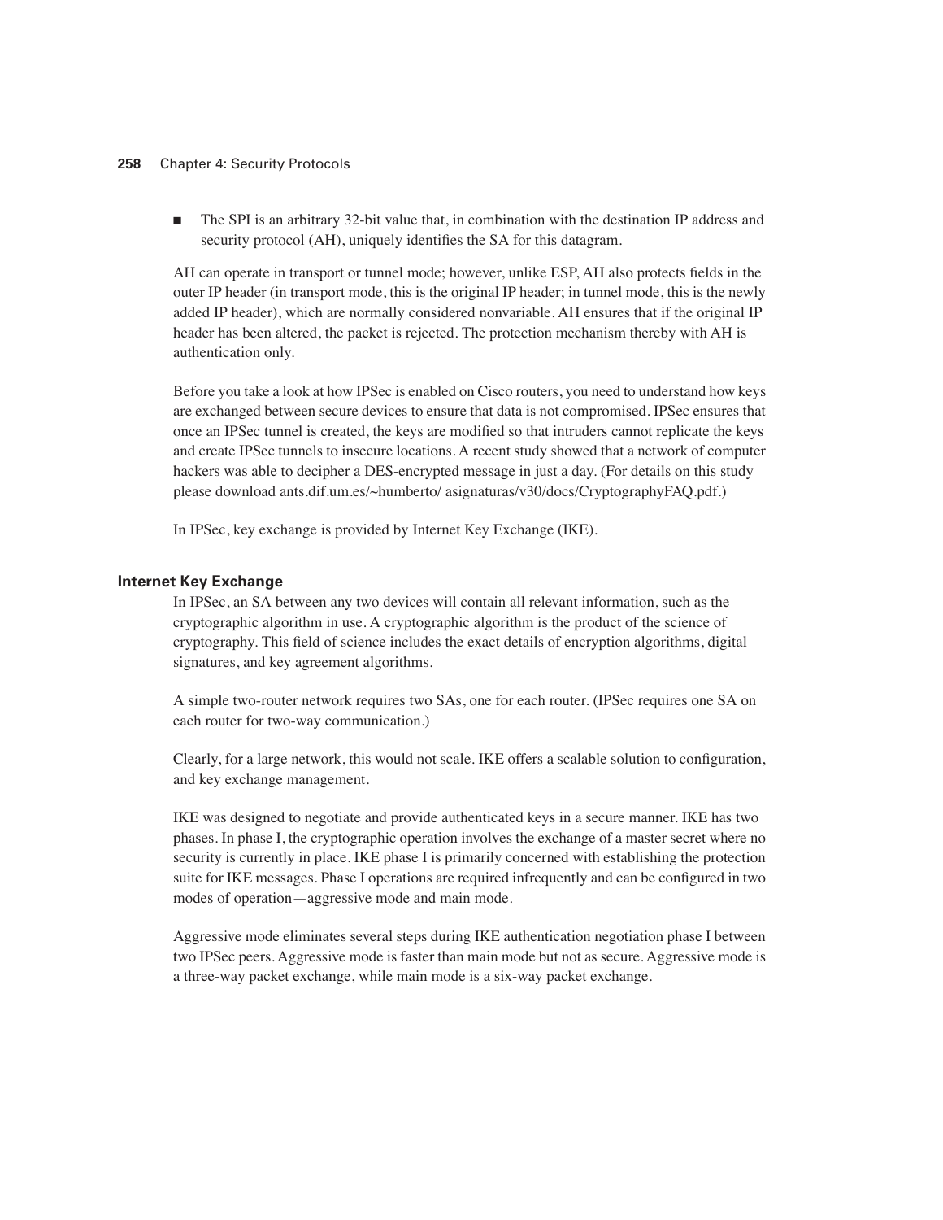- The SPI is an arbitrary 32-bit value that, in combination with the destination IP address and security protocol (AH), uniquely identifies the SA for this datagram.

AH can operate in transport or tunnel mode; however, unlike ESP, AH also protects fields in the outer IP header (in transport mode, this is the original IP header; in tunnel mode, this is the newly added IP header), which are normally considered nonvariable. AH ensures that if the original IP header has been altered, the packet is rejected. The protection mechanism thereby with AH is authentication only.

Before you take a look at how IPSec is enabled on Cisco routers, you need to understand how keys are exchanged between secure devices to ensure that data is not compromised. IPSec ensures that once an IPSec tunnel is created, the keys are modified so that intruders cannot replicate the keys and create IPSec tunnels to insecure locations. A recent study showed that a network of computer hackers was able to decipher a DES-encrypted message in just a day. (For details on this study please download ants.dif.um.es/~humberto/ asignaturas/v30/docs/CryptographyFAQ.pdf.)

In IPSec, key exchange is provided by Internet Key Exchange (IKE).

### Internet Key Exchange

In IPSec, an SA between any two devices will contain all relevant information, such as the cryptographic algorithm in use. A cryptographic algorithm is the product of the science of cryptography. This field of science includes the exact details of encryption algorithms, digital signatures, and key agreement algorithms.

A simple two-router network requires two SAs, one for each router. (IPSec requires one SA on each router for two-way communication.)

Clearly, for a large network, this would not scale. IKE offers a scalable solution to configuration, and key exchange management.

IKE was designed to negotiate and provide authenticated keys in a secure manner. IKE has two phases. In phase I, the cryptographic operation involves the exchange of a master secret where no security is currently in place. IKE phase I is primarily concerned with establishing the protection suite for IKE messages. Phase I operations are required infrequently and can be configured in two modes of operation—aggressive mode and main mode.

Aggressive mode eliminates several steps during IKE authentication negotiation phase I between two IPSec peers. Aggressive mode is faster than main mode but not as secure. Aggressive mode is a three-way packet exchange, while main mode is a six-way packet exchange.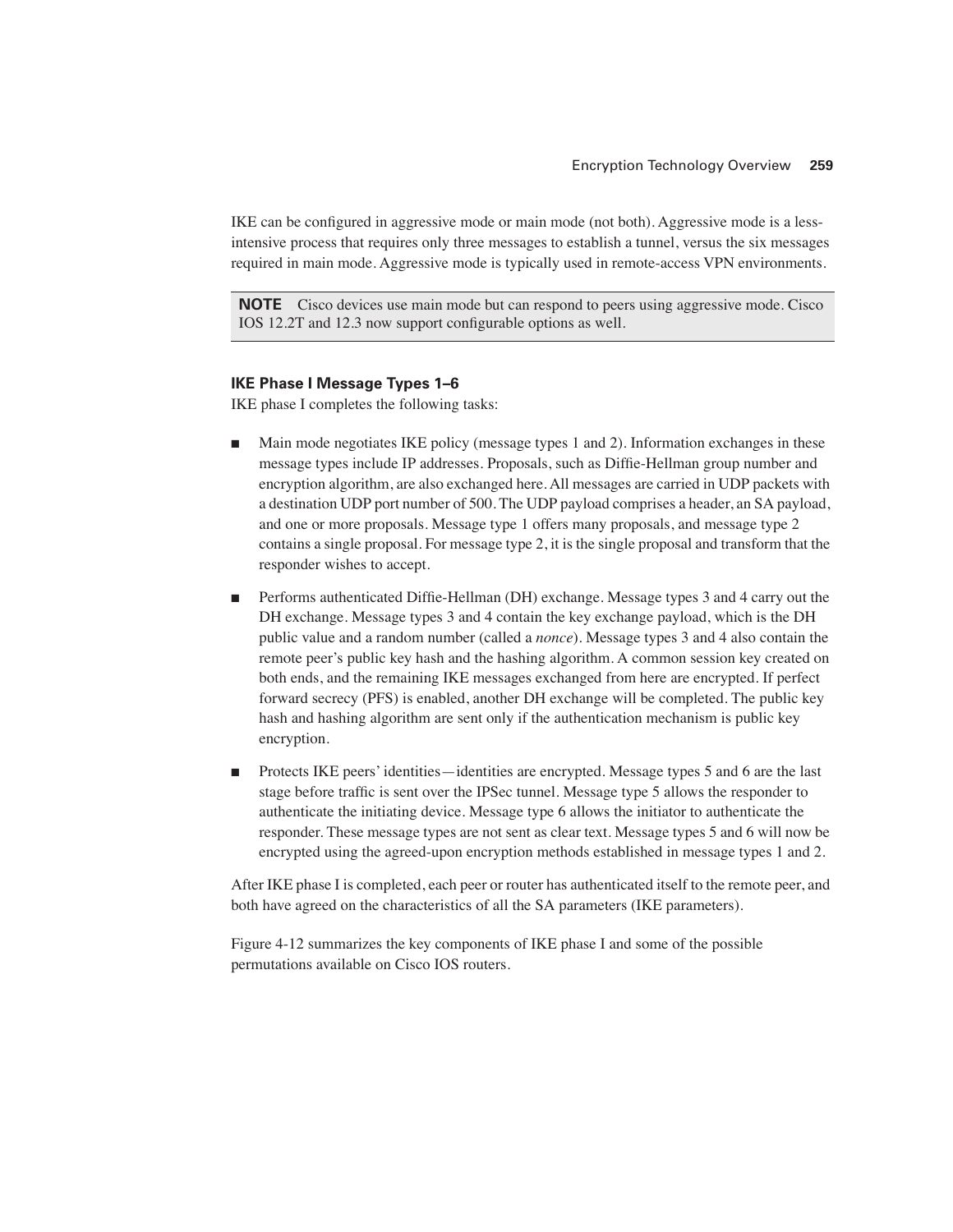IKE can be configured in aggressive mode or main mode (not both). Aggressive mode is a less-intensive process that requires only three messages to establish a tunnel, versus the six messages required in main mode. Aggressive mode is typically used in remote-access VPN environments.

> **NOTE** Cisco devices use main mode but can respond to peers using aggressive mode. Cisco IOS 12.2T and 12.3 now support configurable options as well.

### IKE Phase I Message Types 1–6

IKE phase I completes the following tasks:

- Main mode negotiates IKE policy (message types 1 and 2). Information exchanges in these message types include IP addresses. Proposals, such as Diffie-Hellman group number and encryption algorithm, are also exchanged here. All messages are carried in UDP packets with a destination UDP port number of 500. The UDP payload comprises a header, an SA payload, and one or more proposals. Message type 1 offers many proposals, and message type 2 contains a single proposal. For message type 2, it is the single proposal and transform that the responder wishes to accept.

- Performs authenticated Diffie-Hellman (DH) exchange. Message types 3 and 4 carry out the DH exchange. Message types 3 and 4 contain the key exchange payload, which is the DH public value and a random number (called a *nonce*). Message types 3 and 4 also contain the remote peer's public key hash and the hashing algorithm. A common session key created on both ends, and the remaining IKE messages exchanged from here are encrypted. If perfect forward secrecy (PFS) is enabled, another DH exchange will be completed. The public key hash and hashing algorithm are sent only if the authentication mechanism is public key encryption.

- Protects IKE peers' identities—identities are encrypted. Message types 5 and 6 are the last stage before traffic is sent over the IPSec tunnel. Message type 5 allows the responder to authenticate the initiating device. Message type 6 allows the initiator to authenticate the responder. These message types are not sent as clear text. Message types 5 and 6 will now be encrypted using the agreed-upon encryption methods established in message types 1 and 2.

After IKE phase I is completed, each peer or router has authenticated itself to the remote peer, and both have agreed on the characteristics of all the SA parameters (IKE parameters).

Figure 4-12 summarizes the key components of IKE phase I and some of the possible permutations available on Cisco IOS routers.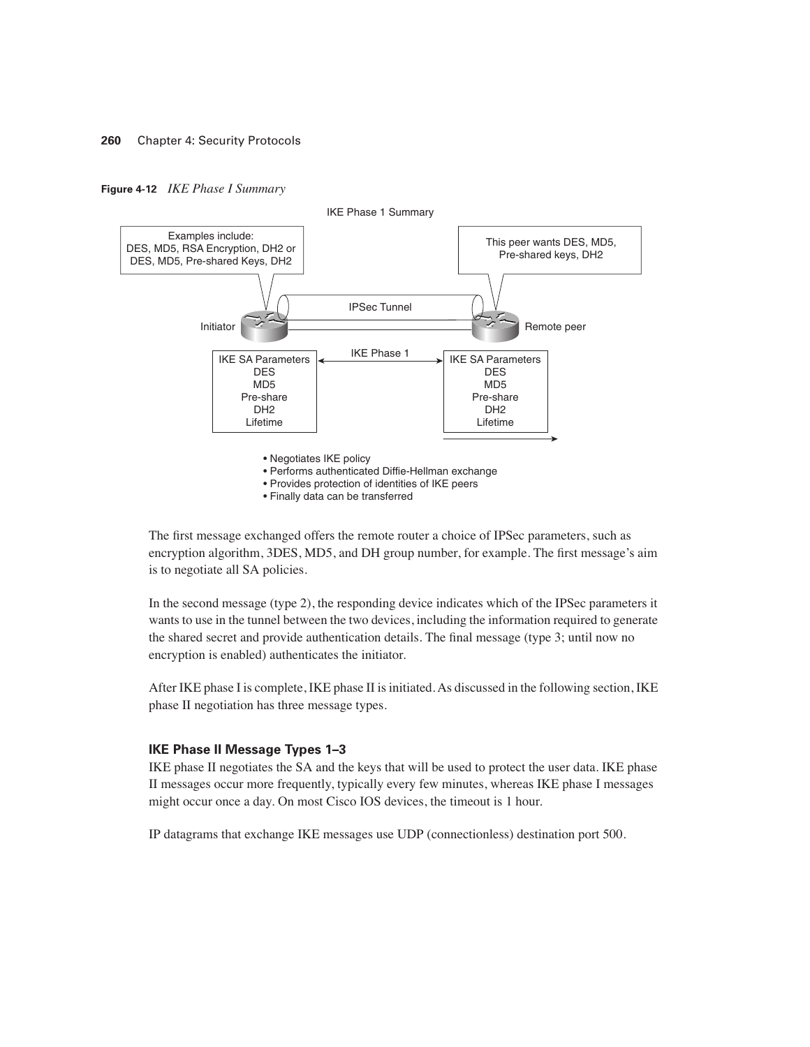**Figure 4-12** *IKE Phase I Summary*

IKE Phase 1 Summary

Examples include:
DES, MD5, RSA Encryption, DH2 or
DES, MD5, Pre-shared Keys, DH2

This peer wants DES, MD5,
Pre-shared keys, DH2

IPSec Tunnel

Initiator

Remote peer

IKE Phase 1

| IKE SA Parameters |
|---|
| DES |
| MD5 |
| Pre-share |
| DH2 |
| Lifetime |

| IKE SA Parameters |
|---|
| DES |
| MD5 |
| Pre-share |
| DH2 |
| Lifetime |

- Negotiates IKE policy
- Performs authenticated Diffie-Hellman exchange
- Provides protection of identities of IKE peers
- Finally data can be transferred

The first message exchanged offers the remote router a choice of IPSec parameters, such as encryption algorithm, 3DES, MD5, and DH group number, for example. The first message's aim is to negotiate all SA policies.

In the second message (type 2), the responding device indicates which of the IPSec parameters it wants to use in the tunnel between the two devices, including the information required to generate the shared secret and provide authentication details. The final message (type 3; until now no encryption is enabled) authenticates the initiator.

After IKE phase I is complete, IKE phase II is initiated. As discussed in the following section, IKE phase II negotiation has three message types.

### IKE Phase II Message Types 1–3

IKE phase II negotiates the SA and the keys that will be used to protect the user data. IKE phase II messages occur more frequently, typically every few minutes, whereas IKE phase I messages might occur once a day. On most Cisco IOS devices, the timeout is 1 hour.

IP datagrams that exchange IKE messages use UDP (connectionless) destination port 500.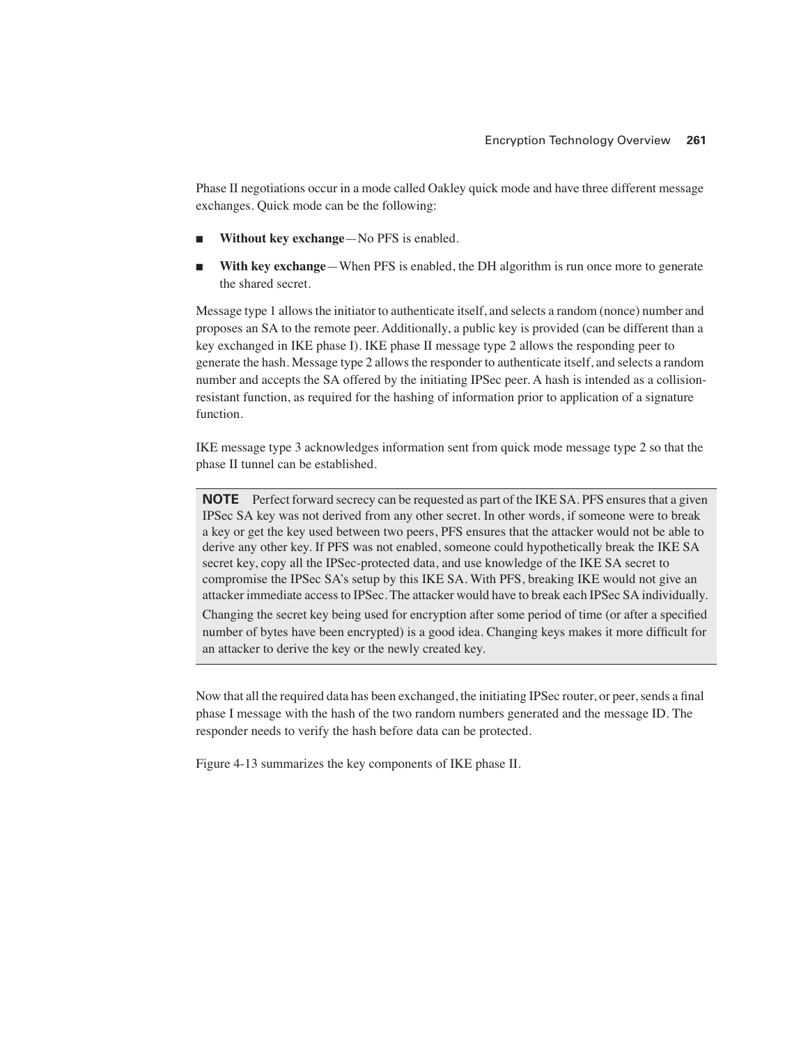Phase II negotiations occur in a mode called Oakley quick mode and have three different message exchanges. Quick mode can be the following:

- **Without key exchange**—No PFS is enabled.
- **With key exchange**—When PFS is enabled, the DH algorithm is run once more to generate the shared secret.

Message type 1 allows the initiator to authenticate itself, and selects a random (nonce) number and proposes an SA to the remote peer. Additionally, a public key is provided (can be different than a key exchanged in IKE phase I). IKE phase II message type 2 allows the responding peer to generate the hash. Message type 2 allows the responder to authenticate itself, and selects a random number and accepts the SA offered by the initiating IPSec peer. A hash is intended as a collision-resistant function, as required for the hashing of information prior to application of a signature function.

IKE message type 3 acknowledges information sent from quick mode message type 2 so that the phase II tunnel can be established.

> **NOTE** Perfect forward secrecy can be requested as part of the IKE SA. PFS ensures that a given IPSec SA key was not derived from any other secret. In other words, if someone were to break a key or get the key used between two peers, PFS ensures that the attacker would not be able to derive any other key. If PFS was not enabled, someone could hypothetically break the IKE SA secret key, copy all the IPSec-protected data, and use knowledge of the IKE SA secret to compromise the IPSec SA's setup by this IKE SA. With PFS, breaking IKE would not give an attacker immediate access to IPSec. The attacker would have to break each IPSec SA individually.
>
> Changing the secret key being used for encryption after some period of time (or after a specified number of bytes have been encrypted) is a good idea. Changing keys makes it more difficult for an attacker to derive the key or the newly created key.

Now that all the required data has been exchanged, the initiating IPSec router, or peer, sends a final phase I message with the hash of the two random numbers generated and the message ID. The responder needs to verify the hash before data can be protected.

Figure 4-13 summarizes the key components of IKE phase II.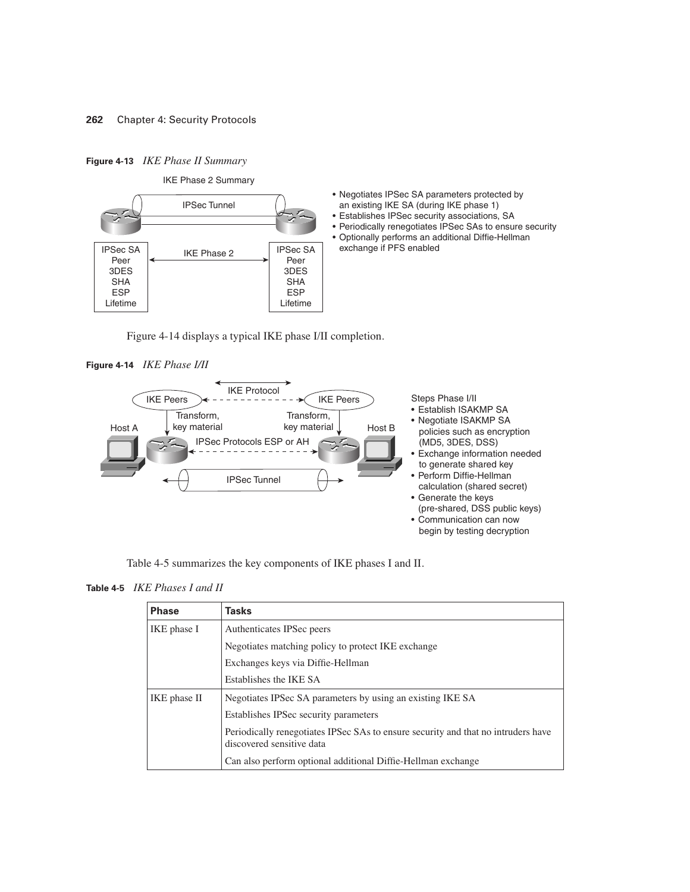**Figure 4-13** *IKE Phase II Summary*

IKE Phase 2 Summary

IPSec Tunnel

| IPSec SA | IKE Phase 2 | IPSec SA |
|---|---|---|
| Peer | | Peer |
| 3DES | | 3DES |
| SHA | | SHA |
| ESP | | ESP |
| Lifetime | | Lifetime |

- Negotiates IPSec SA parameters protected by an existing IKE SA (during IKE phase 1)
- Establishes IPSec security associations, SA
- Periodically renegotiates IPSec SAs to ensure security
- Optionally performs an additional Diffie-Hellman exchange if PFS enabled

Figure 4-14 displays a typical IKE phase I/II completion.

**Figure 4-14** *IKE Phase I/II*

IKE Protocol

IKE Peers — IKE Peers

Transform, key material — Transform, key material

Host A — Host B

IPSec Protocols ESP or AH

IPSec Tunnel

Steps Phase I/II

- Establish ISAKMP SA
- Negotiate ISAKMP SA policies such as encryption (MD5, 3DES, DSS)
- Exchange information needed to generate shared key
- Perform Diffie-Hellman calculation (shared secret)
- Generate the keys (pre-shared, DSS public keys)
- Communication can now begin by testing decryption

Table 4-5 summarizes the key components of IKE phases I and II.

**Table 4-5** *IKE Phases I and II*

| Phase | Tasks |
|---|---|
| IKE phase I | Authenticates IPSec peers |
| | Negotiates matching policy to protect IKE exchange |
| | Exchanges keys via Diffie-Hellman |
| | Establishes the IKE SA |
| IKE phase II | Negotiates IPSec SA parameters by using an existing IKE SA |
| | Establishes IPSec security parameters |
| | Periodically renegotiates IPSec SAs to ensure security and that no intruders have discovered sensitive data |
| | Can also perform optional additional Diffie-Hellman exchange |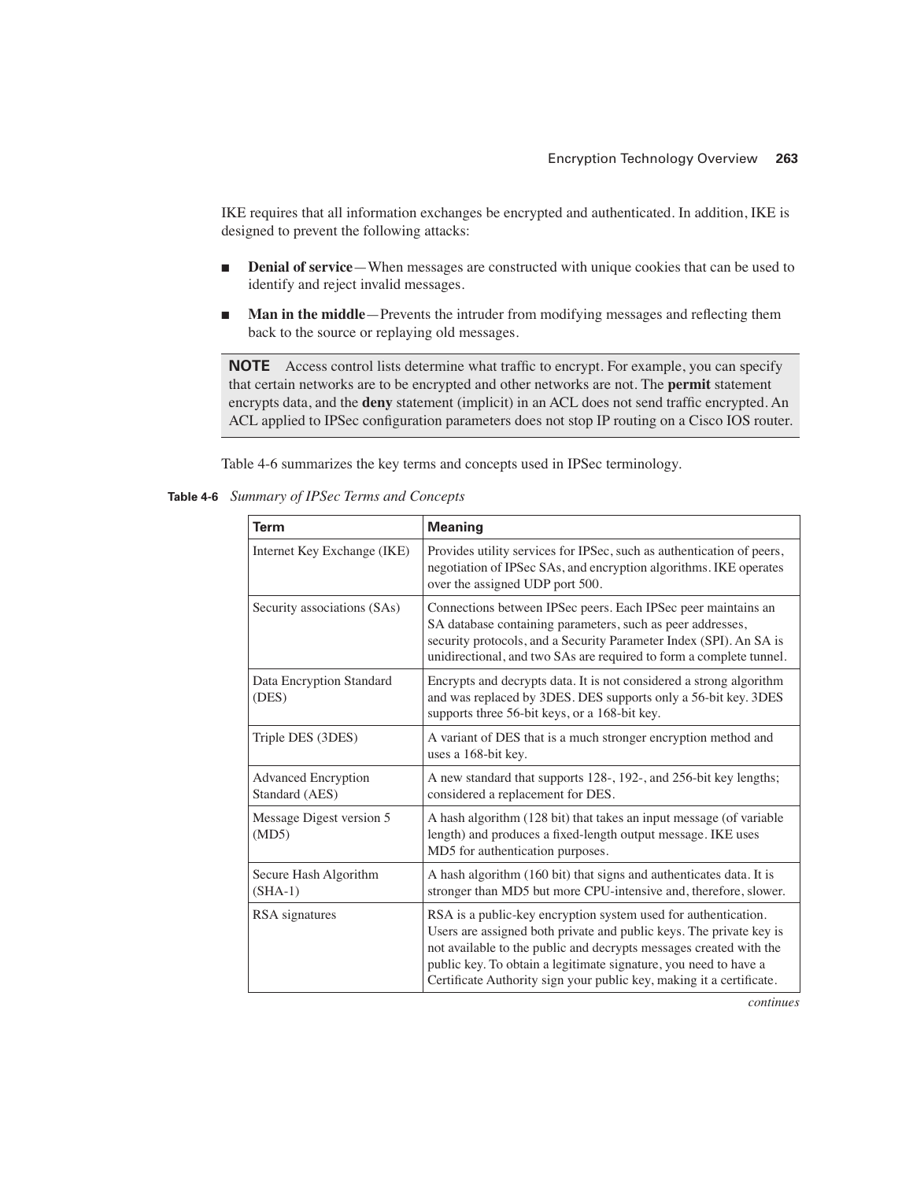IKE requires that all information exchanges be encrypted and authenticated. In addition, IKE is designed to prevent the following attacks:

- **Denial of service**—When messages are constructed with unique cookies that can be used to identify and reject invalid messages.
- **Man in the middle**—Prevents the intruder from modifying messages and reflecting them back to the source or replaying old messages.

> **NOTE** Access control lists determine what traffic to encrypt. For example, you can specify that certain networks are to be encrypted and other networks are not. The **permit** statement encrypts data, and the **deny** statement (implicit) in an ACL does not send traffic encrypted. An ACL applied to IPSec configuration parameters does not stop IP routing on a Cisco IOS router.

Table 4-6 summarizes the key terms and concepts used in IPSec terminology.

**Table 4-6** *Summary of IPSec Terms and Concepts*

| Term | Meaning |
|---|---|
| Internet Key Exchange (IKE) | Provides utility services for IPSec, such as authentication of peers, negotiation of IPSec SAs, and encryption algorithms. IKE operates over the assigned UDP port 500. |
| Security associations (SAs) | Connections between IPSec peers. Each IPSec peer maintains an SA database containing parameters, such as peer addresses, security protocols, and a Security Parameter Index (SPI). An SA is unidirectional, and two SAs are required to form a complete tunnel. |
| Data Encryption Standard (DES) | Encrypts and decrypts data. It is not considered a strong algorithm and was replaced by 3DES. DES supports only a 56-bit key. 3DES supports three 56-bit keys, or a 168-bit key. |
| Triple DES (3DES) | A variant of DES that is a much stronger encryption method and uses a 168-bit key. |
| Advanced Encryption Standard (AES) | A new standard that supports 128-, 192-, and 256-bit key lengths; considered a replacement for DES. |
| Message Digest version 5 (MD5) | A hash algorithm (128 bit) that takes an input message (of variable length) and produces a fixed-length output message. IKE uses MD5 for authentication purposes. |
| Secure Hash Algorithm (SHA-1) | A hash algorithm (160 bit) that signs and authenticates data. It is stronger than MD5 but more CPU-intensive and, therefore, slower. |
| RSA signatures | RSA is a public-key encryption system used for authentication. Users are assigned both private and public keys. The private key is not available to the public and decrypts messages created with the public key. To obtain a legitimate signature, you need to have a Certificate Authority sign your public key, making it a certificate. |

*continues*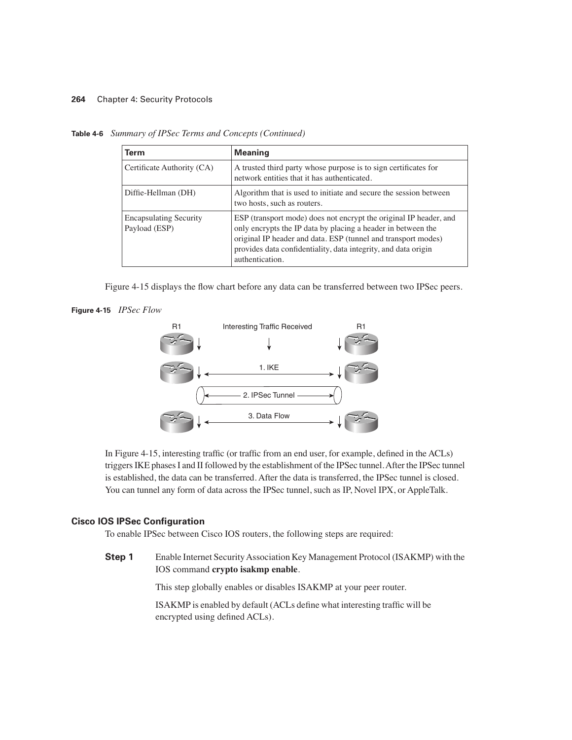**Table 4-6** *Summary of IPSec Terms and Concepts (Continued)*

| Term | Meaning |
|---|---|
| Certificate Authority (CA) | A trusted third party whose purpose is to sign certificates for network entities that it has authenticated. |
| Diffie-Hellman (DH) | Algorithm that is used to initiate and secure the session between two hosts, such as routers. |
| Encapsulating Security Payload (ESP) | ESP (transport mode) does not encrypt the original IP header, and only encrypts the IP data by placing a header in between the original IP header and data. ESP (tunnel and transport modes) provides data confidentiality, data integrity, and data origin authentication. |

Figure 4-15 displays the flow chart before any data can be transferred between two IPSec peers.

**Figure 4-15** *IPSec Flow*

R1 — Interesting Traffic Received — R1

1. IKE

2. IPSec Tunnel

3. Data Flow

In Figure 4-15, interesting traffic (or traffic from an end user, for example, defined in the ACLs) triggers IKE phases I and II followed by the establishment of the IPSec tunnel. After the IPSec tunnel is established, the data can be transferred. After the data is transferred, the IPSec tunnel is closed. You can tunnel any form of data across the IPSec tunnel, such as IP, Novel IPX, or AppleTalk.

### Cisco IOS IPSec Configuration

To enable IPSec between Cisco IOS routers, the following steps are required:

**Step 1** Enable Internet Security Association Key Management Protocol (ISAKMP) with the IOS command **crypto isakmp enable**.

This step globally enables or disables ISAKMP at your peer router.

ISAKMP is enabled by default (ACLs define what interesting traffic will be encrypted using defined ACLs).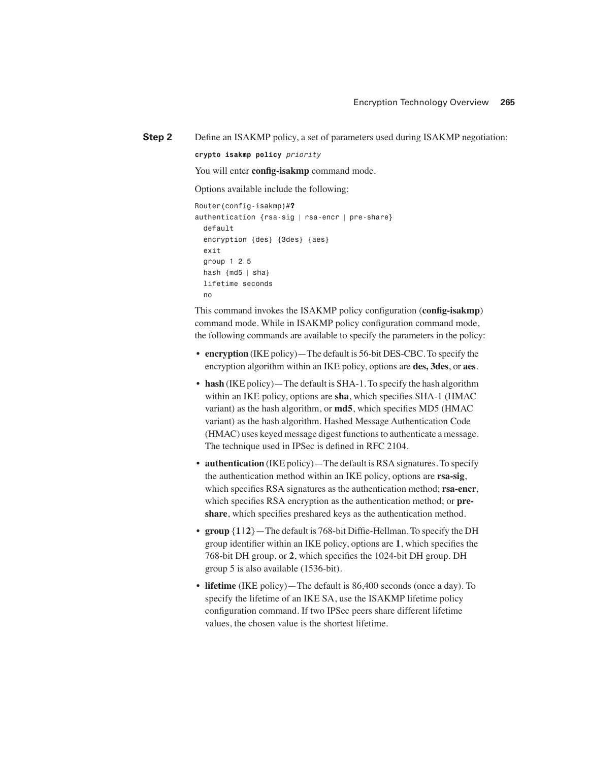**Step 2** Define an ISAKMP policy, a set of parameters used during ISAKMP negotiation:

```
crypto isakmp policy priority
```

You will enter **config-isakmp** command mode.

Options available include the following:

```
Router(config-isakmp)#?
authentication {rsa-sig | rsa-encr | pre-share}
  default
  encryption {des} {3des} {aes}
  exit
  group 1 2 5
  hash {md5 | sha}
  lifetime seconds
  no
```

This command invokes the ISAKMP policy configuration (**config-isakmp**) command mode. While in ISAKMP policy configuration command mode, the following commands are available to specify the parameters in the policy:

- **encryption** (IKE policy)—The default is 56-bit DES-CBC. To specify the encryption algorithm within an IKE policy, options are **des, 3des**, or **aes**.
- **hash** (IKE policy)—The default is SHA-1. To specify the hash algorithm within an IKE policy, options are **sha**, which specifies SHA-1 (HMAC variant) as the hash algorithm, or **md5**, which specifies MD5 (HMAC variant) as the hash algorithm. Hashed Message Authentication Code (HMAC) uses keyed message digest functions to authenticate a message. The technique used in IPSec is defined in RFC 2104.
- **authentication** (IKE policy)—The default is RSA signatures. To specify the authentication method within an IKE policy, options are **rsa-sig**, which specifies RSA signatures as the authentication method; **rsa-encr**, which specifies RSA encryption as the authentication method; or **pre-share**, which specifies preshared keys as the authentication method.
- **group** {**1** | **2**}—The default is 768-bit Diffie-Hellman. To specify the DH group identifier within an IKE policy, options are **1**, which specifies the 768-bit DH group, or **2**, which specifies the 1024-bit DH group. DH group 5 is also available (1536-bit).
- **lifetime** (IKE policy)—The default is 86,400 seconds (once a day). To specify the lifetime of an IKE SA, use the ISAKMP lifetime policy configuration command. If two IPSec peers share different lifetime values, the chosen value is the shortest lifetime.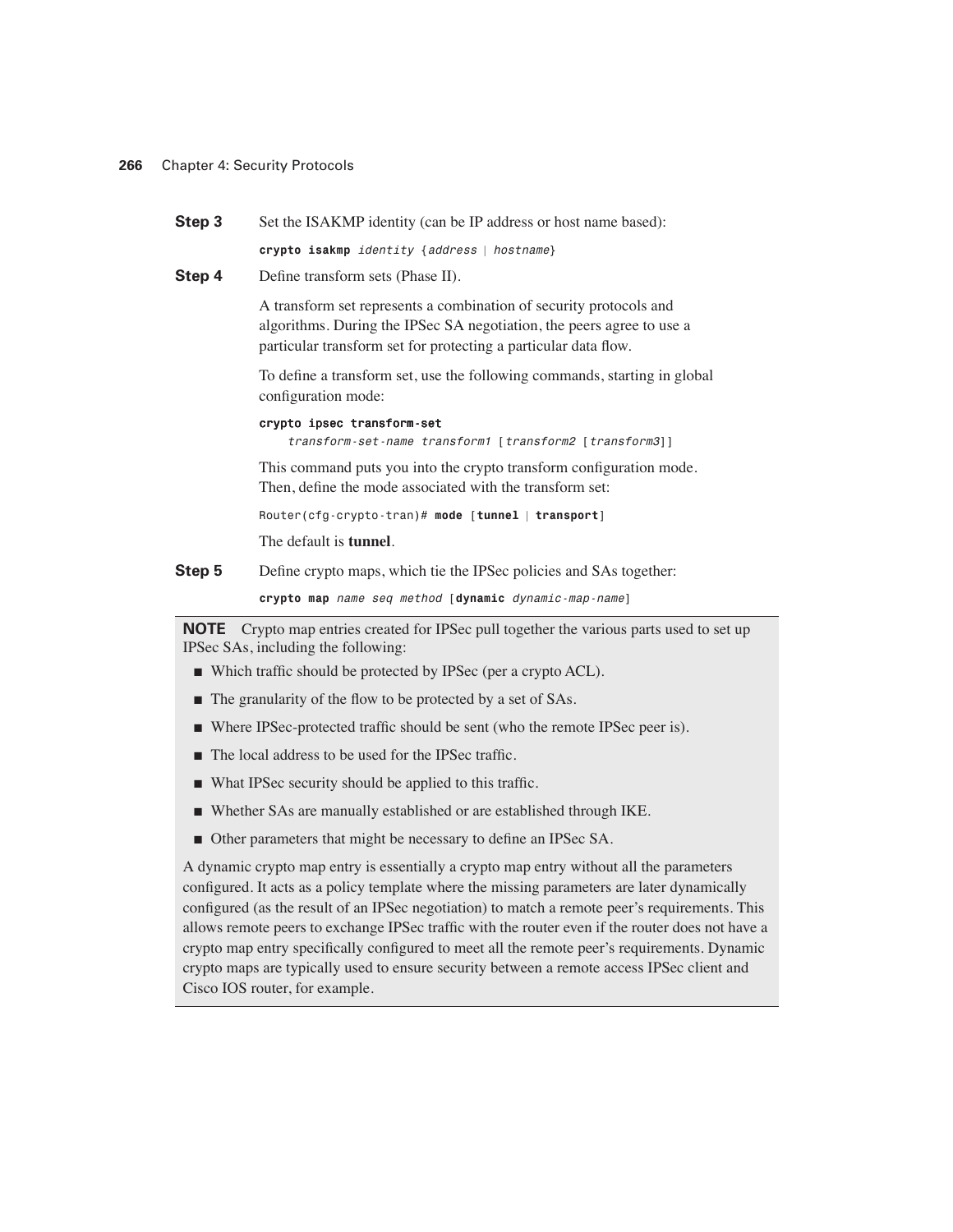**Step 3** Set the ISAKMP identity (can be IP address or host name based):

```
crypto isakmp identity {address | hostname}
```

**Step 4** Define transform sets (Phase II).

A transform set represents a combination of security protocols and algorithms. During the IPSec SA negotiation, the peers agree to use a particular transform set for protecting a particular data flow.

To define a transform set, use the following commands, starting in global configuration mode:

```
crypto ipsec transform-set
    transform-set-name transform1 [transform2 [transform3]]
```

This command puts you into the crypto transform configuration mode. Then, define the mode associated with the transform set:

```
Router(cfg-crypto-tran)# mode [tunnel | transport]
```

The default is **tunnel**.

**Step 5** Define crypto maps, which tie the IPSec policies and SAs together:

```
crypto map name seq method [dynamic dynamic-map-name]
```

**NOTE** Crypto map entries created for IPSec pull together the various parts used to set up IPSec SAs, including the following:

- Which traffic should be protected by IPSec (per a crypto ACL).
- The granularity of the flow to be protected by a set of SAs.
- Where IPSec-protected traffic should be sent (who the remote IPSec peer is).
- The local address to be used for the IPSec traffic.
- What IPSec security should be applied to this traffic.
- Whether SAs are manually established or are established through IKE.
- Other parameters that might be necessary to define an IPSec SA.

A dynamic crypto map entry is essentially a crypto map entry without all the parameters configured. It acts as a policy template where the missing parameters are later dynamically configured (as the result of an IPSec negotiation) to match a remote peer's requirements. This allows remote peers to exchange IPSec traffic with the router even if the router does not have a crypto map entry specifically configured to meet all the remote peer's requirements. Dynamic crypto maps are typically used to ensure security between a remote access IPSec client and Cisco IOS router, for example.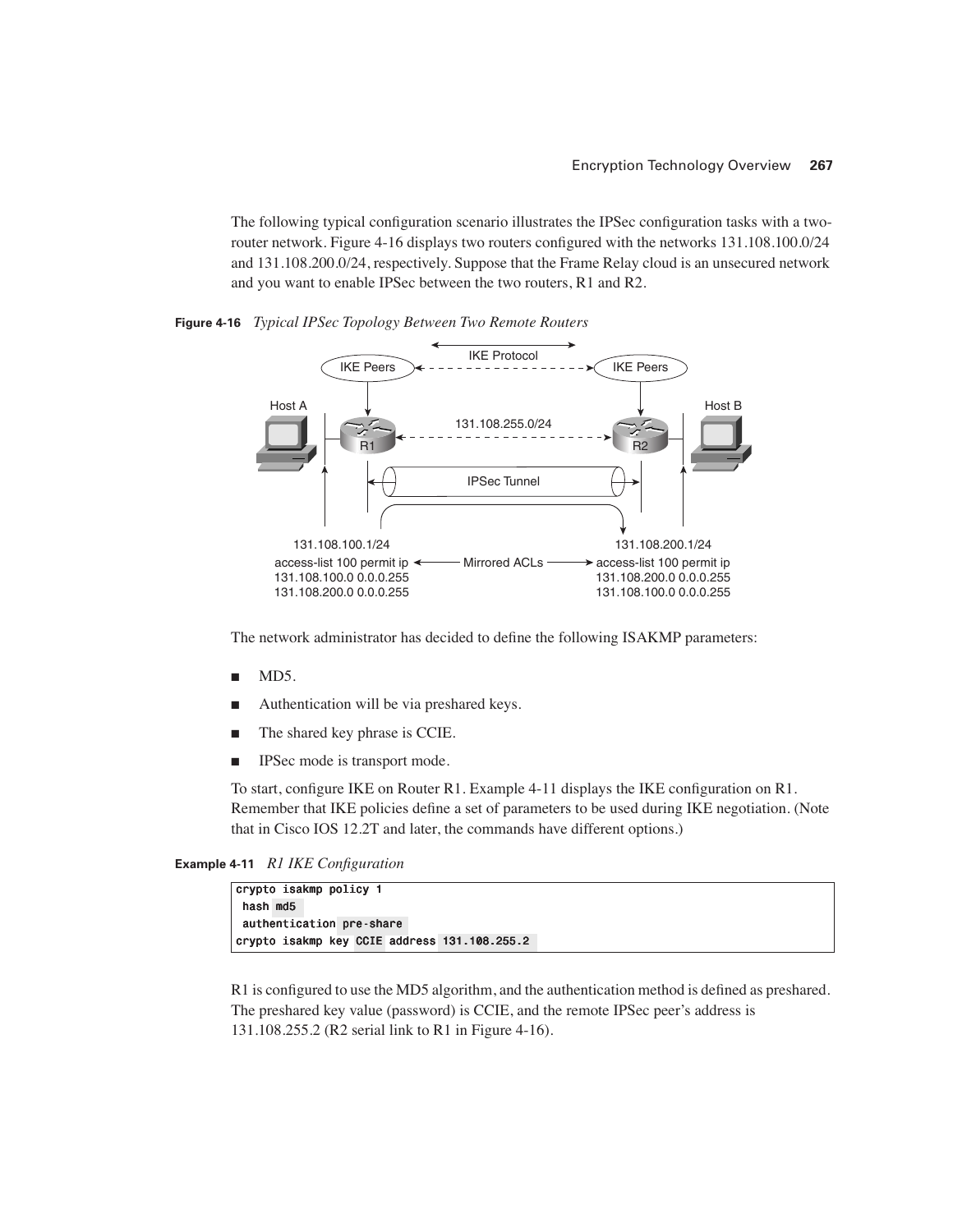The following typical configuration scenario illustrates the IPSec configuration tasks with a two-router network. Figure 4-16 displays two routers configured with the networks 131.108.100.0/24 and 131.108.200.0/24, respectively. Suppose that the Frame Relay cloud is an unsecured network and you want to enable IPSec between the two routers, R1 and R2.

**Figure 4-16** *Typical IPSec Topology Between Two Remote Routers*

The network administrator has decided to define the following ISAKMP parameters:

- MD5.
- Authentication will be via preshared keys.
- The shared key phrase is CCIE.
- IPSec mode is transport mode.

To start, configure IKE on Router R1. Example 4-11 displays the IKE configuration on R1. Remember that IKE policies define a set of parameters to be used during IKE negotiation. (Note that in Cisco IOS 12.2T and later, the commands have different options.)

**Example 4-11** *R1 IKE Configuration*

```
crypto isakmp policy 1
 hash md5
 authentication pre-share
crypto isakmp key CCIE address 131.108.255.2
```

R1 is configured to use the MD5 algorithm, and the authentication method is defined as preshared. The preshared key value (password) is CCIE, and the remote IPSec peer's address is 131.108.255.2 (R2 serial link to R1 in Figure 4-16).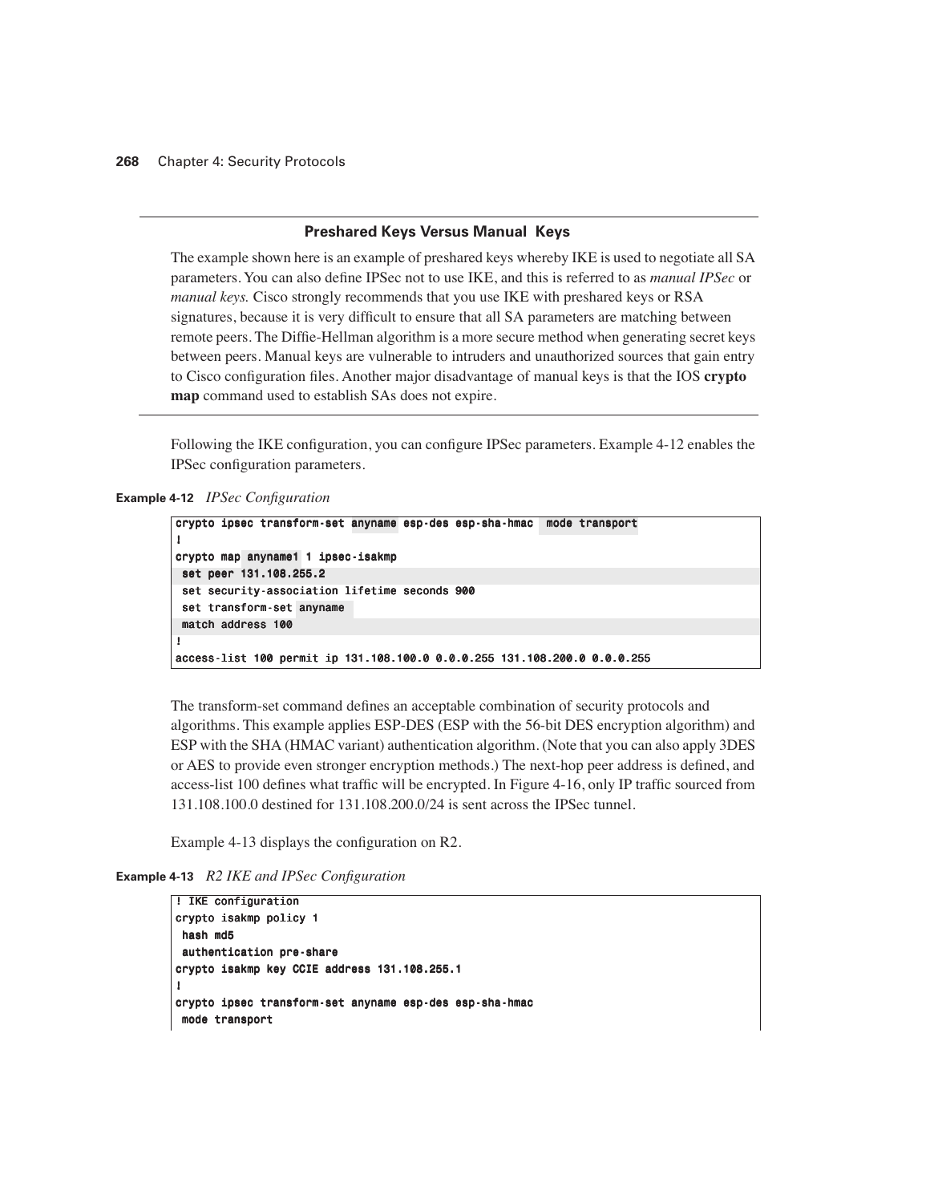### Preshared Keys Versus Manual Keys

The example shown here is an example of preshared keys whereby IKE is used to negotiate all SA parameters. You can also define IPSec not to use IKE, and this is referred to as *manual IPSec* or *manual keys.* Cisco strongly recommends that you use IKE with preshared keys or RSA signatures, because it is very difficult to ensure that all SA parameters are matching between remote peers. The Diffie-Hellman algorithm is a more secure method when generating secret keys between peers. Manual keys are vulnerable to intruders and unauthorized sources that gain entry to Cisco configuration files. Another major disadvantage of manual keys is that the IOS **crypto map** command used to establish SAs does not expire.

---

Following the IKE configuration, you can configure IPSec parameters. Example 4-12 enables the IPSec configuration parameters.

**Example 4-12** *IPSec Configuration*

```
crypto ipsec transform-set anyname esp-des esp-sha-hmac  mode transport
!
crypto map anyname1 1 ipsec-isakmp
 set peer 131.108.255.2
 set security-association lifetime seconds 900
 set transform-set anyname
 match address 100
!
access-list 100 permit ip 131.108.100.0 0.0.0.255 131.108.200.0 0.0.0.255
```

The transform-set command defines an acceptable combination of security protocols and algorithms. This example applies ESP-DES (ESP with the 56-bit DES encryption algorithm) and ESP with the SHA (HMAC variant) authentication algorithm. (Note that you can also apply 3DES or AES to provide even stronger encryption methods.) The next-hop peer address is defined, and access-list 100 defines what traffic will be encrypted. In Figure 4-16, only IP traffic sourced from 131.108.100.0 destined for 131.108.200.0/24 is sent across the IPSec tunnel.

Example 4-13 displays the configuration on R2.

**Example 4-13** *R2 IKE and IPSec Configuration*

```
! IKE configuration
crypto isakmp policy 1
 hash md5
 authentication pre-share
crypto isakmp key CCIE address 131.108.255.1
!
crypto ipsec transform-set anyname esp-des esp-sha-hmac
 mode transport
```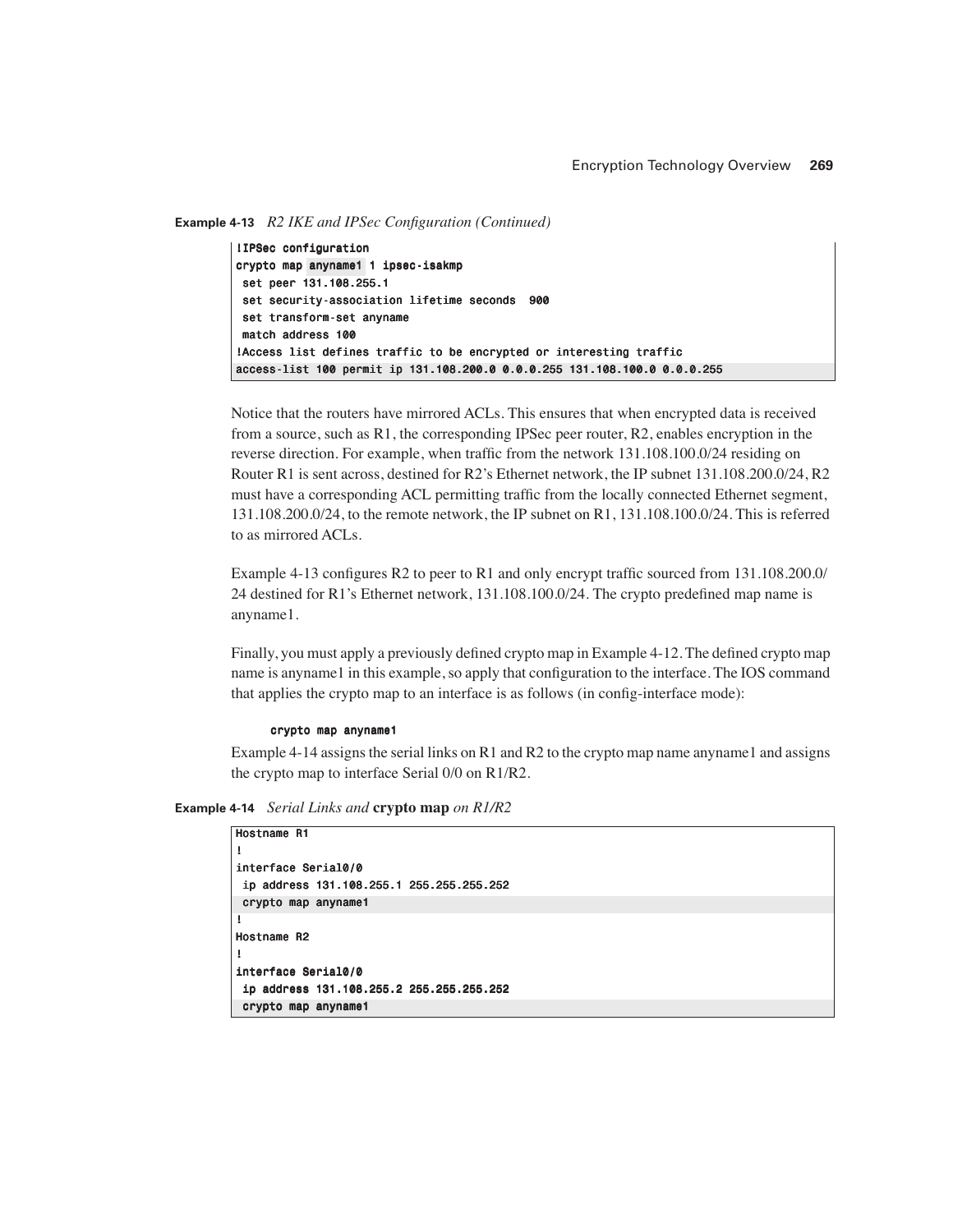**Example 4-13** *R2 IKE and IPSec Configuration (Continued)*

```
!IPSec configuration
crypto map anyname1 1 ipsec-isakmp
 set peer 131.108.255.1
 set security-association lifetime seconds  900
 set transform-set anyname
 match address 100
!Access list defines traffic to be encrypted or interesting traffic
access-list 100 permit ip 131.108.200.0 0.0.0.255 131.108.100.0 0.0.0.255
```

Notice that the routers have mirrored ACLs. This ensures that when encrypted data is received from a source, such as R1, the corresponding IPSec peer router, R2, enables encryption in the reverse direction. For example, when traffic from the network 131.108.100.0/24 residing on Router R1 is sent across, destined for R2's Ethernet network, the IP subnet 131.108.200.0/24, R2 must have a corresponding ACL permitting traffic from the locally connected Ethernet segment, 131.108.200.0/24, to the remote network, the IP subnet on R1, 131.108.100.0/24. This is referred to as mirrored ACLs.

Example 4-13 configures R2 to peer to R1 and only encrypt traffic sourced from 131.108.200.0/24 destined for R1's Ethernet network, 131.108.100.0/24. The crypto predefined map name is anyname1.

Finally, you must apply a previously defined crypto map in Example 4-12. The defined crypto map name is anyname1 in this example, so apply that configuration to the interface. The IOS command that applies the crypto map to an interface is as follows (in config-interface mode):

```
crypto map anyname1
```

Example 4-14 assigns the serial links on R1 and R2 to the crypto map name anyname1 and assigns the crypto map to interface Serial 0/0 on R1/R2.

**Example 4-14** *Serial Links and* **crypto map** *on R1/R2*

```
Hostname R1
!
interface Serial0/0
 ip address 131.108.255.1 255.255.255.252
 crypto map anyname1
!
Hostname R2
!
interface Serial0/0
 ip address 131.108.255.2 255.255.255.252
 crypto map anyname1
```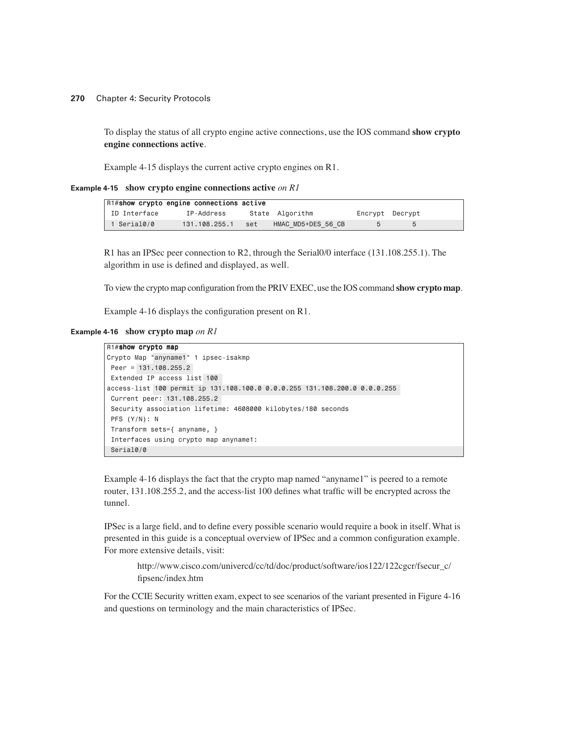To display the status of all crypto engine active connections, use the IOS command **show crypto engine connections active**.

Example 4-15 displays the current active crypto engines on R1.

**Example 4-15** **show crypto engine connections active** *on R1*

```
R1#show crypto engine connections active
 ID Interface       IP-Address      State  Algorithm           Encrypt  Decrypt
 1 Serial0/0       131.108.255.1   set    HMAC_MD5+DES_56_CB        5        5
```

R1 has an IPSec peer connection to R2, through the Serial0/0 interface (131.108.255.1). The algorithm in use is defined and displayed, as well.

To view the crypto map configuration from the PRIV EXEC, use the IOS command **show crypto map**.

Example 4-16 displays the configuration present on R1.

**Example 4-16** **show crypto map** *on R1*

```
R1#show crypto map
Crypto Map "anyname1" 1 ipsec-isakmp
 Peer = 131.108.255.2
 Extended IP access list 100
access-list 100 permit ip 131.108.100.0 0.0.0.255 131.108.200.0 0.0.0.255
 Current peer: 131.108.255.2
 Security association lifetime: 4608000 kilobytes/180 seconds
 PFS (Y/N): N
 Transform sets={ anyname, }
 Interfaces using crypto map anyname1:
 Serial0/0
```

Example 4-16 displays the fact that the crypto map named "anyname1" is peered to a remote router, 131.108.255.2, and the access-list 100 defines what traffic will be encrypted across the tunnel.

IPSec is a large field, and to define every possible scenario would require a book in itself. What is presented in this guide is a conceptual overview of IPSec and a common configuration example. For more extensive details, visit:

> http://www.cisco.com/univercd/cc/td/doc/product/software/ios122/122cgcr/fsecur_c/fipsenc/index.htm

For the CCIE Security written exam, expect to see scenarios of the variant presented in Figure 4-16 and questions on terminology and the main characteristics of IPSec.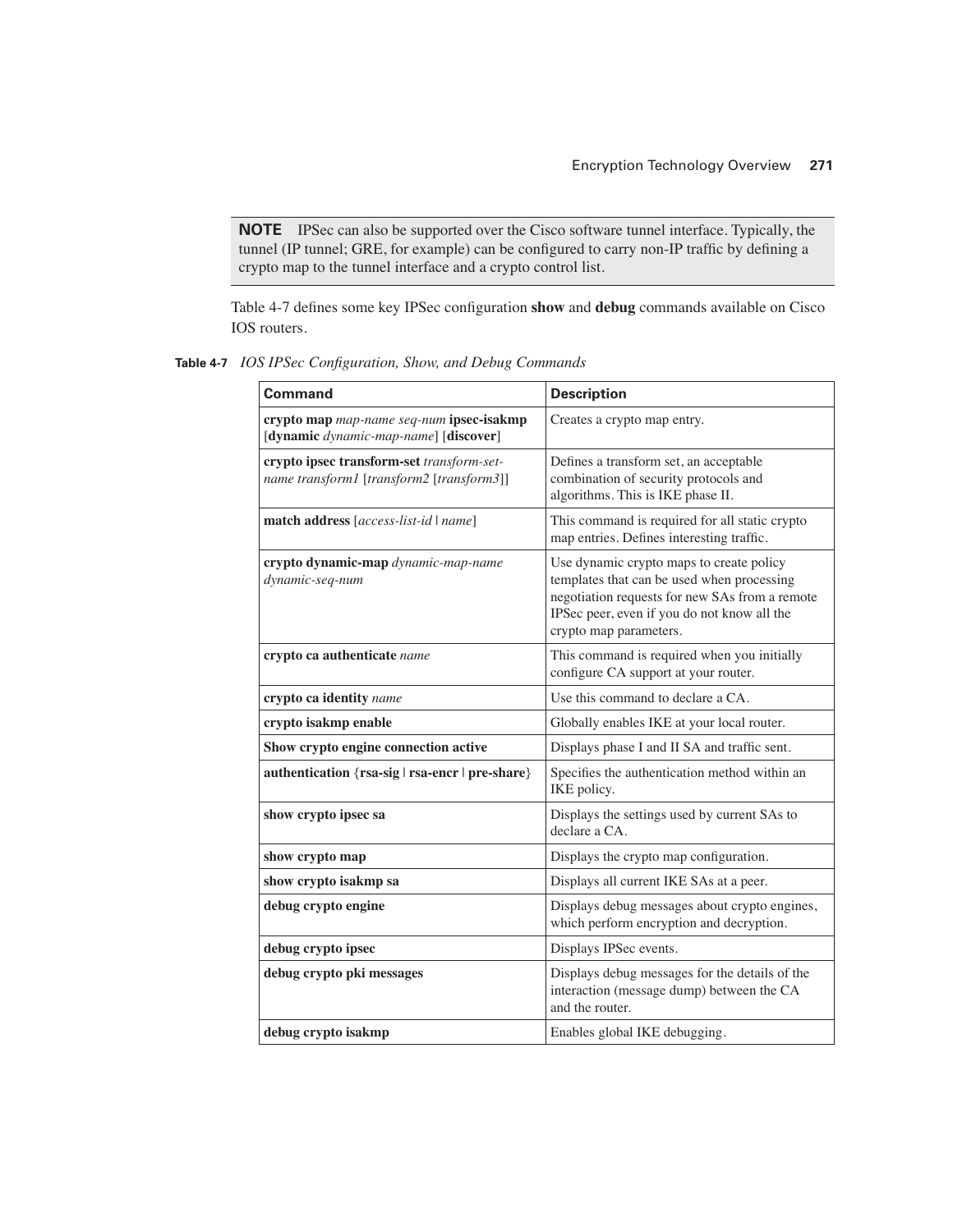**NOTE** IPSec can also be supported over the Cisco software tunnel interface. Typically, the tunnel (IP tunnel; GRE, for example) can be configured to carry non-IP traffic by defining a crypto map to the tunnel interface and a crypto control list.

Table 4-7 defines some key IPSec configuration **show** and **debug** commands available on Cisco IOS routers.

**Table 4-7** *IOS IPSec Configuration, Show, and Debug Commands*

| Command | Description |
|---|---|
| **crypto map** *map-name seq-num* **ipsec-isakmp** [**dynamic** *dynamic-map-name*] [**discover**] | Creates a crypto map entry. |
| **crypto ipsec transform-set** *transform-set-name transform1* [*transform2* [*transform3*]] | Defines a transform set, an acceptable combination of security protocols and algorithms. This is IKE phase II. |
| **match address** [*access-list-id* \| *name*] | This command is required for all static crypto map entries. Defines interesting traffic. |
| **crypto dynamic-map** *dynamic-map-name dynamic-seq-num* | Use dynamic crypto maps to create policy templates that can be used when processing negotiation requests for new SAs from a remote IPSec peer, even if you do not know all the crypto map parameters. |
| **crypto ca authenticate** *name* | This command is required when you initially configure CA support at your router. |
| **crypto ca identity** *name* | Use this command to declare a CA. |
| **crypto isakmp enable** | Globally enables IKE at your local router. |
| **Show crypto engine connection active** | Displays phase I and II SA and traffic sent. |
| **authentication** {**rsa-sig** \| **rsa-encr** \| **pre-share**} | Specifies the authentication method within an IKE policy. |
| **show crypto ipsec sa** | Displays the settings used by current SAs to declare a CA. |
| **show crypto map** | Displays the crypto map configuration. |
| **show crypto isakmp sa** | Displays all current IKE SAs at a peer. |
| **debug crypto engine** | Displays debug messages about crypto engines, which perform encryption and decryption. |
| **debug crypto ipsec** | Displays IPSec events. |
| **debug crypto pki messages** | Displays debug messages for the details of the interaction (message dump) between the CA and the router. |
| **debug crypto isakmp** | Enables global IKE debugging. |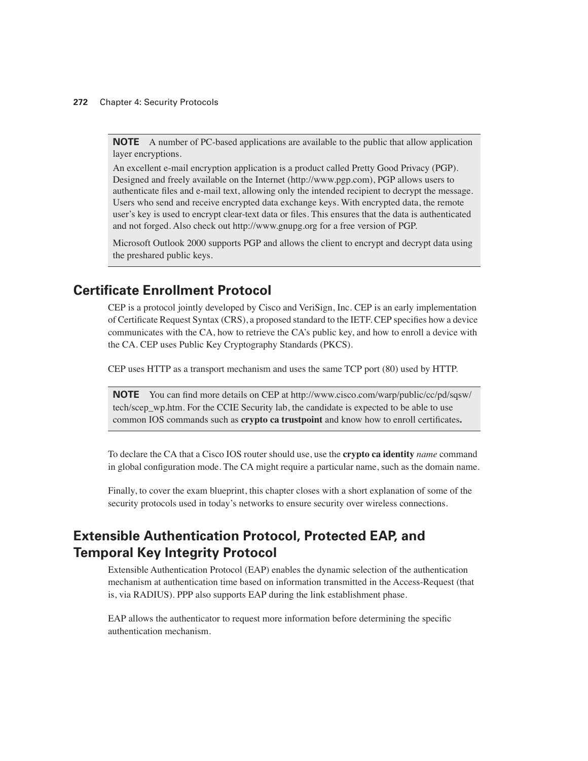> **NOTE** A number of PC-based applications are available to the public that allow application layer encryptions.
>
> An excellent e-mail encryption application is a product called Pretty Good Privacy (PGP). Designed and freely available on the Internet (http://www.pgp.com), PGP allows users to authenticate files and e-mail text, allowing only the intended recipient to decrypt the message. Users who send and receive encrypted data exchange keys. With encrypted data, the remote user's key is used to encrypt clear-text data or files. This ensures that the data is authenticated and not forged. Also check out http://www.gnupg.org for a free version of PGP.
>
> Microsoft Outlook 2000 supports PGP and allows the client to encrypt and decrypt data using the preshared public keys.

## Certificate Enrollment Protocol

CEP is a protocol jointly developed by Cisco and VeriSign, Inc. CEP is an early implementation of Certificate Request Syntax (CRS), a proposed standard to the IETF. CEP specifies how a device communicates with the CA, how to retrieve the CA's public key, and how to enroll a device with the CA. CEP uses Public Key Cryptography Standards (PKCS).

CEP uses HTTP as a transport mechanism and uses the same TCP port (80) used by HTTP.

> **NOTE** You can find more details on CEP at http://www.cisco.com/warp/public/cc/pd/sqsw/tech/scep_wp.htm. For the CCIE Security lab, the candidate is expected to be able to use common IOS commands such as **crypto ca trustpoint** and know how to enroll certificates**.**

To declare the CA that a Cisco IOS router should use, use the **crypto ca identity** *name* command in global configuration mode. The CA might require a particular name, such as the domain name.

Finally, to cover the exam blueprint, this chapter closes with a short explanation of some of the security protocols used in today's networks to ensure security over wireless connections.

## Extensible Authentication Protocol, Protected EAP, and Temporal Key Integrity Protocol

Extensible Authentication Protocol (EAP) enables the dynamic selection of the authentication mechanism at authentication time based on information transmitted in the Access-Request (that is, via RADIUS). PPP also supports EAP during the link establishment phase.

EAP allows the authenticator to request more information before determining the specific authentication mechanism.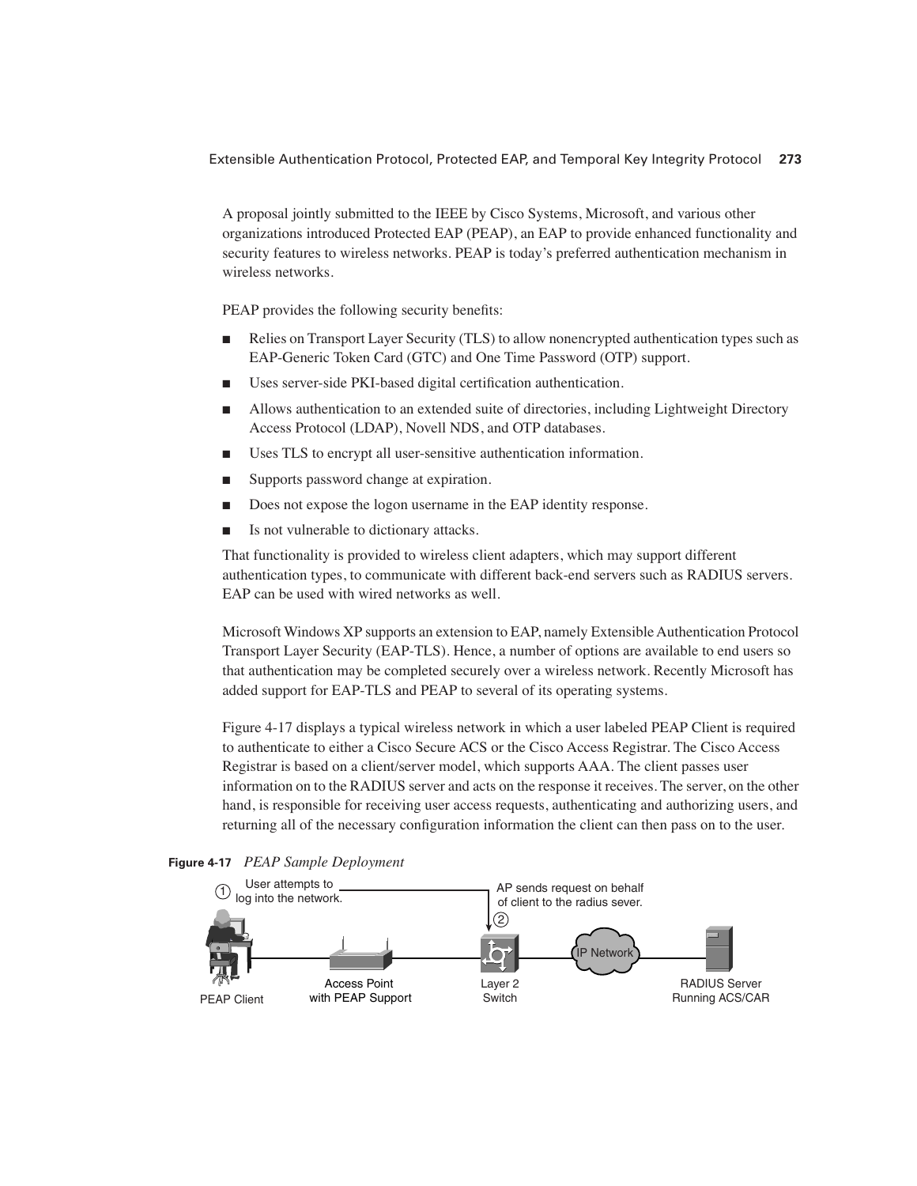A proposal jointly submitted to the IEEE by Cisco Systems, Microsoft, and various other organizations introduced Protected EAP (PEAP), an EAP to provide enhanced functionality and security features to wireless networks. PEAP is today's preferred authentication mechanism in wireless networks.

PEAP provides the following security benefits:

- Relies on Transport Layer Security (TLS) to allow nonencrypted authentication types such as EAP-Generic Token Card (GTC) and One Time Password (OTP) support.
- Uses server-side PKI-based digital certification authentication.
- Allows authentication to an extended suite of directories, including Lightweight Directory Access Protocol (LDAP), Novell NDS, and OTP databases.
- Uses TLS to encrypt all user-sensitive authentication information.
- Supports password change at expiration.
- Does not expose the logon username in the EAP identity response.
- Is not vulnerable to dictionary attacks.

That functionality is provided to wireless client adapters, which may support different authentication types, to communicate with different back-end servers such as RADIUS servers. EAP can be used with wired networks as well.

Microsoft Windows XP supports an extension to EAP, namely Extensible Authentication Protocol Transport Layer Security (EAP-TLS). Hence, a number of options are available to end users so that authentication may be completed securely over a wireless network. Recently Microsoft has added support for EAP-TLS and PEAP to several of its operating systems.

Figure 4-17 displays a typical wireless network in which a user labeled PEAP Client is required to authenticate to either a Cisco Secure ACS or the Cisco Access Registrar. The Cisco Access Registrar is based on a client/server model, which supports AAA. The client passes user information on to the RADIUS server and acts on the response it receives. The server, on the other hand, is responsible for receiving user access requests, authenticating and authorizing users, and returning all of the necessary configuration information the client can then pass on to the user.

**Figure 4-17** *PEAP Sample Deployment*

① User attempts to log into the network.

② AP sends request on behalf of client to the radius sever.

PEAP Client — Access Point with PEAP Support — Layer 2 Switch — IP Network — RADIUS Server Running ACS/CAR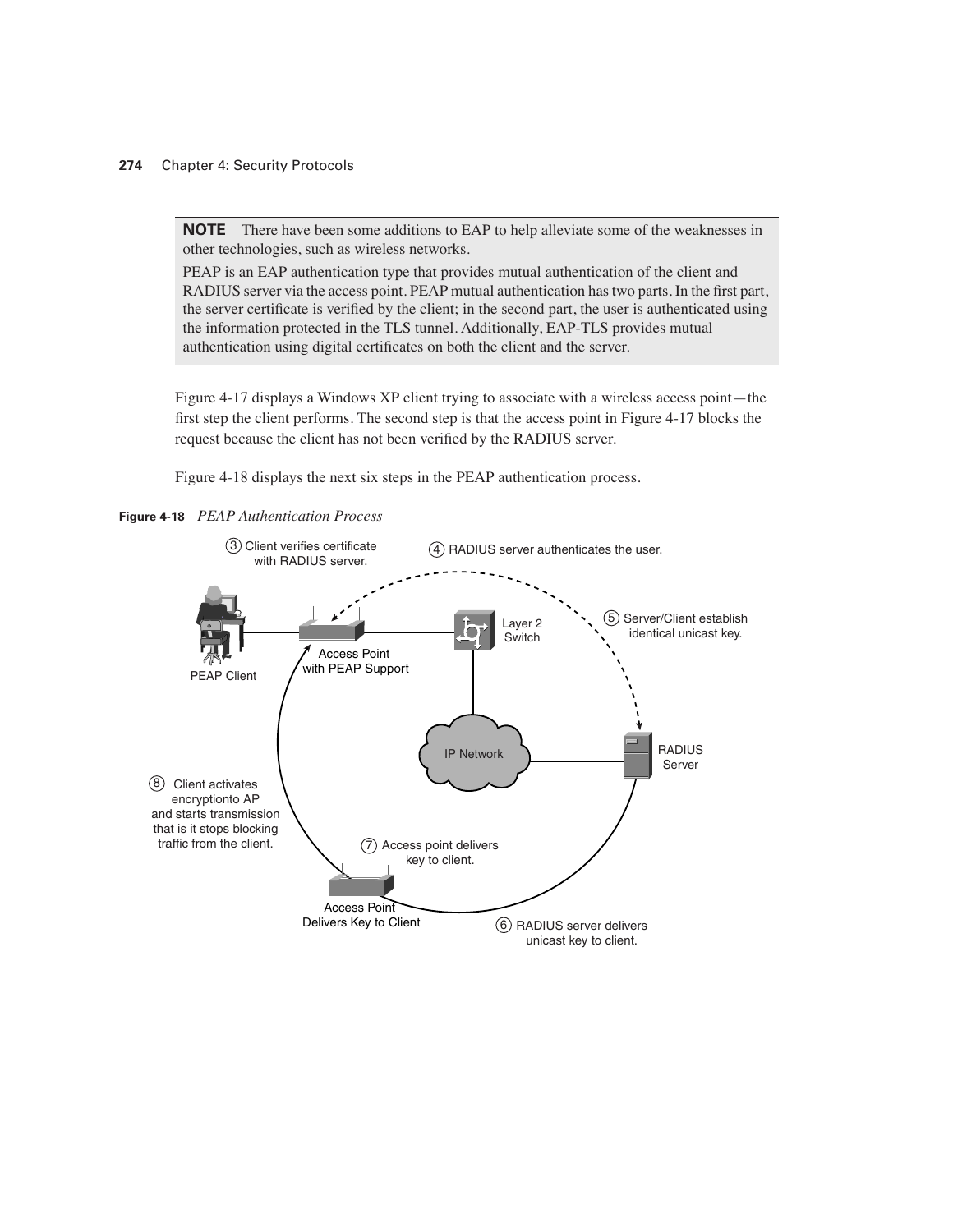**NOTE** There have been some additions to EAP to help alleviate some of the weaknesses in other technologies, such as wireless networks.

PEAP is an EAP authentication type that provides mutual authentication of the client and RADIUS server via the access point. PEAP mutual authentication has two parts. In the first part, the server certificate is verified by the client; in the second part, the user is authenticated using the information protected in the TLS tunnel. Additionally, EAP-TLS provides mutual authentication using digital certificates on both the client and the server.

Figure 4-17 displays a Windows XP client trying to associate with a wireless access point—the first step the client performs. The second step is that the access point in Figure 4-17 blocks the request because the client has not been verified by the RADIUS server.

Figure 4-18 displays the next six steps in the PEAP authentication process.

**Figure 4-18** *PEAP Authentication Process*

3 Client verifies certificate with RADIUS server.

4 RADIUS server authenticates the user.

5 Server/Client establish identical unicast key.

6 RADIUS server delivers unicast key to client.

7 Access point delivers key to client.

8 Client activates encryptionto AP and starts transmission that is it stops blocking traffic from the client.

PEAP Client

Access Point with PEAP Support

Layer 2 Switch

IP Network

RADIUS Server

Access Point Delivers Key to Client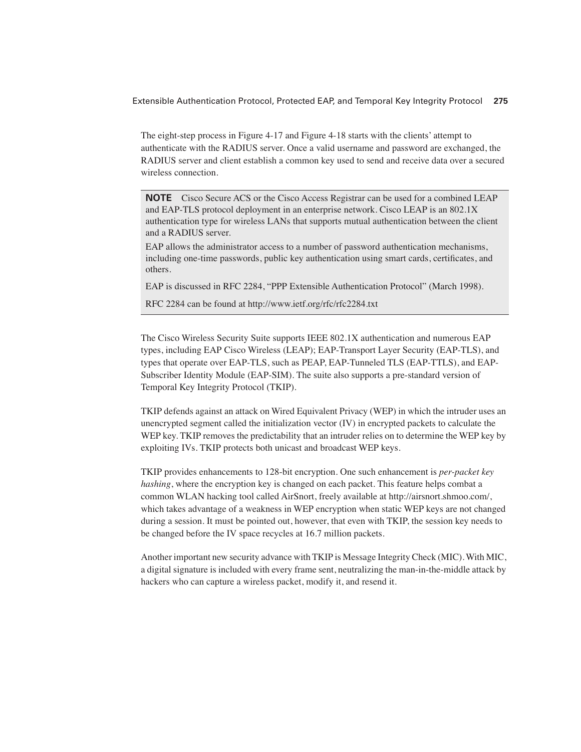The eight-step process in Figure 4-17 and Figure 4-18 starts with the clients' attempt to authenticate with the RADIUS server. Once a valid username and password are exchanged, the RADIUS server and client establish a common key used to send and receive data over a secured wireless connection.

> **NOTE** Cisco Secure ACS or the Cisco Access Registrar can be used for a combined LEAP and EAP-TLS protocol deployment in an enterprise network. Cisco LEAP is an 802.1X authentication type for wireless LANs that supports mutual authentication between the client and a RADIUS server.
>
> EAP allows the administrator access to a number of password authentication mechanisms, including one-time passwords, public key authentication using smart cards, certificates, and others.
>
> EAP is discussed in RFC 2284, "PPP Extensible Authentication Protocol" (March 1998).
>
> RFC 2284 can be found at http://www.ietf.org/rfc/rfc2284.txt

The Cisco Wireless Security Suite supports IEEE 802.1X authentication and numerous EAP types, including EAP Cisco Wireless (LEAP); EAP-Transport Layer Security (EAP-TLS), and types that operate over EAP-TLS, such as PEAP, EAP-Tunneled TLS (EAP-TTLS), and EAP-Subscriber Identity Module (EAP-SIM). The suite also supports a pre-standard version of Temporal Key Integrity Protocol (TKIP).

TKIP defends against an attack on Wired Equivalent Privacy (WEP) in which the intruder uses an unencrypted segment called the initialization vector (IV) in encrypted packets to calculate the WEP key. TKIP removes the predictability that an intruder relies on to determine the WEP key by exploiting IVs. TKIP protects both unicast and broadcast WEP keys.

TKIP provides enhancements to 128-bit encryption. One such enhancement is *per-packet key hashing*, where the encryption key is changed on each packet. This feature helps combat a common WLAN hacking tool called AirSnort, freely available at http://airsnort.shmoo.com/, which takes advantage of a weakness in WEP encryption when static WEP keys are not changed during a session. It must be pointed out, however, that even with TKIP, the session key needs to be changed before the IV space recycles at 16.7 million packets.

Another important new security advance with TKIP is Message Integrity Check (MIC). With MIC, a digital signature is included with every frame sent, neutralizing the man-in-the-middle attack by hackers who can capture a wireless packet, modify it, and resend it.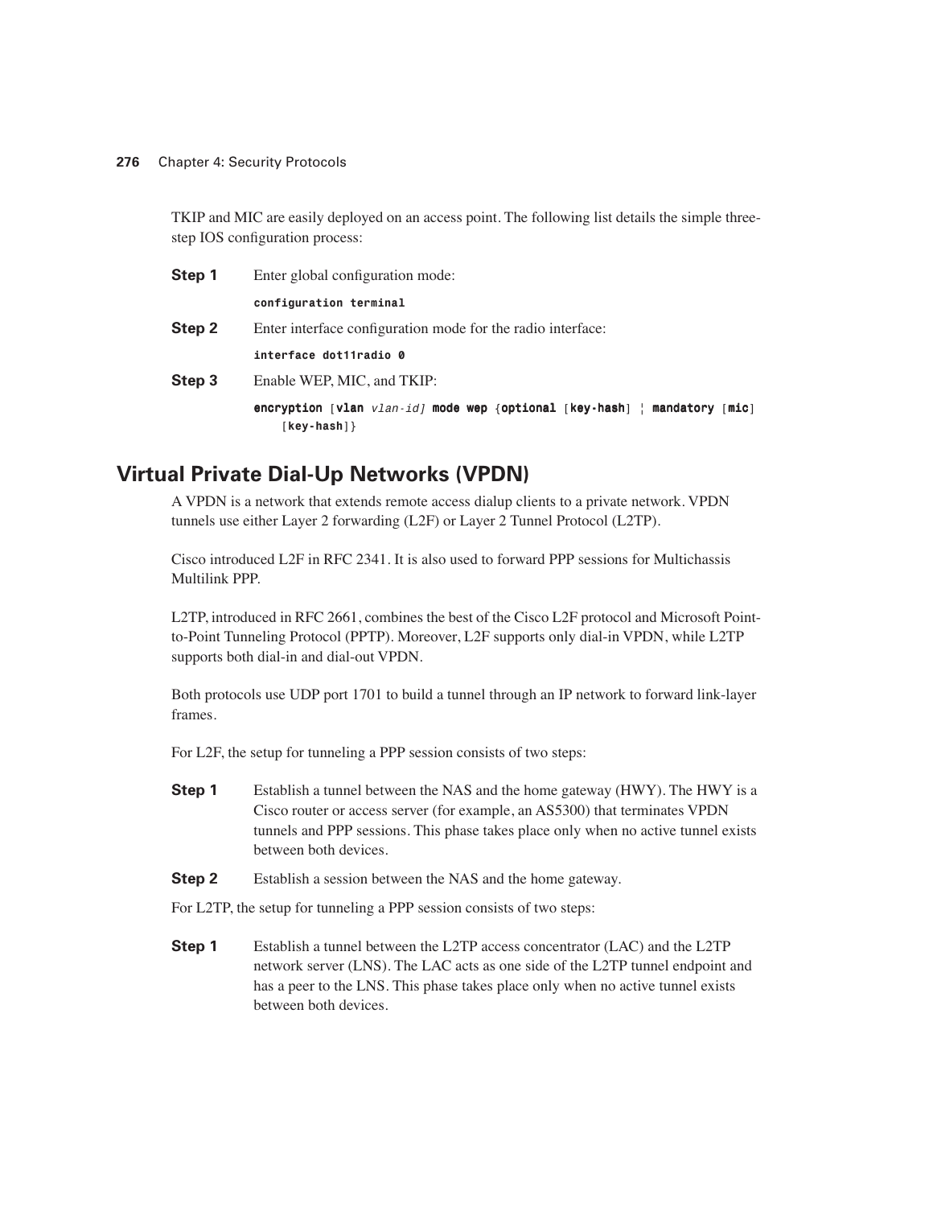TKIP and MIC are easily deployed on an access point. The following list details the simple three-step IOS configuration process:

**Step 1** Enter global configuration mode:

```
configuration terminal
```

**Step 2** Enter interface configuration mode for the radio interface:

```
interface dot11radio 0
```

**Step 3** Enable WEP, MIC, and TKIP:

```
encryption [vlan vlan-id] mode wep {optional [key-hash] | mandatory [mic]
    [key-hash]}
```

## Virtual Private Dial-Up Networks (VPDN)

A VPDN is a network that extends remote access dialup clients to a private network. VPDN tunnels use either Layer 2 forwarding (L2F) or Layer 2 Tunnel Protocol (L2TP).

Cisco introduced L2F in RFC 2341. It is also used to forward PPP sessions for Multichassis Multilink PPP.

L2TP, introduced in RFC 2661, combines the best of the Cisco L2F protocol and Microsoft Point-to-Point Tunneling Protocol (PPTP). Moreover, L2F supports only dial-in VPDN, while L2TP supports both dial-in and dial-out VPDN.

Both protocols use UDP port 1701 to build a tunnel through an IP network to forward link-layer frames.

For L2F, the setup for tunneling a PPP session consists of two steps:

**Step 1** Establish a tunnel between the NAS and the home gateway (HWY). The HWY is a Cisco router or access server (for example, an AS5300) that terminates VPDN tunnels and PPP sessions. This phase takes place only when no active tunnel exists between both devices.

**Step 2** Establish a session between the NAS and the home gateway.

For L2TP, the setup for tunneling a PPP session consists of two steps:

**Step 1** Establish a tunnel between the L2TP access concentrator (LAC) and the L2TP network server (LNS). The LAC acts as one side of the L2TP tunnel endpoint and has a peer to the LNS. This phase takes place only when no active tunnel exists between both devices.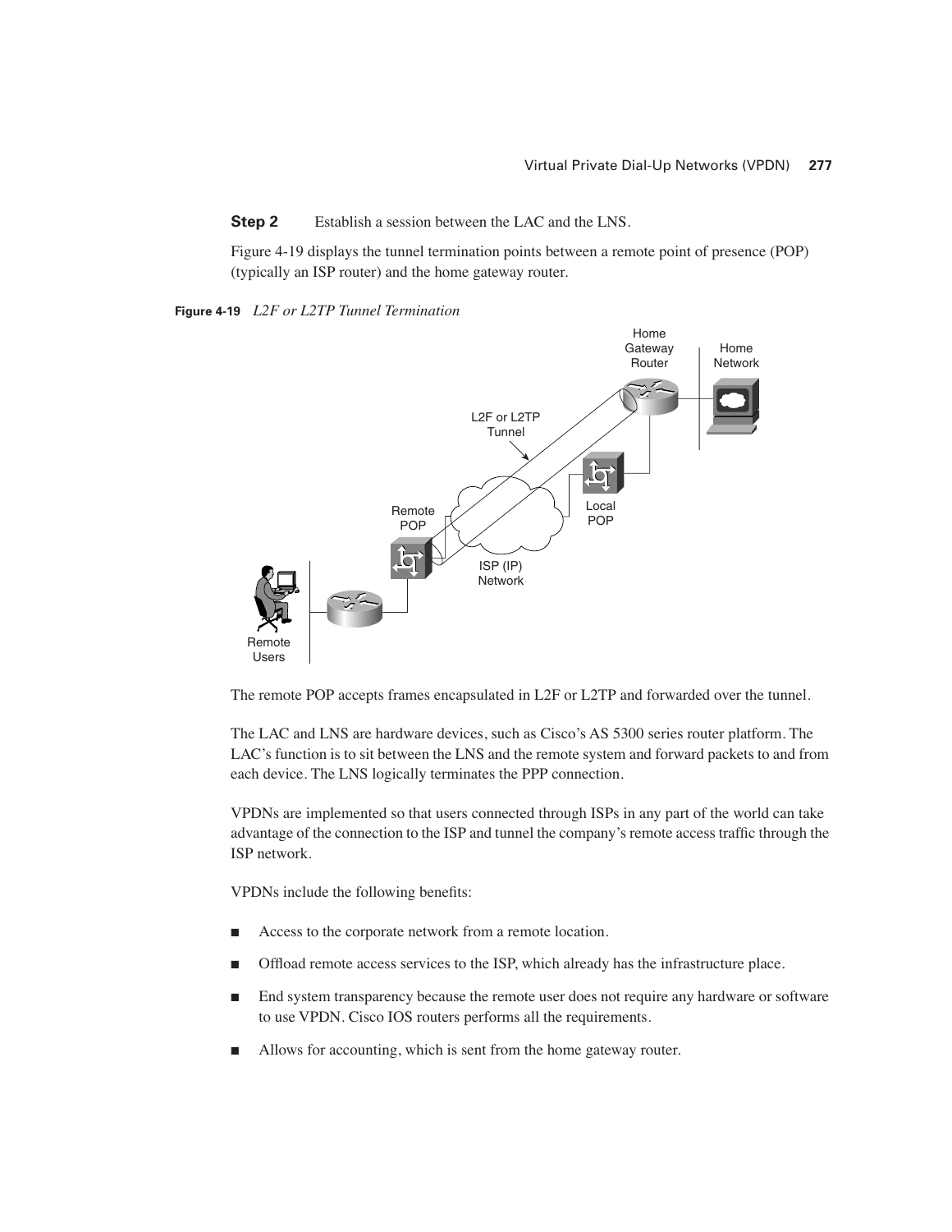**Step 2** Establish a session between the LAC and the LNS.

Figure 4-19 displays the tunnel termination points between a remote point of presence (POP) (typically an ISP router) and the home gateway router.

**Figure 4-19** *L2F or L2TP Tunnel Termination*

The remote POP accepts frames encapsulated in L2F or L2TP and forwarded over the tunnel.

The LAC and LNS are hardware devices, such as Cisco's AS 5300 series router platform. The LAC's function is to sit between the LNS and the remote system and forward packets to and from each device. The LNS logically terminates the PPP connection.

VPDNs are implemented so that users connected through ISPs in any part of the world can take advantage of the connection to the ISP and tunnel the company's remote access traffic through the ISP network.

VPDNs include the following benefits:

- Access to the corporate network from a remote location.
- Offload remote access services to the ISP, which already has the infrastructure place.
- End system transparency because the remote user does not require any hardware or software to use VPDN. Cisco IOS routers performs all the requirements.
- Allows for accounting, which is sent from the home gateway router.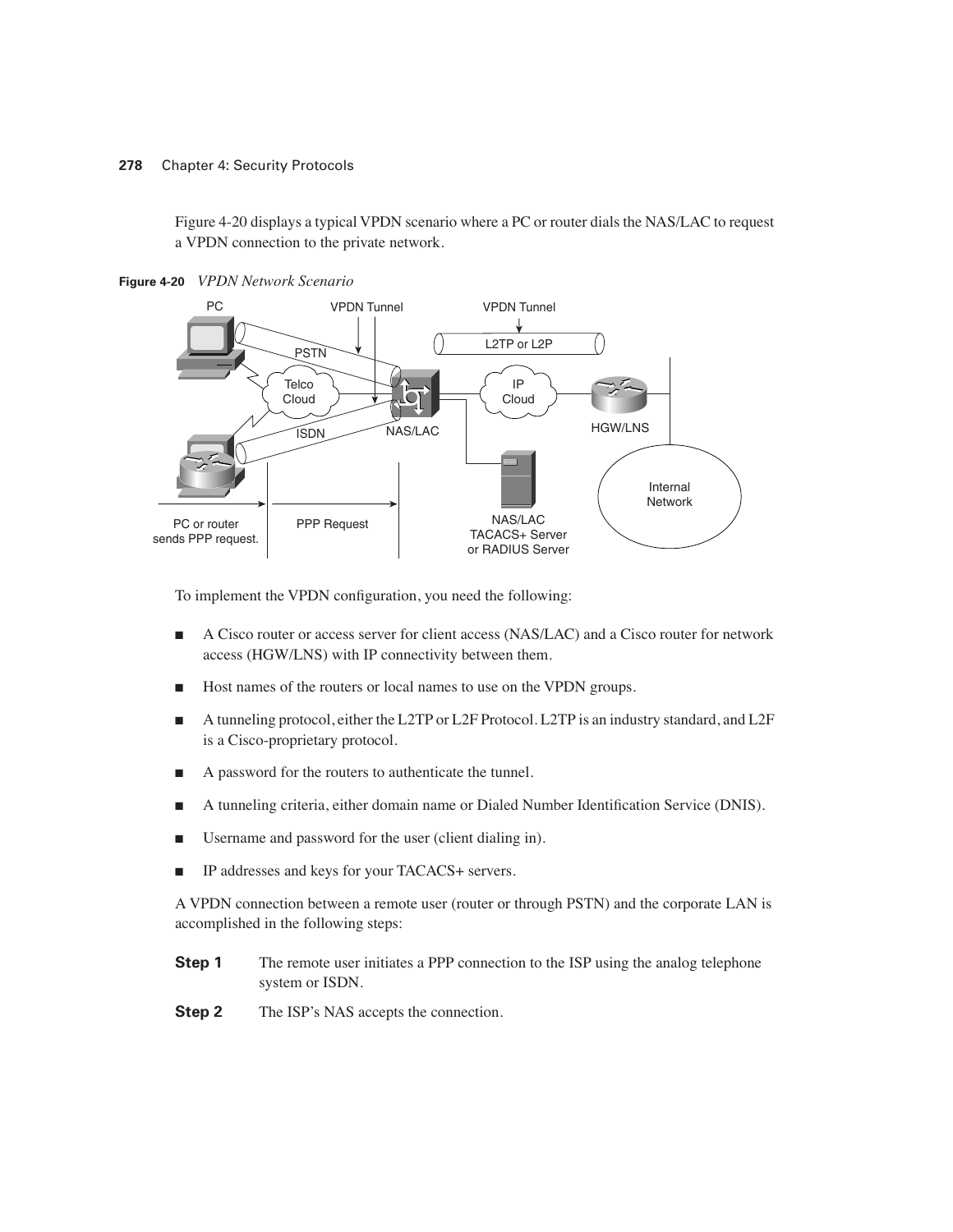Figure 4-20 displays a typical VPDN scenario where a PC or router dials the NAS/LAC to request a VPDN connection to the private network.

**Figure 4-20** *VPDN Network Scenario*

To implement the VPDN configuration, you need the following:

- A Cisco router or access server for client access (NAS/LAC) and a Cisco router for network access (HGW/LNS) with IP connectivity between them.
- Host names of the routers or local names to use on the VPDN groups.
- A tunneling protocol, either the L2TP or L2F Protocol. L2TP is an industry standard, and L2F is a Cisco-proprietary protocol.
- A password for the routers to authenticate the tunnel.
- A tunneling criteria, either domain name or Dialed Number Identification Service (DNIS).
- Username and password for the user (client dialing in).
- IP addresses and keys for your TACACS+ servers.

A VPDN connection between a remote user (router or through PSTN) and the corporate LAN is accomplished in the following steps:

**Step 1** The remote user initiates a PPP connection to the ISP using the analog telephone system or ISDN.

**Step 2** The ISP's NAS accepts the connection.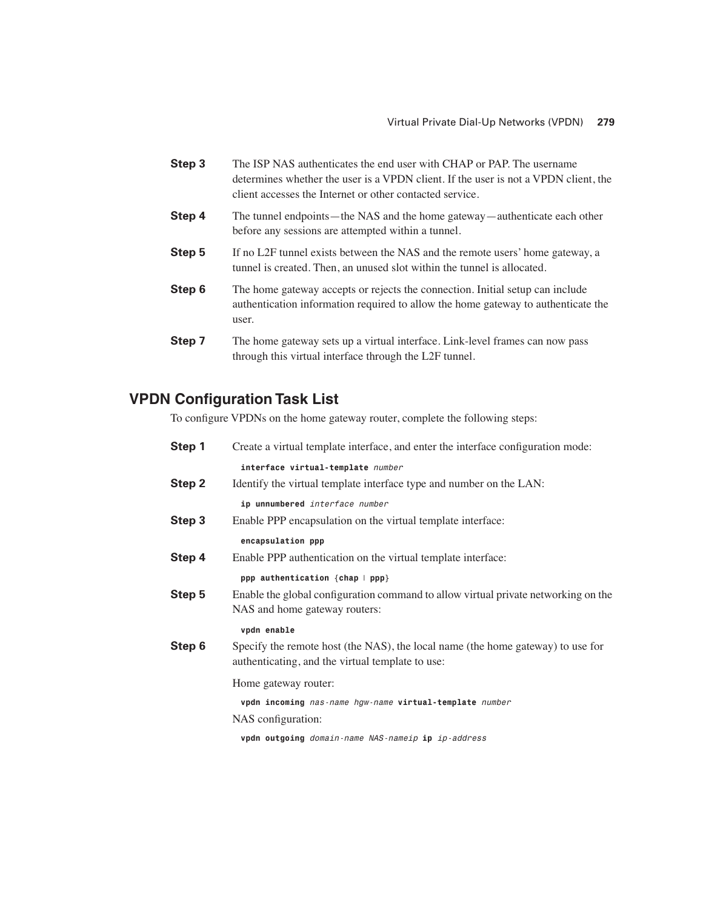**Step 3** The ISP NAS authenticates the end user with CHAP or PAP. The username determines whether the user is a VPDN client. If the user is not a VPDN client, the client accesses the Internet or other contacted service.

**Step 4** The tunnel endpoints—the NAS and the home gateway—authenticate each other before any sessions are attempted within a tunnel.

**Step 5** If no L2F tunnel exists between the NAS and the remote users' home gateway, a tunnel is created. Then, an unused slot within the tunnel is allocated.

**Step 6** The home gateway accepts or rejects the connection. Initial setup can include authentication information required to allow the home gateway to authenticate the user.

**Step 7** The home gateway sets up a virtual interface. Link-level frames can now pass through this virtual interface through the L2F tunnel.

## VPDN Configuration Task List

To configure VPDNs on the home gateway router, complete the following steps:

**Step 1** Create a virtual template interface, and enter the interface configuration mode:

```
interface virtual-template number
```

**Step 2** Identify the virtual template interface type and number on the LAN:

```
ip unnumbered interface number
```

**Step 3** Enable PPP encapsulation on the virtual template interface:

```
encapsulation ppp
```

**Step 4** Enable PPP authentication on the virtual template interface:

```
ppp authentication {chap | ppp}
```

**Step 5** Enable the global configuration command to allow virtual private networking on the NAS and home gateway routers:

```
vpdn enable
```

**Step 6** Specify the remote host (the NAS), the local name (the home gateway) to use for authenticating, and the virtual template to use:

Home gateway router:

```
vpdn incoming nas-name hgw-name virtual-template number
```

NAS configuration:

```
vpdn outgoing domain-name NAS-nameip ip ip-address
```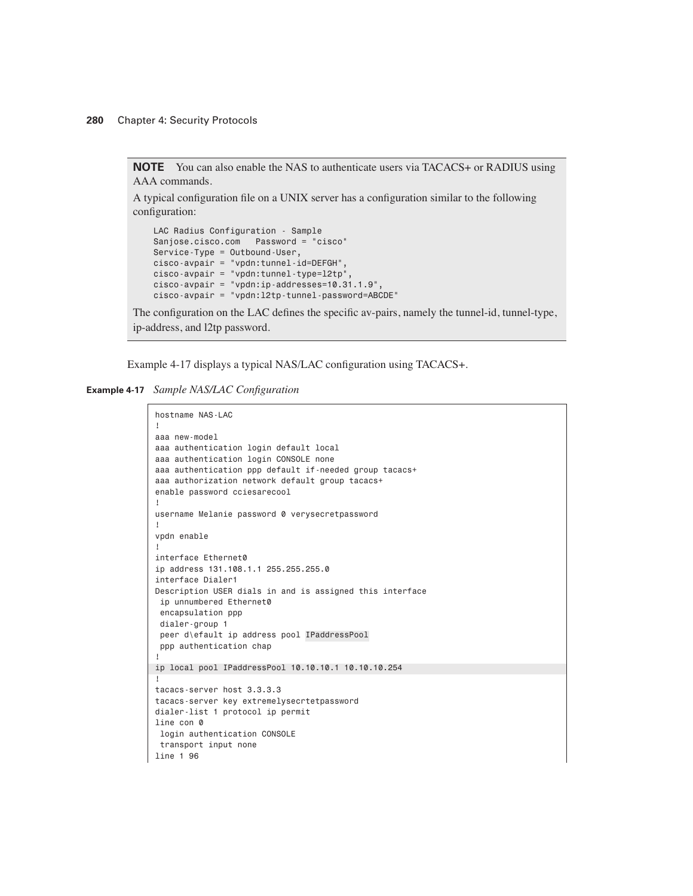> **NOTE** You can also enable the NAS to authenticate users via TACACS+ or RADIUS using AAA commands.
>
> A typical configuration file on a UNIX server has a configuration similar to the following configuration:
>
> ```
> LAC Radius Configuration - Sample
> Sanjose.cisco.com   Password = "cisco"
> Service-Type = Outbound-User,
> cisco-avpair = "vpdn:tunnel-id=DEFGH",
> cisco-avpair = "vpdn:tunnel-type=l2tp",
> cisco-avpair = "vpdn:ip-addresses=10.31.1.9",
> cisco-avpair = "vpdn:l2tp-tunnel-password=ABCDE"
> ```
>
> The configuration on the LAC defines the specific av-pairs, namely the tunnel-id, tunnel-type, ip-address, and l2tp password.

Example 4-17 displays a typical NAS/LAC configuration using TACACS+.

**Example 4-17** *Sample NAS/LAC Configuration*

```
hostname NAS-LAC
!
aaa new-model
aaa authentication login default local
aaa authentication login CONSOLE none
aaa authentication ppp default if-needed group tacacs+
aaa authorization network default group tacacs+
enable password cciesarecool
!
username Melanie password 0 verysecretpassword
!
vpdn enable
!
interface Ethernet0
ip address 131.108.1.1 255.255.255.0
interface Dialer1
Description USER dials in and is assigned this interface
 ip unnumbered Ethernet0
 encapsulation ppp
 dialer-group 1
 peer d\efault ip address pool IPaddressPool
 ppp authentication chap
!
ip local pool IPaddressPool 10.10.10.1 10.10.10.254
!
tacacs-server host 3.3.3.3
tacacs-server key extremelysecrtetpassword
dialer-list 1 protocol ip permit
line con 0
 login authentication CONSOLE
 transport input none
line 1 96
```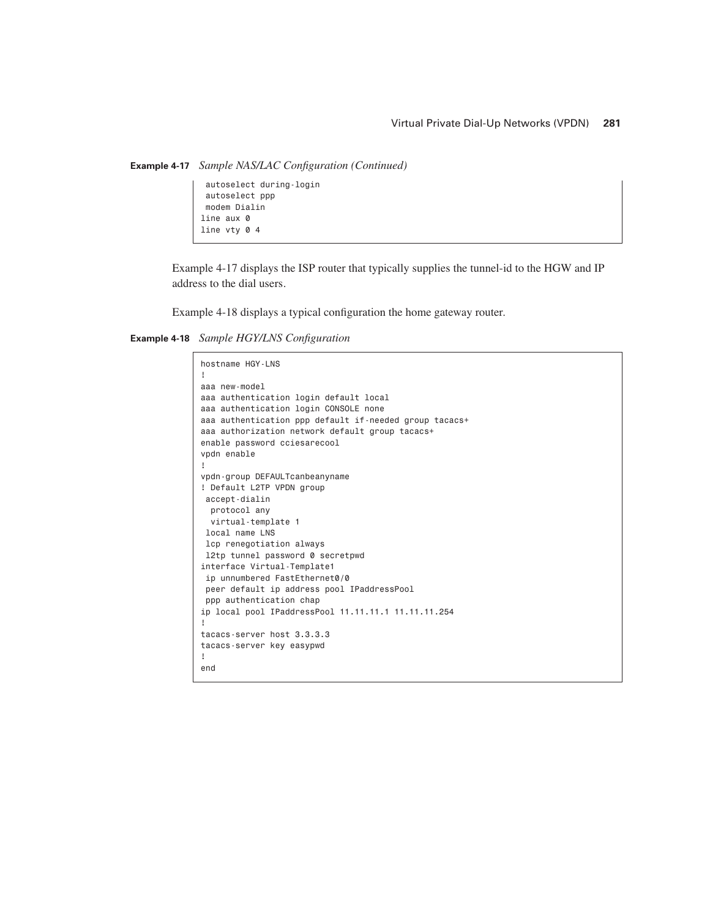**Example 4-17** *Sample NAS/LAC Configuration (Continued)*

```
 autoselect during-login
 autoselect ppp
 modem Dialin
line aux 0
line vty 0 4
```

Example 4-17 displays the ISP router that typically supplies the tunnel-id to the HGW and IP address to the dial users.

Example 4-18 displays a typical configuration the home gateway router.

**Example 4-18** *Sample HGY/LNS Configuration*

```
hostname HGY-LNS
!
aaa new-model
aaa authentication login default local
aaa authentication login CONSOLE none
aaa authentication ppp default if-needed group tacacs+
aaa authorization network default group tacacs+
enable password cciesarecool
vpdn enable
!
vpdn-group DEFAULTcanbeanyname
! Default L2TP VPDN group
 accept-dialin
  protocol any
  virtual-template 1
 local name LNS
 lcp renegotiation always
 l2tp tunnel password 0 secretpwd
interface Virtual-Template1
 ip unnumbered FastEthernet0/0
 peer default ip address pool IPaddressPool
 ppp authentication chap
ip local pool IPaddressPool 11.11.11.1 11.11.11.254
!
tacacs-server host 3.3.3.3
tacacs-server key easypwd
!
end
```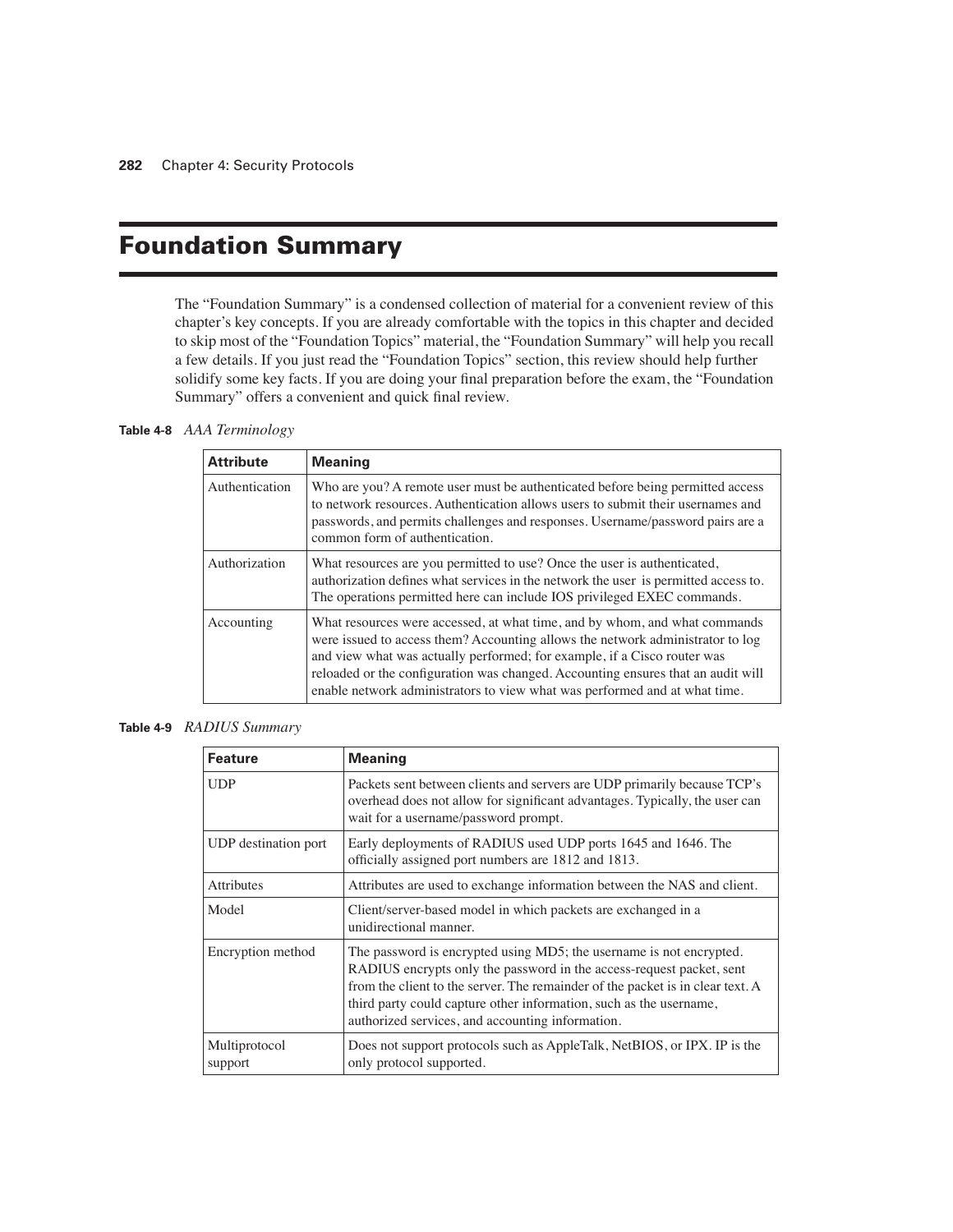# Foundation Summary

The "Foundation Summary" is a condensed collection of material for a convenient review of this chapter's key concepts. If you are already comfortable with the topics in this chapter and decided to skip most of the "Foundation Topics" material, the "Foundation Summary" will help you recall a few details. If you just read the "Foundation Topics" section, this review should help further solidify some key facts. If you are doing your final preparation before the exam, the "Foundation Summary" offers a convenient and quick final review.

**Table 4-8** *AAA Terminology*

| Attribute | Meaning |
|---|---|
| Authentication | Who are you? A remote user must be authenticated before being permitted access to network resources. Authentication allows users to submit their usernames and passwords, and permits challenges and responses. Username/password pairs are a common form of authentication. |
| Authorization | What resources are you permitted to use? Once the user is authenticated, authorization defines what services in the network the user is permitted access to. The operations permitted here can include IOS privileged EXEC commands. |
| Accounting | What resources were accessed, at what time, and by whom, and what commands were issued to access them? Accounting allows the network administrator to log and view what was actually performed; for example, if a Cisco router was reloaded or the configuration was changed. Accounting ensures that an audit will enable network administrators to view what was performed and at what time. |

**Table 4-9** *RADIUS Summary*

| Feature | Meaning |
|---|---|
| UDP | Packets sent between clients and servers are UDP primarily because TCP's overhead does not allow for significant advantages. Typically, the user can wait for a username/password prompt. |
| UDP destination port | Early deployments of RADIUS used UDP ports 1645 and 1646. The officially assigned port numbers are 1812 and 1813. |
| Attributes | Attributes are used to exchange information between the NAS and client. |
| Model | Client/server-based model in which packets are exchanged in a unidirectional manner. |
| Encryption method | The password is encrypted using MD5; the username is not encrypted. RADIUS encrypts only the password in the access-request packet, sent from the client to the server. The remainder of the packet is in clear text. A third party could capture other information, such as the username, authorized services, and accounting information. |
| Multiprotocol support | Does not support protocols such as AppleTalk, NetBIOS, or IPX. IP is the only protocol supported. |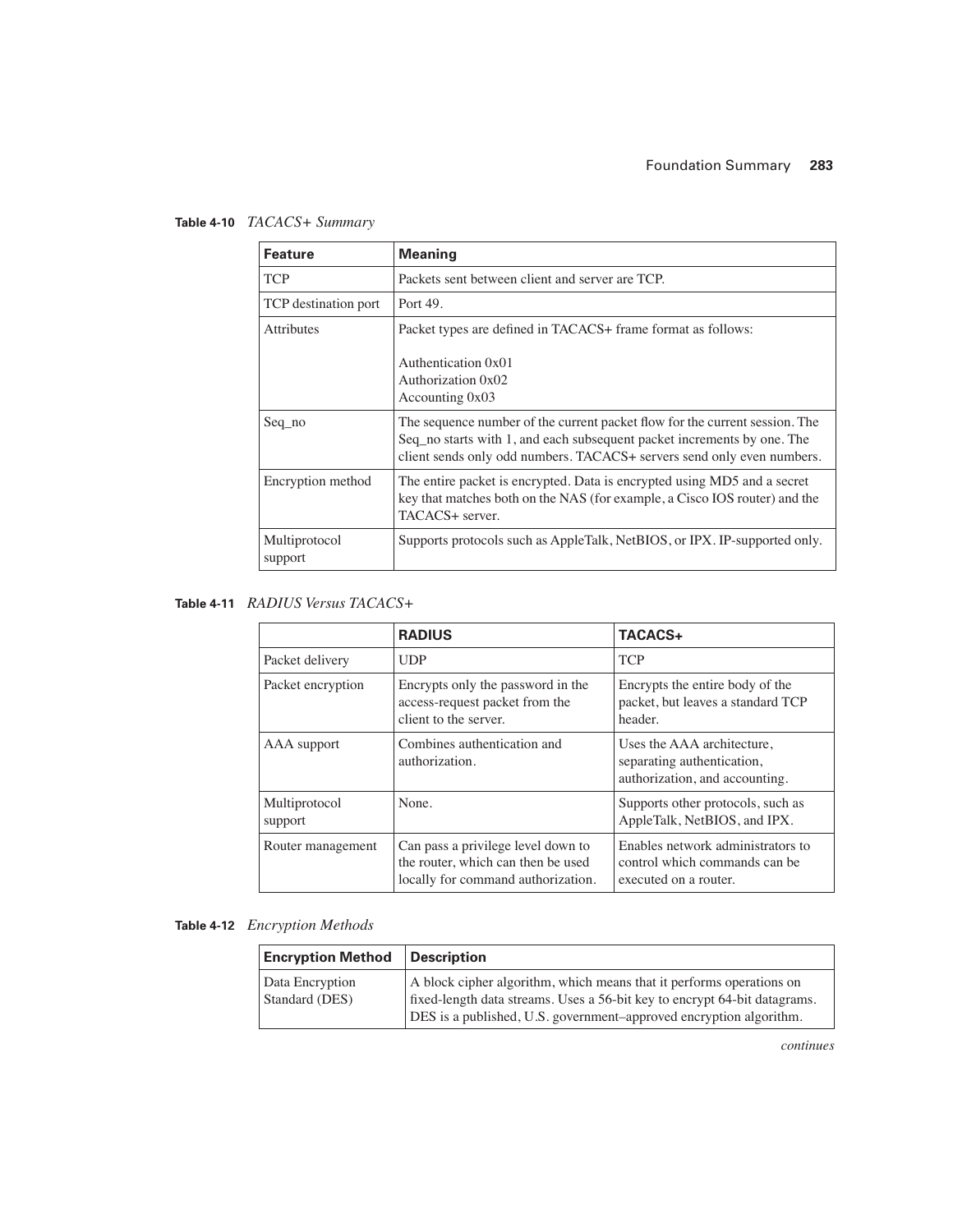**Table 4-10** *TACACS+ Summary*

| Feature | Meaning |
|---|---|
| TCP | Packets sent between client and server are TCP. |
| TCP destination port | Port 49. |
| Attributes | Packet types are defined in TACACS+ frame format as follows:<br><br>Authentication 0x01<br>Authorization 0x02<br>Accounting 0x03 |
| Seq_no | The sequence number of the current packet flow for the current session. The Seq_no starts with 1, and each subsequent packet increments by one. The client sends only odd numbers. TACACS+ servers send only even numbers. |
| Encryption method | The entire packet is encrypted. Data is encrypted using MD5 and a secret key that matches both on the NAS (for example, a Cisco IOS router) and the TACACS+ server. |
| Multiprotocol support | Supports protocols such as AppleTalk, NetBIOS, or IPX. IP-supported only. |

**Table 4-11** *RADIUS Versus TACACS+*

| | RADIUS | TACACS+ |
|---|---|---|
| Packet delivery | UDP | TCP |
| Packet encryption | Encrypts only the password in the access-request packet from the client to the server. | Encrypts the entire body of the packet, but leaves a standard TCP header. |
| AAA support | Combines authentication and authorization. | Uses the AAA architecture, separating authentication, authorization, and accounting. |
| Multiprotocol support | None. | Supports other protocols, such as AppleTalk, NetBIOS, and IPX. |
| Router management | Can pass a privilege level down to the router, which can then be used locally for command authorization. | Enables network administrators to control which commands can be executed on a router. |

**Table 4-12** *Encryption Methods*

| Encryption Method | Description |
|---|---|
| Data Encryption Standard (DES) | A block cipher algorithm, which means that it performs operations on fixed-length data streams. Uses a 56-bit key to encrypt 64-bit datagrams. DES is a published, U.S. government–approved encryption algorithm. |

*continues*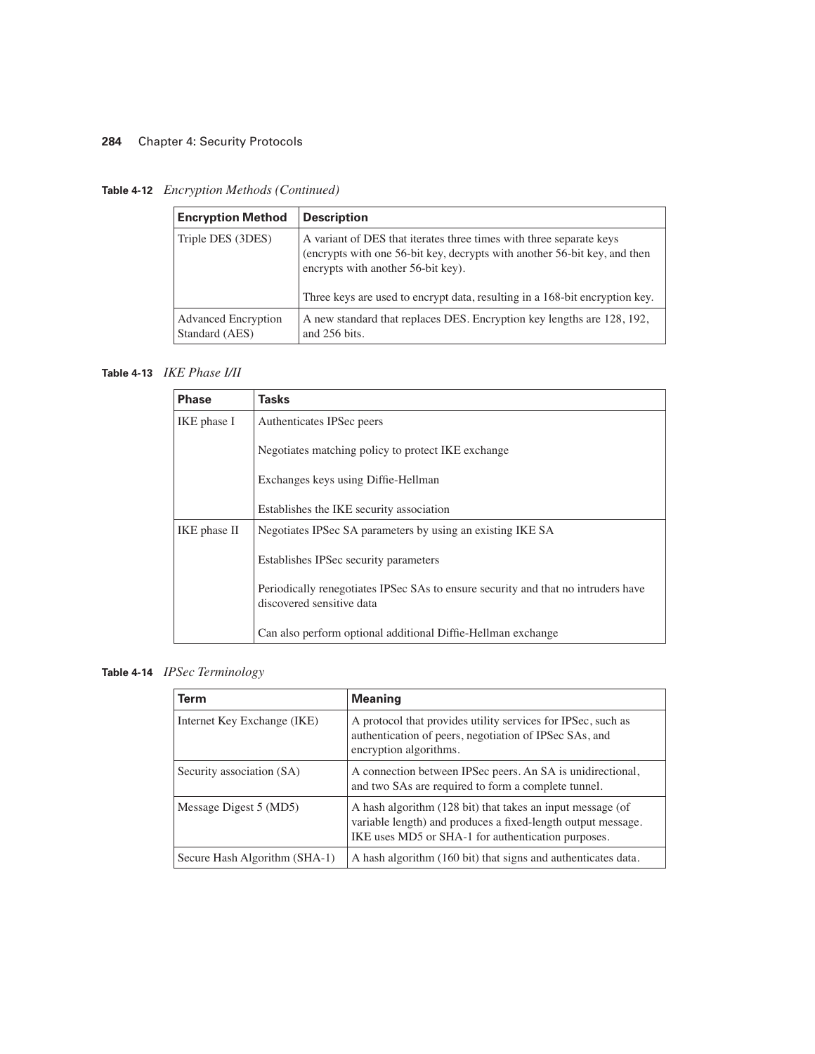**Table 4-12** *Encryption Methods (Continued)*

| Encryption Method | Description |
| --- | --- |
| Triple DES (3DES) | A variant of DES that iterates three times with three separate keys (encrypts with one 56-bit key, decrypts with another 56-bit key, and then encrypts with another 56-bit key).<br><br>Three keys are used to encrypt data, resulting in a 168-bit encryption key. |
| Advanced Encryption Standard (AES) | A new standard that replaces DES. Encryption key lengths are 128, 192, and 256 bits. |

**Table 4-13** *IKE Phase I/II*

| Phase | Tasks |
| --- | --- |
| IKE phase I | Authenticates IPSec peers<br><br>Negotiates matching policy to protect IKE exchange<br><br>Exchanges keys using Diffie-Hellman<br><br>Establishes the IKE security association |
| IKE phase II | Negotiates IPSec SA parameters by using an existing IKE SA<br><br>Establishes IPSec security parameters<br><br>Periodically renegotiates IPSec SAs to ensure security and that no intruders have discovered sensitive data<br><br>Can also perform optional additional Diffie-Hellman exchange |

**Table 4-14** *IPSec Terminology*

| Term | Meaning |
| --- | --- |
| Internet Key Exchange (IKE) | A protocol that provides utility services for IPSec, such as authentication of peers, negotiation of IPSec SAs, and encryption algorithms. |
| Security association (SA) | A connection between IPSec peers. An SA is unidirectional, and two SAs are required to form a complete tunnel. |
| Message Digest 5 (MD5) | A hash algorithm (128 bit) that takes an input message (of variable length) and produces a fixed-length output message. IKE uses MD5 or SHA-1 for authentication purposes. |
| Secure Hash Algorithm (SHA-1) | A hash algorithm (160 bit) that signs and authenticates data. |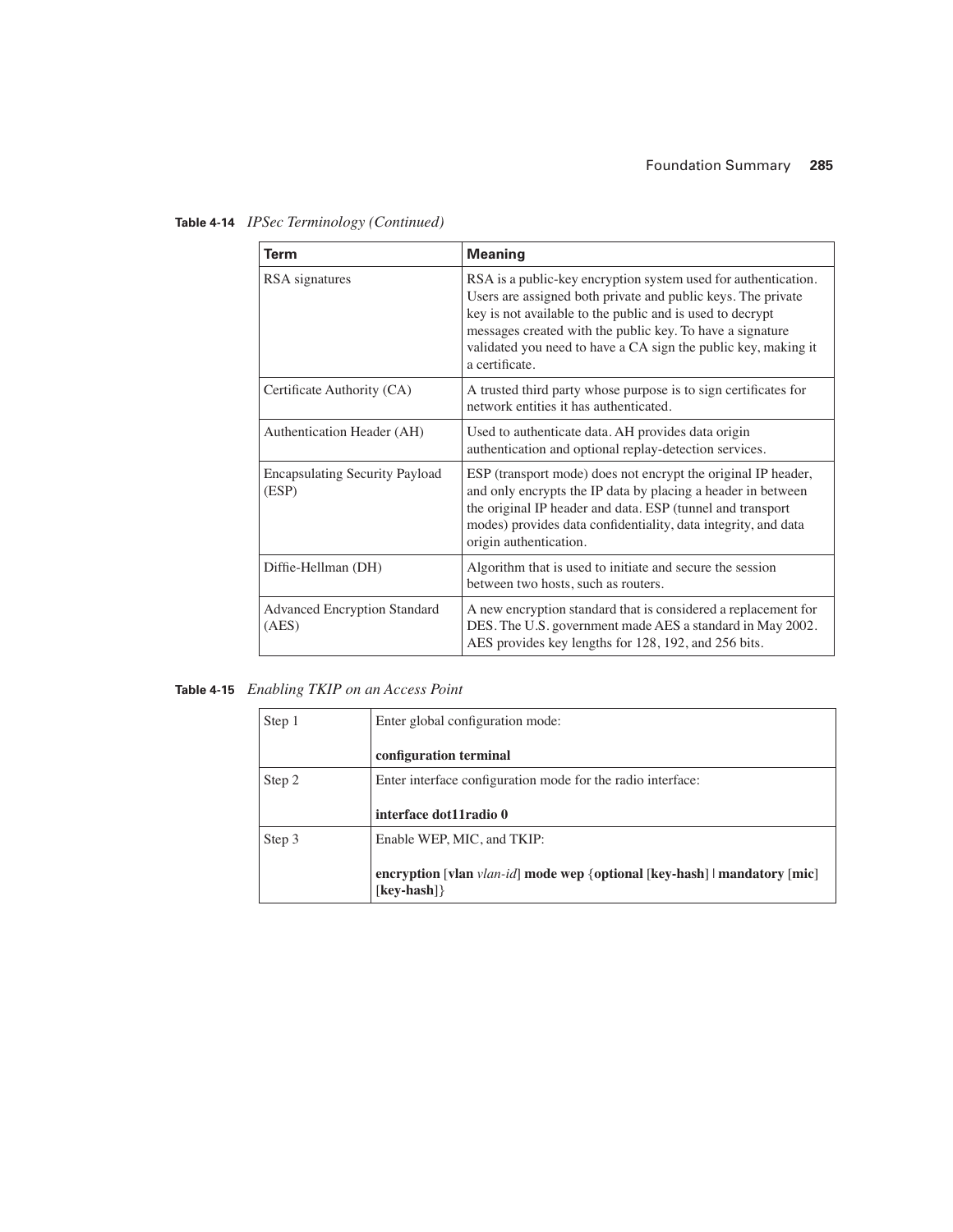**Table 4-14** *IPSec Terminology (Continued)*

| Term | Meaning |
|---|---|
| RSA signatures | RSA is a public-key encryption system used for authentication. Users are assigned both private and public keys. The private key is not available to the public and is used to decrypt messages created with the public key. To have a signature validated you need to have a CA sign the public key, making it a certificate. |
| Certificate Authority (CA) | A trusted third party whose purpose is to sign certificates for network entities it has authenticated. |
| Authentication Header (AH) | Used to authenticate data. AH provides data origin authentication and optional replay-detection services. |
| Encapsulating Security Payload (ESP) | ESP (transport mode) does not encrypt the original IP header, and only encrypts the IP data by placing a header in between the original IP header and data. ESP (tunnel and transport modes) provides data confidentiality, data integrity, and data origin authentication. |
| Diffie-Hellman (DH) | Algorithm that is used to initiate and secure the session between two hosts, such as routers. |
| Advanced Encryption Standard (AES) | A new encryption standard that is considered a replacement for DES. The U.S. government made AES a standard in May 2002. AES provides key lengths for 128, 192, and 256 bits. |

**Table 4-15** *Enabling TKIP on an Access Point*

| | |
|---|---|
| Step 1 | Enter global configuration mode:<br><br>**configuration terminal** |
| Step 2 | Enter interface configuration mode for the radio interface:<br><br>**interface dot11radio 0** |
| Step 3 | Enable WEP, MIC, and TKIP:<br><br>**encryption** [**vlan** *vlan-id*] **mode wep** {**optional** [**key-hash**] \| **mandatory** [**mic**] [**key-hash**]} |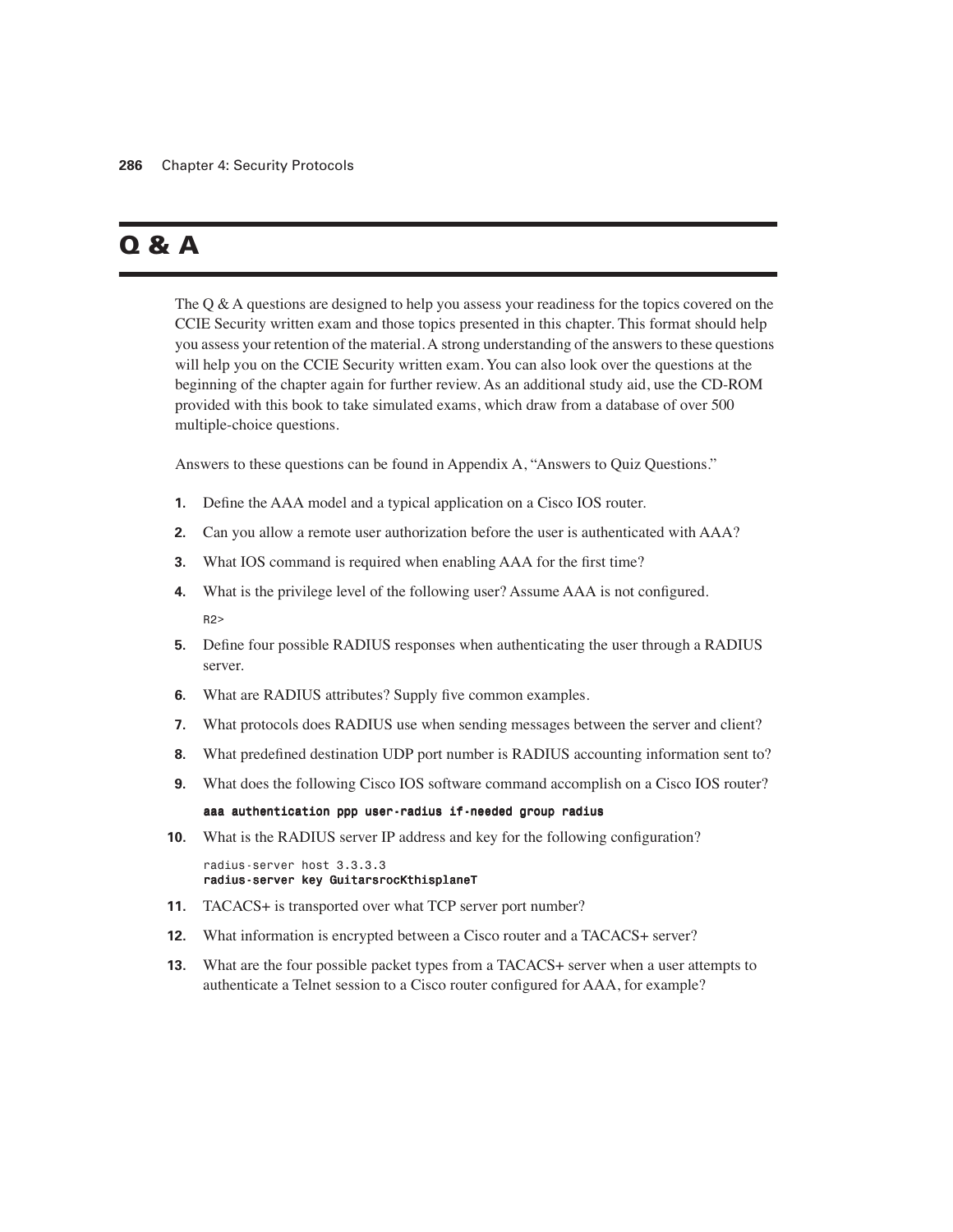# Q & A

The Q & A questions are designed to help you assess your readiness for the topics covered on the CCIE Security written exam and those topics presented in this chapter. This format should help you assess your retention of the material. A strong understanding of the answers to these questions will help you on the CCIE Security written exam. You can also look over the questions at the beginning of the chapter again for further review. As an additional study aid, use the CD-ROM provided with this book to take simulated exams, which draw from a database of over 500 multiple-choice questions.

Answers to these questions can be found in Appendix A, "Answers to Quiz Questions."

1. Define the AAA model and a typical application on a Cisco IOS router.
2. Can you allow a remote user authorization before the user is authenticated with AAA?
3. What IOS command is required when enabling AAA for the first time?
4. What is the privilege level of the following user? Assume AAA is not configured.

   ```
   R2>
   ```

5. Define four possible RADIUS responses when authenticating the user through a RADIUS server.
6. What are RADIUS attributes? Supply five common examples.
7. What protocols does RADIUS use when sending messages between the server and client?
8. What predefined destination UDP port number is RADIUS accounting information sent to?
9. What does the following Cisco IOS software command accomplish on a Cisco IOS router?

   ```
   aaa authentication ppp user-radius if-needed group radius
   ```

10. What is the RADIUS server IP address and key for the following configuration?

    ```
    radius-server host 3.3.3.3
    radius-server key GuitarsrocKthisplaneT
    ```

11. TACACS+ is transported over what TCP server port number?
12. What information is encrypted between a Cisco router and a TACACS+ server?
13. What are the four possible packet types from a TACACS+ server when a user attempts to authenticate a Telnet session to a Cisco router configured for AAA, for example?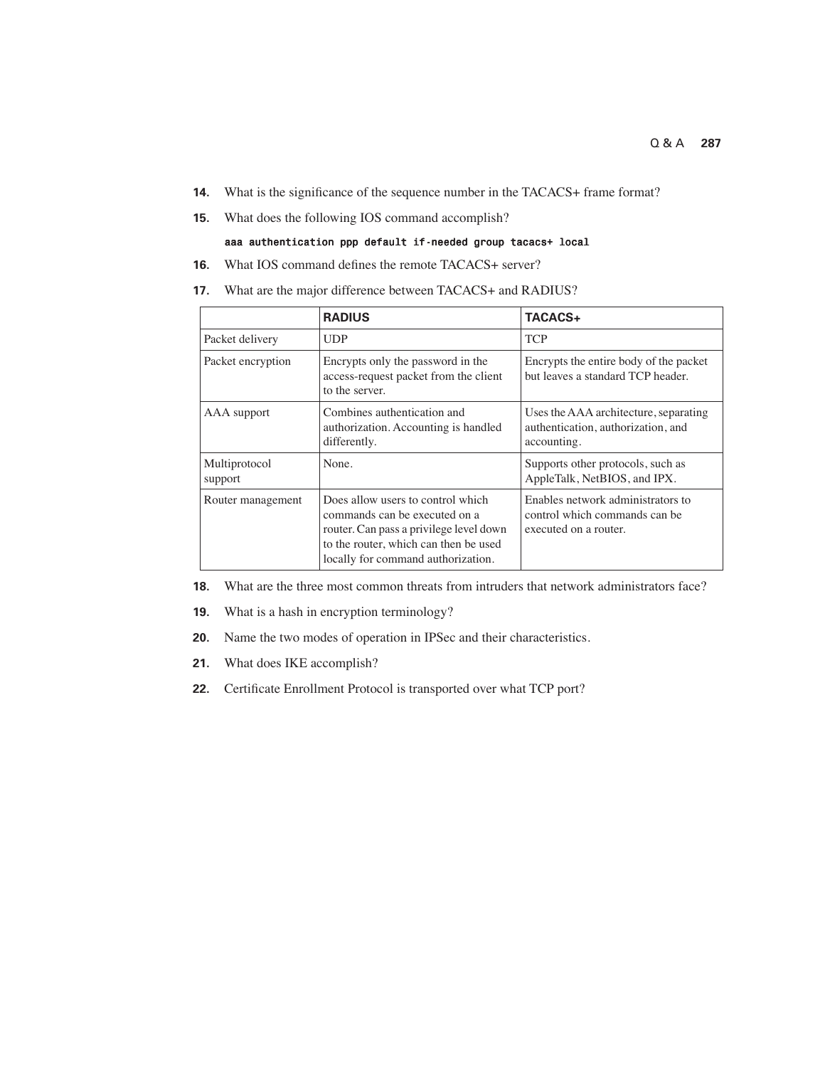14. What is the significance of the sequence number in the TACACS+ frame format?

15. What does the following IOS command accomplish?

```
aaa authentication ppp default if-needed group tacacs+ local
```

16. What IOS command defines the remote TACACS+ server?

17. What are the major difference between TACACS+ and RADIUS?

| | **RADIUS** | **TACACS+** |
|---|---|---|
| Packet delivery | UDP | TCP |
| Packet encryption | Encrypts only the password in the access-request packet from the client to the server. | Encrypts the entire body of the packet but leaves a standard TCP header. |
| AAA support | Combines authentication and authorization. Accounting is handled differently. | Uses the AAA architecture, separating authentication, authorization, and accounting. |
| Multiprotocol support | None. | Supports other protocols, such as AppleTalk, NetBIOS, and IPX. |
| Router management | Does allow users to control which commands can be executed on a router. Can pass a privilege level down to the router, which can then be used locally for command authorization. | Enables network administrators to control which commands can be executed on a router. |

18. What are the three most common threats from intruders that network administrators face?

19. What is a hash in encryption terminology?

20. Name the two modes of operation in IPSec and their characteristics.

21. What does IKE accomplish?

22. Certificate Enrollment Protocol is transported over what TCP port?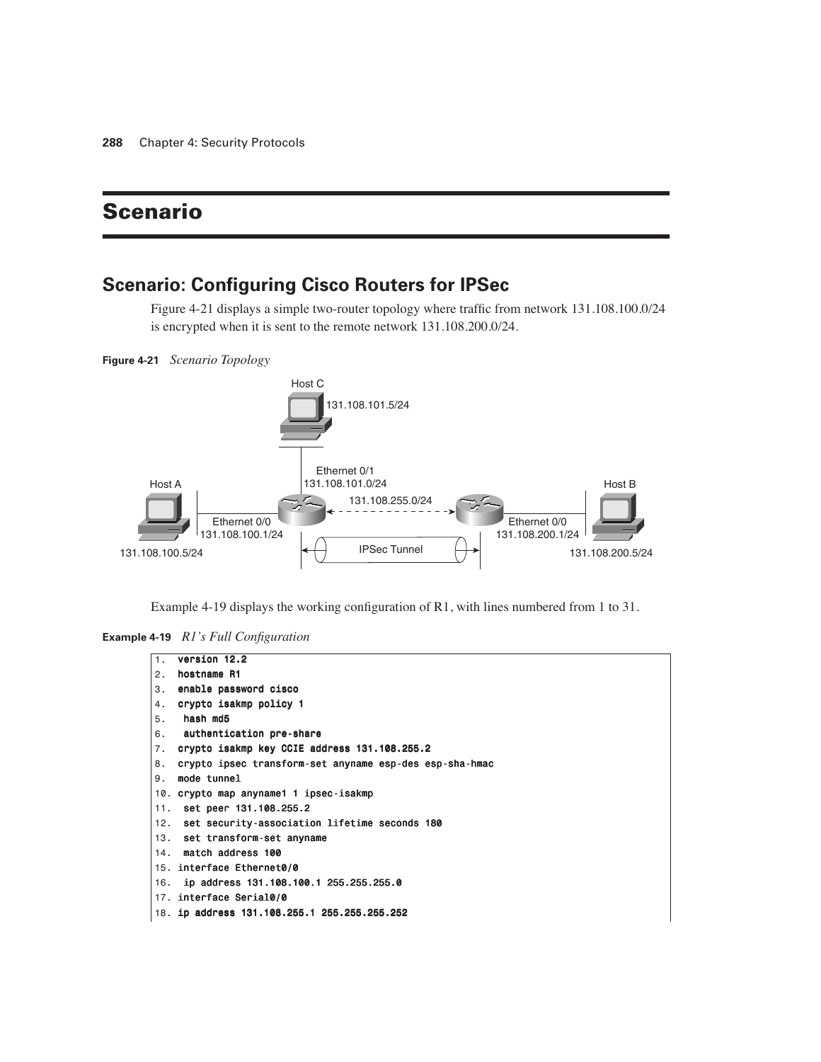# Scenario

## Scenario: Configuring Cisco Routers for IPSec

Figure 4-21 displays a simple two-router topology where traffic from network 131.108.100.0/24 is encrypted when it is sent to the remote network 131.108.200.0/24.

**Figure 4-21** *Scenario Topology*

Example 4-19 displays the working configuration of R1, with lines numbered from 1 to 31.

**Example 4-19** *R1's Full Configuration*

```
1.  version 12.2
2.  hostname R1
3.  enable password cisco
4.  crypto isakmp policy 1
5.   hash md5
6.   authentication pre-share
7.  crypto isakmp key CCIE address 131.108.255.2
8.  crypto ipsec transform-set anyname esp-des esp-sha-hmac
9.  mode tunnel
10. crypto map anyname1 1 ipsec-isakmp
11.  set peer 131.108.255.2
12.  set security-association lifetime seconds 180
13.  set transform-set anyname
14.  match address 100
15. interface Ethernet0/0
16.  ip address 131.108.100.1 255.255.255.0
17. interface Serial0/0
18. ip address 131.108.255.1 255.255.255.252
```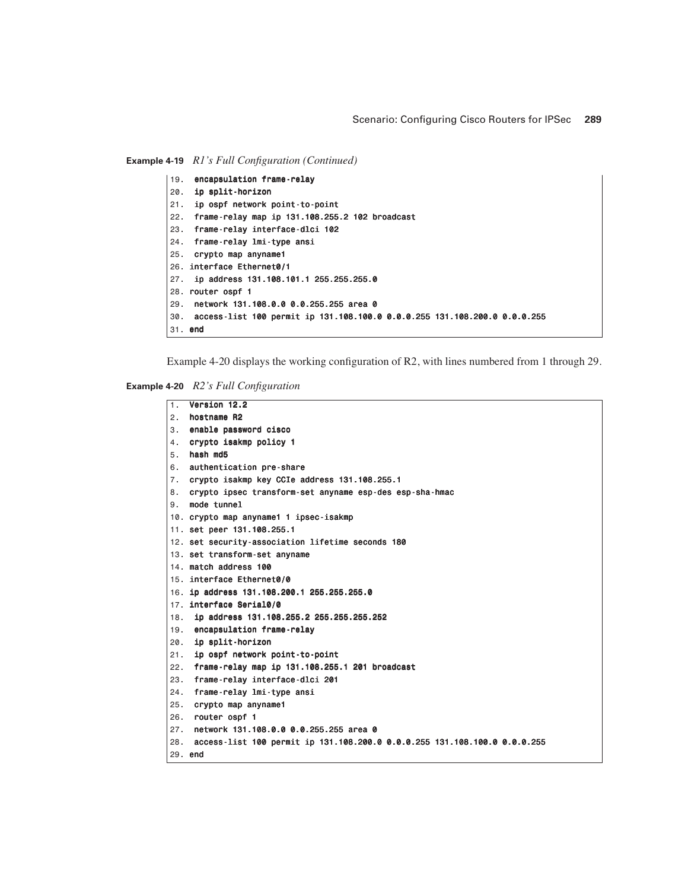**Example 4-19** *R1's Full Configuration (Continued)*

```
19.  encapsulation frame-relay
20.  ip split-horizon
21.  ip ospf network point-to-point
22.  frame-relay map ip 131.108.255.2 102 broadcast
23.  frame-relay interface-dlci 102
24.  frame-relay lmi-type ansi
25.  crypto map anyname1
26. interface Ethernet0/1
27.  ip address 131.108.101.1 255.255.255.0
28. router ospf 1
29.  network 131.108.0.0 0.0.255.255 area 0
30.  access-list 100 permit ip 131.108.100.0 0.0.0.255 131.108.200.0 0.0.0.255
31. end
```

Example 4-20 displays the working configuration of R2, with lines numbered from 1 through 29.

**Example 4-20** *R2's Full Configuration*

```
1.  Version 12.2
2.  hostname R2
3.  enable password cisco
4.  crypto isakmp policy 1
5.  hash md5
6.  authentication pre-share
7.  crypto isakmp key CCIe address 131.108.255.1
8.  crypto ipsec transform-set anyname esp-des esp-sha-hmac
9.  mode tunnel
10. crypto map anyname1 1 ipsec-isakmp
11. set peer 131.108.255.1
12. set security-association lifetime seconds 180
13. set transform-set anyname
14. match address 100
15. interface Ethernet0/0
16. ip address 131.108.200.1 255.255.255.0
17. interface Serial0/0
18.  ip address 131.108.255.2 255.255.255.252
19.  encapsulation frame-relay
20.  ip split-horizon
21.  ip ospf network point-to-point
22.  frame-relay map ip 131.108.255.1 201 broadcast
23.  frame-relay interface-dlci 201
24.  frame-relay lmi-type ansi
25.  crypto map anyname1
26.  router ospf 1
27.  network 131.108.0.0 0.0.255.255 area 0
28.  access-list 100 permit ip 131.108.200.0 0.0.0.255 131.108.100.0 0.0.0.255
29. end
```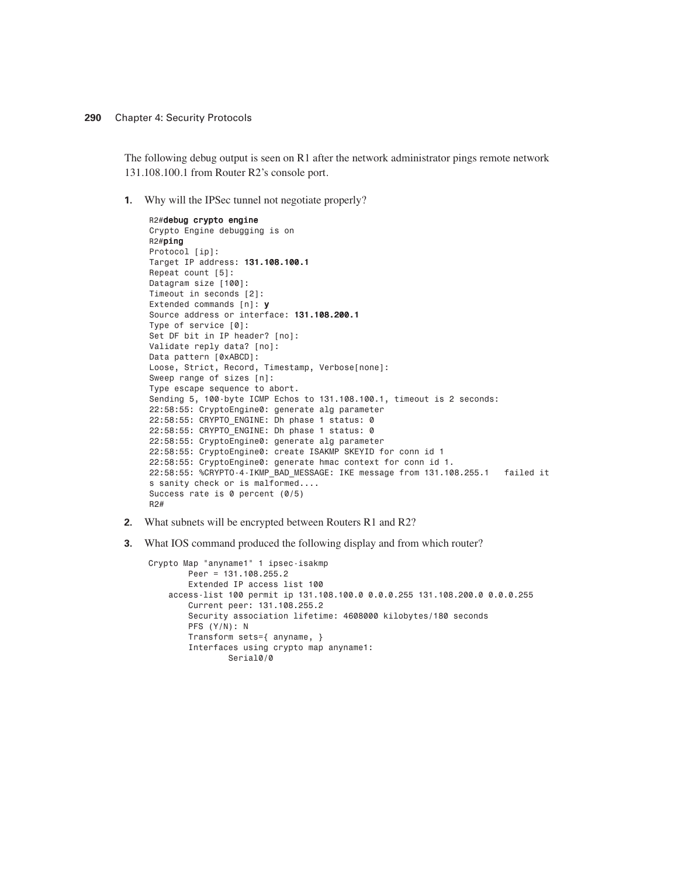The following debug output is seen on R1 after the network administrator pings remote network 131.108.100.1 from Router R2's console port.

1. Why will the IPSec tunnel not negotiate properly?

```
R2#debug crypto engine
Crypto Engine debugging is on
R2#ping
Protocol [ip]:
Target IP address: 131.108.100.1
Repeat count [5]:
Datagram size [100]:
Timeout in seconds [2]:
Extended commands [n]: y
Source address or interface: 131.108.200.1
Type of service [0]:
Set DF bit in IP header? [no]:
Validate reply data? [no]:
Data pattern [0xABCD]:
Loose, Strict, Record, Timestamp, Verbose[none]:
Sweep range of sizes [n]:
Type escape sequence to abort.
Sending 5, 100-byte ICMP Echos to 131.108.100.1, timeout is 2 seconds:
22:58:55: CryptoEngine0: generate alg parameter
22:58:55: CRYPTO_ENGINE: Dh phase 1 status: 0
22:58:55: CRYPTO_ENGINE: Dh phase 1 status: 0
22:58:55: CryptoEngine0: generate alg parameter
22:58:55: CryptoEngine0: create ISAKMP SKEYID for conn id 1
22:58:55: CryptoEngine0: generate hmac context for conn id 1.
22:58:55: %CRYPTO-4-IKMP_BAD_MESSAGE: IKE message from 131.108.255.1   failed it
s sanity check or is malformed....
Success rate is 0 percent (0/5)
R2#
```

2. What subnets will be encrypted between Routers R1 and R2?

3. What IOS command produced the following display and from which router?

```
Crypto Map "anyname1" 1 ipsec-isakmp
        Peer = 131.108.255.2
        Extended IP access list 100
    access-list 100 permit ip 131.108.100.0 0.0.0.255 131.108.200.0 0.0.0.255
        Current peer: 131.108.255.2
        Security association lifetime: 4608000 kilobytes/180 seconds
        PFS (Y/N): N
        Transform sets={ anyname, }
        Interfaces using crypto map anyname1:
                Serial0/0
```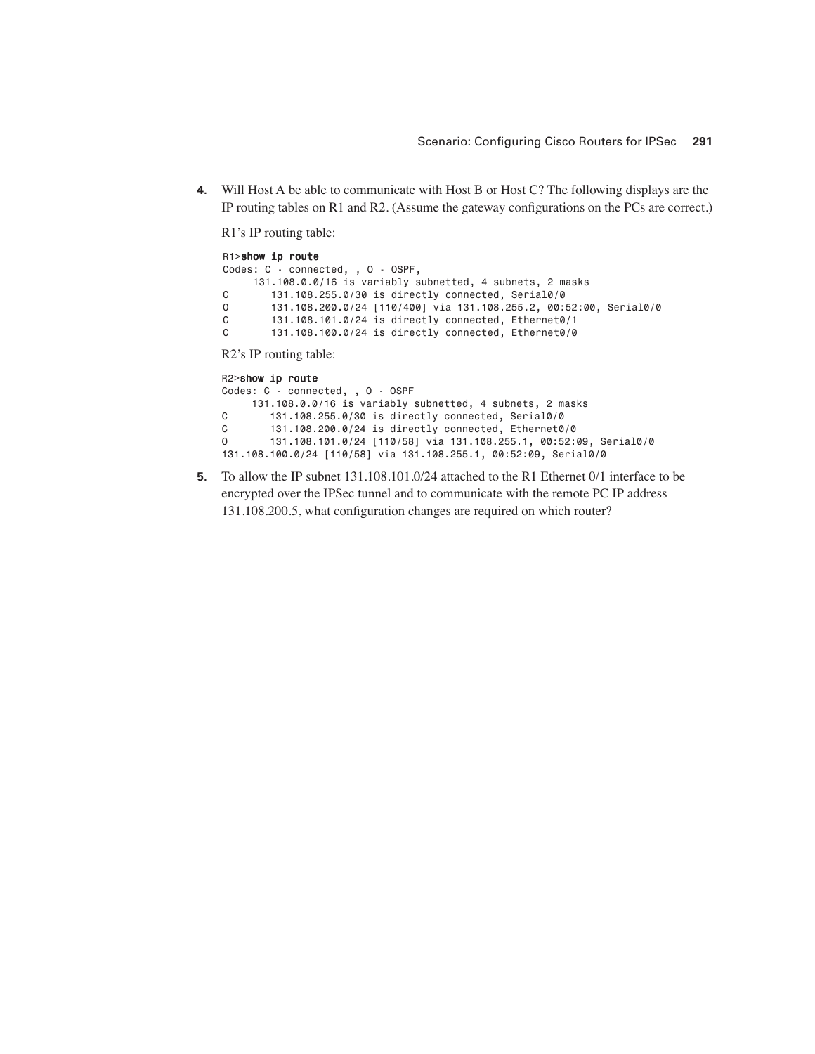4. Will Host A be able to communicate with Host B or Host C? The following displays are the IP routing tables on R1 and R2. (Assume the gateway configurations on the PCs are correct.)

   R1's IP routing table:

```
R1>show ip route
Codes: C - connected, , O - OSPF,
     131.108.0.0/16 is variably subnetted, 4 subnets, 2 masks
C       131.108.255.0/30 is directly connected, Serial0/0
O       131.108.200.0/24 [110/400] via 131.108.255.2, 00:52:00, Serial0/0
C       131.108.101.0/24 is directly connected, Ethernet0/1
C       131.108.100.0/24 is directly connected, Ethernet0/0
```

   R2's IP routing table:

```
R2>show ip route
Codes: C - connected, , O - OSPF
     131.108.0.0/16 is variably subnetted, 4 subnets, 2 masks
C       131.108.255.0/30 is directly connected, Serial0/0
C       131.108.200.0/24 is directly connected, Ethernet0/0
O       131.108.101.0/24 [110/58] via 131.108.255.1, 00:52:09, Serial0/0
131.108.100.0/24 [110/58] via 131.108.255.1, 00:52:09, Serial0/0
```

5. To allow the IP subnet 131.108.101.0/24 attached to the R1 Ethernet 0/1 interface to be encrypted over the IPSec tunnel and to communicate with the remote PC IP address 131.108.200.5, what configuration changes are required on which router?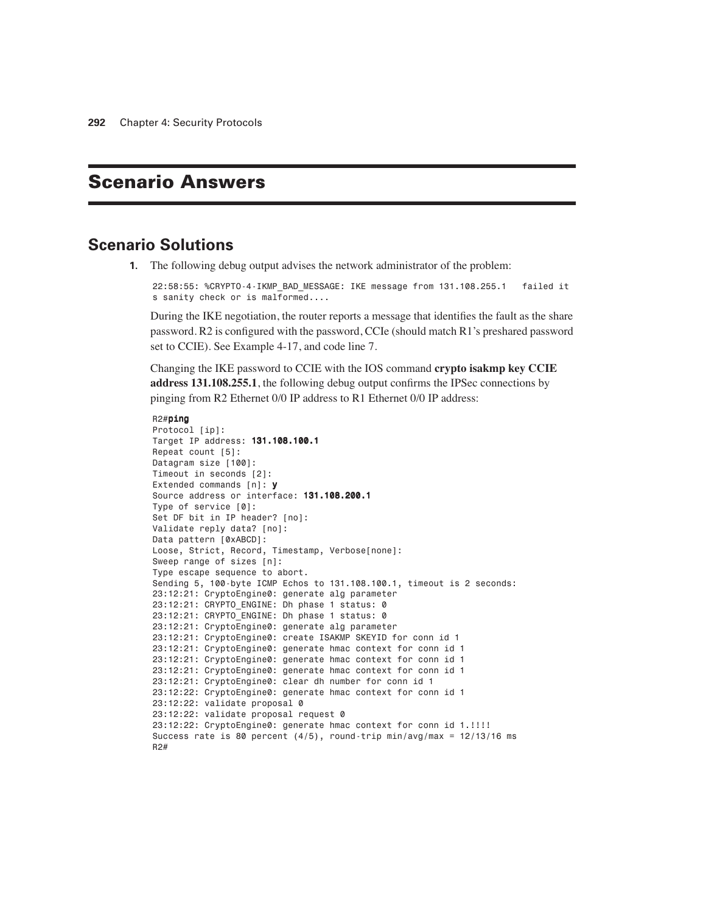# Scenario Answers

## Scenario Solutions

1. The following debug output advises the network administrator of the problem:

```
22:58:55: %CRYPTO-4-IKMP_BAD_MESSAGE: IKE message from 131.108.255.1   failed it
s sanity check or is malformed....
```

During the IKE negotiation, the router reports a message that identifies the fault as the share password. R2 is configured with the password, CCIe (should match R1's preshared password set to CCIE). See Example 4-17, and code line 7.

Changing the IKE password to CCIE with the IOS command **crypto isakmp key CCIE address 131.108.255.1**, the following debug output confirms the IPSec connections by pinging from R2 Ethernet 0/0 IP address to R1 Ethernet 0/0 IP address:

```
R2#ping
Protocol [ip]:
Target IP address: 131.108.100.1
Repeat count [5]:
Datagram size [100]:
Timeout in seconds [2]:
Extended commands [n]: y
Source address or interface: 131.108.200.1
Type of service [0]:
Set DF bit in IP header? [no]:
Validate reply data? [no]:
Data pattern [0xABCD]:
Loose, Strict, Record, Timestamp, Verbose[none]:
Sweep range of sizes [n]:
Type escape sequence to abort.
Sending 5, 100-byte ICMP Echos to 131.108.100.1, timeout is 2 seconds:
23:12:21: CryptoEngine0: generate alg parameter
23:12:21: CRYPTO_ENGINE: Dh phase 1 status: 0
23:12:21: CRYPTO_ENGINE: Dh phase 1 status: 0
23:12:21: CryptoEngine0: generate alg parameter
23:12:21: CryptoEngine0: create ISAKMP SKEYID for conn id 1
23:12:21: CryptoEngine0: generate hmac context for conn id 1
23:12:21: CryptoEngine0: generate hmac context for conn id 1
23:12:21: CryptoEngine0: generate hmac context for conn id 1
23:12:21: CryptoEngine0: clear dh number for conn id 1
23:12:22: CryptoEngine0: generate hmac context for conn id 1
23:12:22: validate proposal 0
23:12:22: validate proposal request 0
23:12:22: CryptoEngine0: generate hmac context for conn id 1.!!!!
Success rate is 80 percent (4/5), round-trip min/avg/max = 12/13/16 ms
R2#
```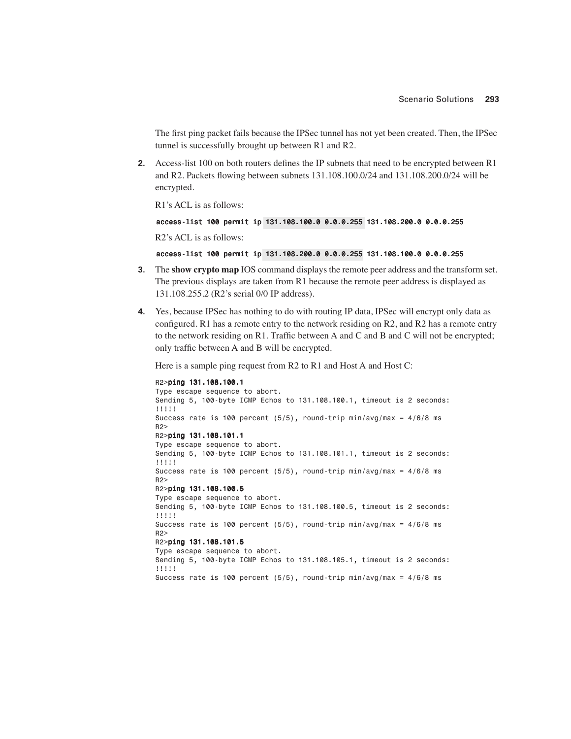The first ping packet fails because the IPSec tunnel has not yet been created. Then, the IPSec tunnel is successfully brought up between R1 and R2.

2. Access-list 100 on both routers defines the IP subnets that need to be encrypted between R1 and R2. Packets flowing between subnets 131.108.100.0/24 and 131.108.200.0/24 will be encrypted.

   R1's ACL is as follows:

   ```
   access-list 100 permit ip 131.108.100.0 0.0.0.255 131.108.200.0 0.0.0.255
   ```

   R2's ACL is as follows:

   ```
   access-list 100 permit ip 131.108.200.0 0.0.0.255 131.108.100.0 0.0.0.255
   ```

3. The **show crypto map** IOS command displays the remote peer address and the transform set. The previous displays are taken from R1 because the remote peer address is displayed as 131.108.255.2 (R2's serial 0/0 IP address).

4. Yes, because IPSec has nothing to do with routing IP data, IPSec will encrypt only data as configured. R1 has a remote entry to the network residing on R2, and R2 has a remote entry to the network residing on R1. Traffic between A and C and B and C will not be encrypted; only traffic between A and B will be encrypted.

   Here is a sample ping request from R2 to R1 and Host A and Host C:

   ```
   R2>ping 131.108.100.1
   Type escape sequence to abort.
   Sending 5, 100-byte ICMP Echos to 131.108.100.1, timeout is 2 seconds:
   !!!!!
   Success rate is 100 percent (5/5), round-trip min/avg/max = 4/6/8 ms
   R2>
   R2>ping 131.108.101.1
   Type escape sequence to abort.
   Sending 5, 100-byte ICMP Echos to 131.108.101.1, timeout is 2 seconds:
   !!!!!
   Success rate is 100 percent (5/5), round-trip min/avg/max = 4/6/8 ms
   R2>
   R2>ping 131.108.100.5
   Type escape sequence to abort.
   Sending 5, 100-byte ICMP Echos to 131.108.100.5, timeout is 2 seconds:
   !!!!!
   Success rate is 100 percent (5/5), round-trip min/avg/max = 4/6/8 ms
   R2>
   R2>ping 131.108.101.5
   Type escape sequence to abort.
   Sending 5, 100-byte ICMP Echos to 131.108.105.1, timeout is 2 seconds:
   !!!!!
   Success rate is 100 percent (5/5), round-trip min/avg/max = 4/6/8 ms
   ```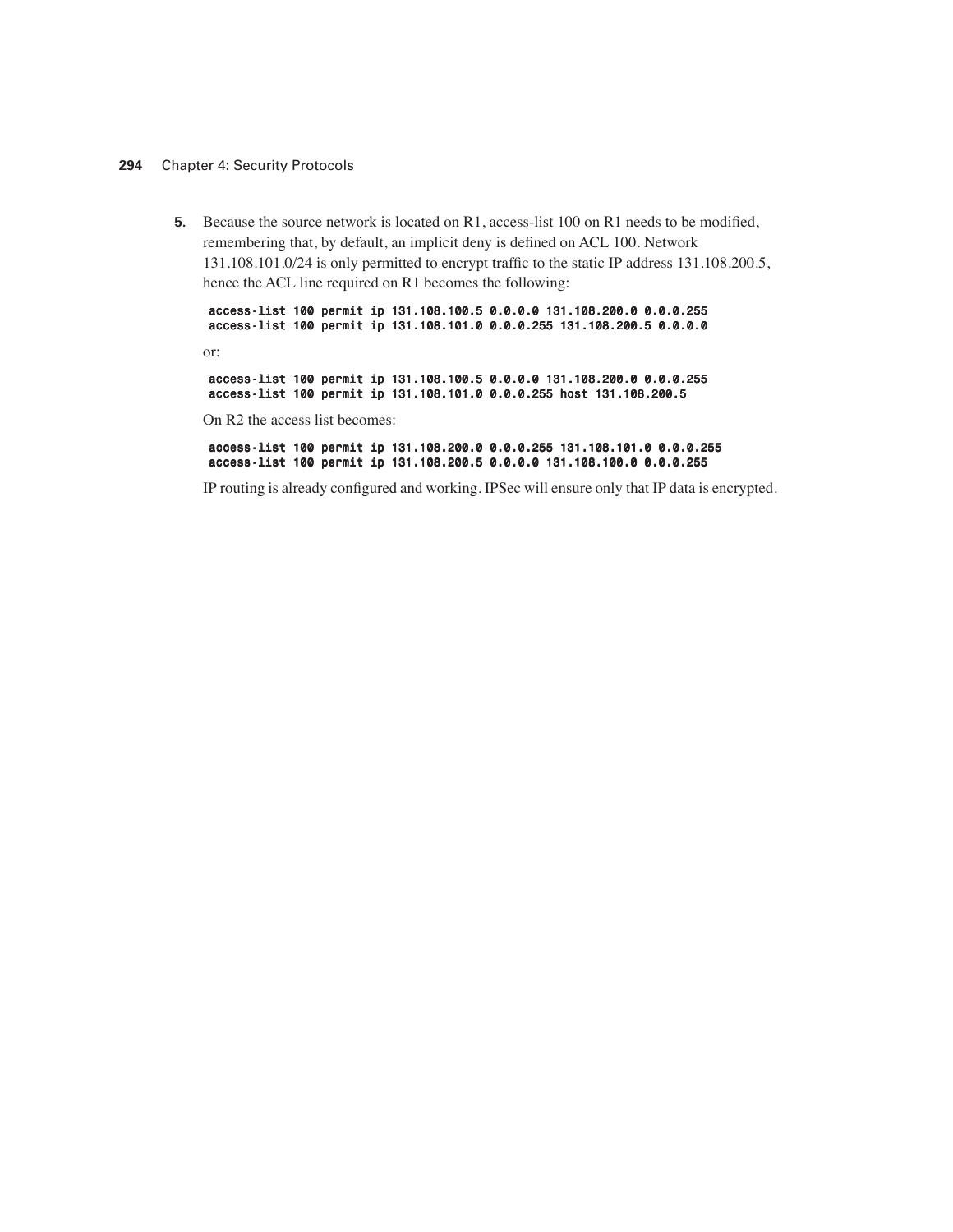5. Because the source network is located on R1, access-list 100 on R1 needs to be modified, remembering that, by default, an implicit deny is defined on ACL 100. Network 131.108.101.0/24 is only permitted to encrypt traffic to the static IP address 131.108.200.5, hence the ACL line required on R1 becomes the following:

   ```
   access-list 100 permit ip 131.108.100.5 0.0.0.0 131.108.200.0 0.0.0.255
   access-list 100 permit ip 131.108.101.0 0.0.0.255 131.108.200.5 0.0.0.0
   ```

   or:

   ```
   access-list 100 permit ip 131.108.100.5 0.0.0.0 131.108.200.0 0.0.0.255
   access-list 100 permit ip 131.108.101.0 0.0.0.255 host 131.108.200.5
   ```

   On R2 the access list becomes:

   ```
   access-list 100 permit ip 131.108.200.0 0.0.0.255 131.108.101.0 0.0.0.255
   access-list 100 permit ip 131.108.200.5 0.0.0.0 131.108.100.0 0.0.0.255
   ```

   IP routing is already configured and working. IPSec will ensure only that IP data is encrypted.